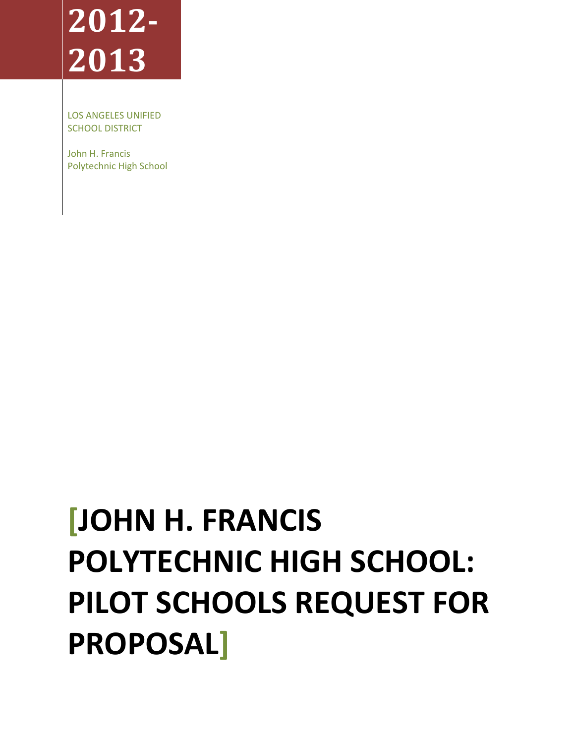# 2012-2013

LOS ANGELES UNIFIED SCHOOL DISTRICT

John H. Francis Polytechnic High School

# [JOHN H. FRANCIS POLYTECHNIC HIGH SCHOOL: PILOT SCHOOLS REQUEST FOR PROPOSAL]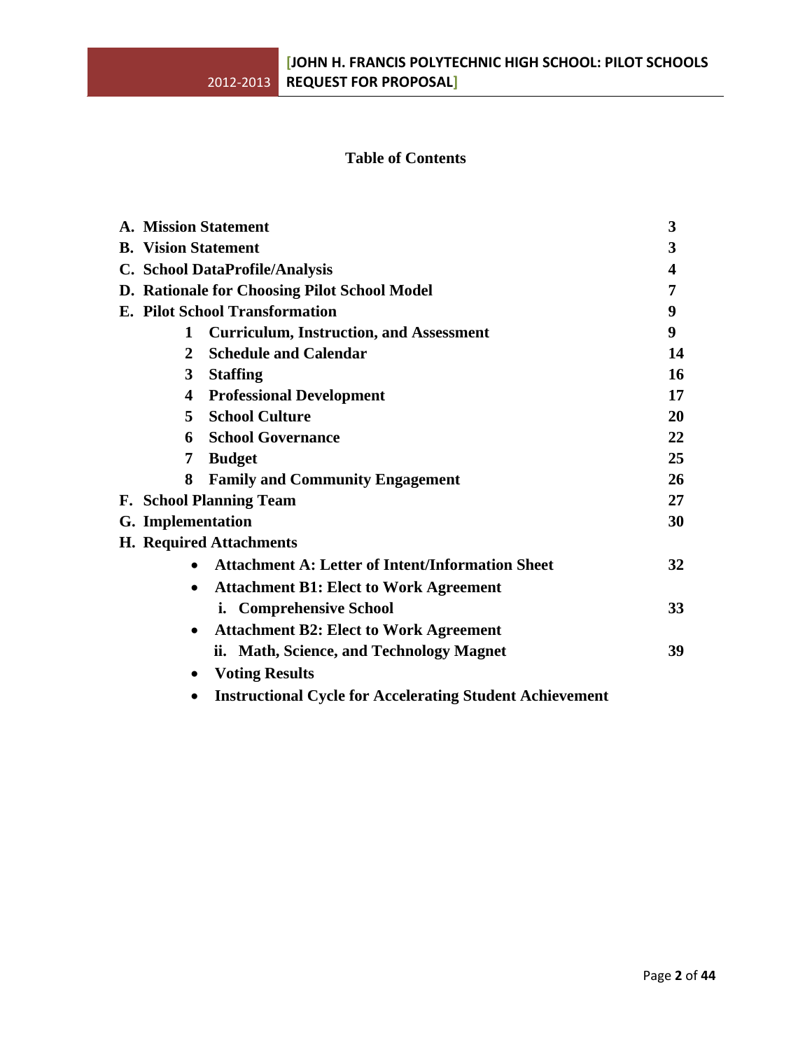## Table of Contents

| | |
|---|---|
| **A. Mission Statement** | **3** |
| **B. Vision Statement** | **3** |
| **C. School DataProfile/Analysis** | **4** |
| **D. Rationale for Choosing Pilot School Model** | **7** |
| **E. Pilot School Transformation** | **9** |
| **1 Curriculum, Instruction, and Assessment** | **9** |
| **2 Schedule and Calendar** | **14** |
| **3 Staffing** | **16** |
| **4 Professional Development** | **17** |
| **5 School Culture** | **20** |
| **6 School Governance** | **22** |
| **7 Budget** | **25** |
| **8 Family and Community Engagement** | **26** |
| **F. School Planning Team** | **27** |
| **G. Implementation** | **30** |
| **H. Required Attachments** | |
| • **Attachment A: Letter of Intent/Information Sheet** | **32** |
| • **Attachment B1: Elect to Work Agreement** | |
| **i. Comprehensive School** | **33** |
| • **Attachment B2: Elect to Work Agreement** | |
| **ii. Math, Science, and Technology Magnet** | **39** |
| • **Voting Results** | |
| • **Instructional Cycle for Accelerating Student Achievement** | |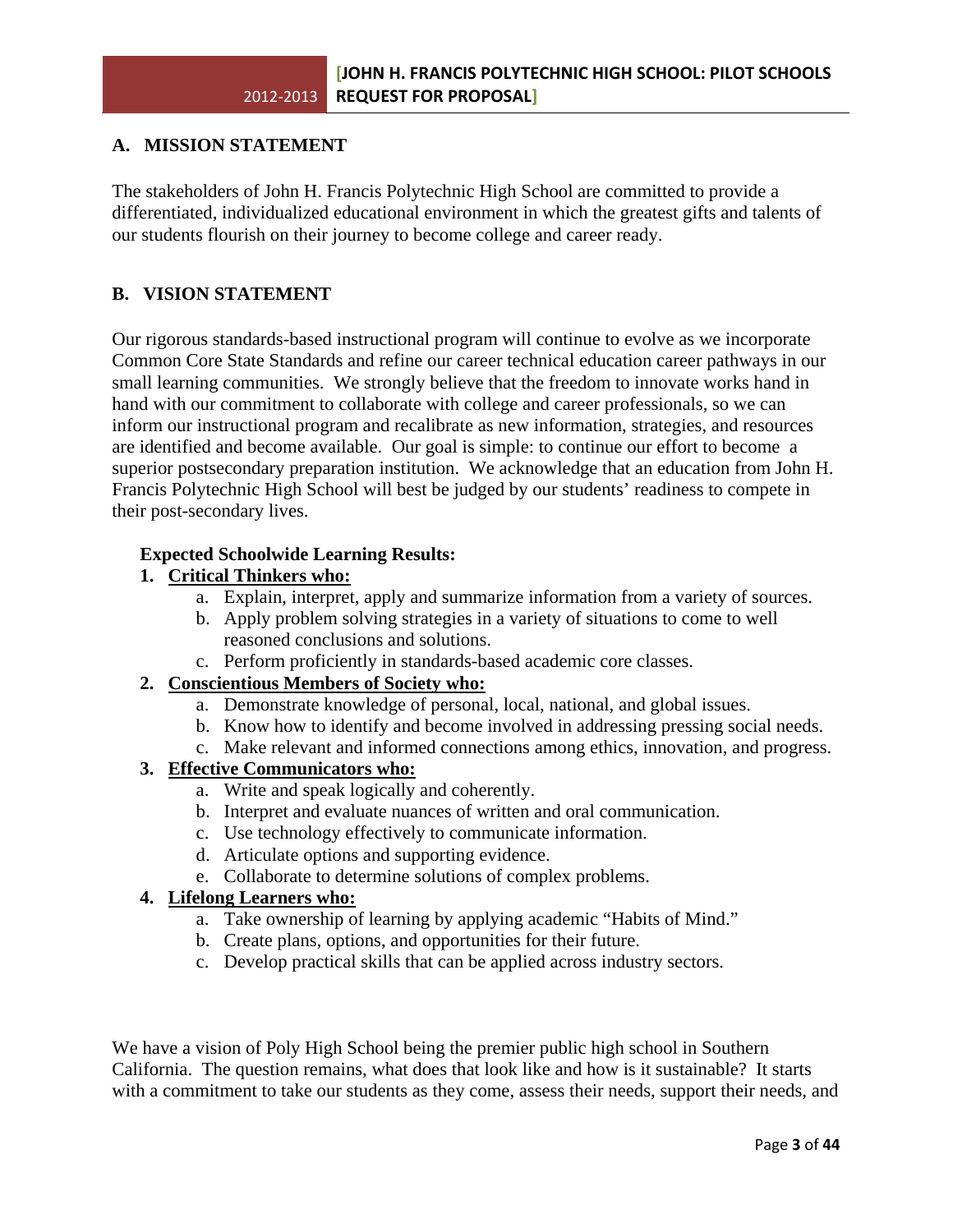## A. MISSION STATEMENT

The stakeholders of John H. Francis Polytechnic High School are committed to provide a differentiated, individualized educational environment in which the greatest gifts and talents of our students flourish on their journey to become college and career ready.

## B. VISION STATEMENT

Our rigorous standards-based instructional program will continue to evolve as we incorporate Common Core State Standards and refine our career technical education career pathways in our small learning communities. We strongly believe that the freedom to innovate works hand in hand with our commitment to collaborate with college and career professionals, so we can inform our instructional program and recalibrate as new information, strategies, and resources are identified and become available. Our goal is simple: to continue our effort to become a superior postsecondary preparation institution. We acknowledge that an education from John H. Francis Polytechnic High School will best be judged by our students' readiness to compete in their post-secondary lives.

**Expected Schoolwide Learning Results:**

1. **Critical Thinkers who:**
   a. Explain, interpret, apply and summarize information from a variety of sources.
   b. Apply problem solving strategies in a variety of situations to come to well reasoned conclusions and solutions.
   c. Perform proficiently in standards-based academic core classes.
2. **Conscientious Members of Society who:**
   a. Demonstrate knowledge of personal, local, national, and global issues.
   b. Know how to identify and become involved in addressing pressing social needs.
   c. Make relevant and informed connections among ethics, innovation, and progress.
3. **Effective Communicators who:**
   a. Write and speak logically and coherently.
   b. Interpret and evaluate nuances of written and oral communication.
   c. Use technology effectively to communicate information.
   d. Articulate options and supporting evidence.
   e. Collaborate to determine solutions of complex problems.
4. **Lifelong Learners who:**
   a. Take ownership of learning by applying academic "Habits of Mind."
   b. Create plans, options, and opportunities for their future.
   c. Develop practical skills that can be applied across industry sectors.

We have a vision of Poly High School being the premier public high school in Southern California. The question remains, what does that look like and how is it sustainable? It starts with a commitment to take our students as they come, assess their needs, support their needs, and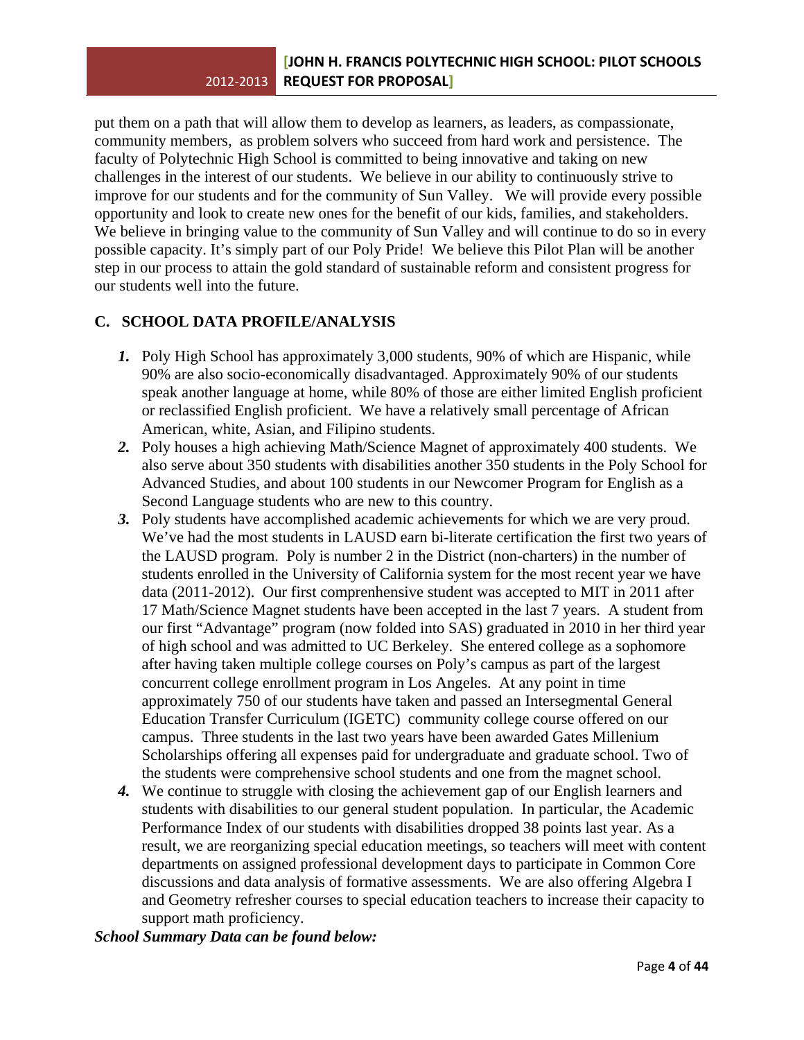put them on a path that will allow them to develop as learners, as leaders, as compassionate, community members, as problem solvers who succeed from hard work and persistence. The faculty of Polytechnic High School is committed to being innovative and taking on new challenges in the interest of our students. We believe in our ability to continuously strive to improve for our students and for the community of Sun Valley. We will provide every possible opportunity and look to create new ones for the benefit of our kids, families, and stakeholders. We believe in bringing value to the community of Sun Valley and will continue to do so in every possible capacity. It's simply part of our Poly Pride! We believe this Pilot Plan will be another step in our process to attain the gold standard of sustainable reform and consistent progress for our students well into the future.

## C. SCHOOL DATA PROFILE/ANALYSIS

1. Poly High School has approximately 3,000 students, 90% of which are Hispanic, while 90% are also socio-economically disadvantaged. Approximately 90% of our students speak another language at home, while 80% of those are either limited English proficient or reclassified English proficient. We have a relatively small percentage of African American, white, Asian, and Filipino students.
2. Poly houses a high achieving Math/Science Magnet of approximately 400 students. We also serve about 350 students with disabilities another 350 students in the Poly School for Advanced Studies, and about 100 students in our Newcomer Program for English as a Second Language students who are new to this country.
3. Poly students have accomplished academic achievements for which we are very proud. We've had the most students in LAUSD earn bi-literate certification the first two years of the LAUSD program. Poly is number 2 in the District (non-charters) in the number of students enrolled in the University of California system for the most recent year we have data (2011-2012). Our first comprenhensive student was accepted to MIT in 2011 after 17 Math/Science Magnet students have been accepted in the last 7 years. A student from our first "Advantage" program (now folded into SAS) graduated in 2010 in her third year of high school and was admitted to UC Berkeley. She entered college as a sophomore after having taken multiple college courses on Poly's campus as part of the largest concurrent college enrollment program in Los Angeles. At any point in time approximately 750 of our students have taken and passed an Intersegmental General Education Transfer Curriculum (IGETC) community college course offered on our campus. Three students in the last two years have been awarded Gates Millenium Scholarships offering all expenses paid for undergraduate and graduate school. Two of the students were comprehensive school students and one from the magnet school.
4. We continue to struggle with closing the achievement gap of our English learners and students with disabilities to our general student population. In particular, the Academic Performance Index of our students with disabilities dropped 38 points last year. As a result, we are reorganizing special education meetings, so teachers will meet with content departments on assigned professional development days to participate in Common Core discussions and data analysis of formative assessments. We are also offering Algebra I and Geometry refresher courses to special education teachers to increase their capacity to support math proficiency.

***School Summary Data can be found below:***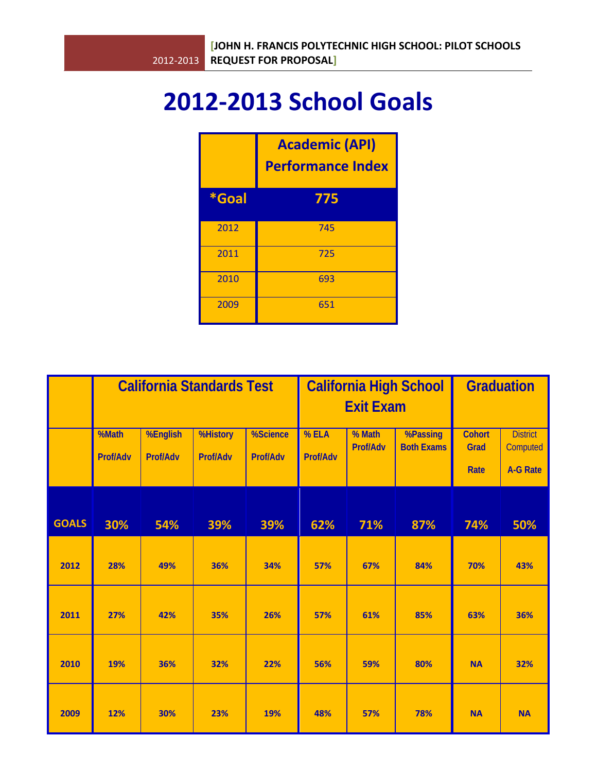# 2012-2013 School Goals

| | Academic (API) Performance Index |
|---|---|
| ***Goal** | **775** |
| 2012 | 745 |
| 2011 | 725 |
| 2010 | 693 |
| 2009 | 651 |

| | California Standards Test | | | | California High School Exit Exam | | | Graduation | |
|---|---|---|---|---|---|---|---|---|---|
| | %Math Prof/Adv | %English Prof/Adv | %History Prof/Adv | %Science Prof/Adv | % ELA Prof/Adv | % Math Prof/Adv | %Passing Both Exams | Cohort Grad Rate | District Computed A-G Rate |
| **GOALS** | **30%** | **54%** | **39%** | **39%** | **62%** | **71%** | **87%** | **74%** | **50%** |
| **2012** | **28%** | **49%** | **36%** | **34%** | **57%** | **67%** | **84%** | **70%** | **43%** |
| **2011** | **27%** | **42%** | **35%** | **26%** | **57%** | **61%** | **85%** | **63%** | **36%** |
| **2010** | **19%** | **36%** | **32%** | **22%** | **56%** | **59%** | **80%** | **NA** | **32%** |
| **2009** | **12%** | **30%** | **23%** | **19%** | **48%** | **57%** | **78%** | **NA** | **NA** |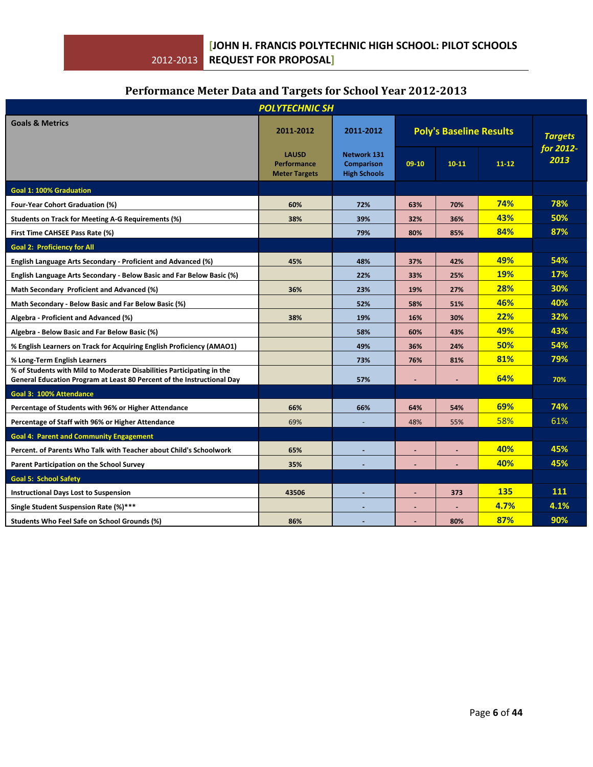## Performance Meter Data and Targets for School Year 2012-2013

| POLYTECHNIC SH | | | | | | |
|---|---|---|---|---|---|---|
| **Goals & Metrics** | **2011-2012** LAUSD Performance Meter Targets | **2011-2012** Network 131 Comparison High Schools | **Poly's Baseline Results** | | | ***Targets for 2012-2013*** |
| | | | **09-10** | **10-11** | **11-12** | |
| **Goal 1: 100% Graduation** | | | | | | |
| Four-Year Cohort Graduation (%) | 60% | 72% | 63% | 70% | 74% | 78% |
| Students on Track for Meeting A-G Requirements (%) | 38% | 39% | 32% | 36% | 43% | 50% |
| First Time CAHSEE Pass Rate (%) | | 79% | 80% | 85% | 84% | 87% |
| **Goal 2: Proficiency for All** | | | | | | |
| English Language Arts Secondary - Proficient and Advanced (%) | 45% | 48% | 37% | 42% | 49% | 54% |
| English Language Arts Secondary - Below Basic and Far Below Basic (%) | | 22% | 33% | 25% | 19% | 17% |
| Math Secondary Proficient and Advanced (%) | 36% | 23% | 19% | 27% | 28% | 30% |
| Math Secondary - Below Basic and Far Below Basic (%) | | 52% | 58% | 51% | 46% | 40% |
| Algebra - Proficient and Advanced (%) | 38% | 19% | 16% | 30% | 22% | 32% |
| Algebra - Below Basic and Far Below Basic (%) | | 58% | 60% | 43% | 49% | 43% |
| % English Learners on Track for Acquiring English Proficiency (AMAO1) | | 49% | 36% | 24% | 50% | 54% |
| % Long-Term English Learners | | 73% | 76% | 81% | 81% | 79% |
| % of Students with Mild to Moderate Disabilities Participating in the General Education Program at Least 80 Percent of the Instructional Day | | 57% | - | - | 64% | 70% |
| **Goal 3: 100% Attendance** | | | | | | |
| Percentage of Students with 96% or Higher Attendance | 66% | 66% | 64% | 54% | 69% | 74% |
| Percentage of Staff with 96% or Higher Attendance | 69% | - | 48% | 55% | 58% | 61% |
| **Goal 4: Parent and Community Engagement** | | | | | | |
| Percent. of Parents Who Talk with Teacher about Child's Schoolwork | 65% | - | - | - | 40% | 45% |
| Parent Participation on the School Survey | 35% | - | - | - | 40% | 45% |
| **Goal 5: School Safety** | | | | | | |
| Instructional Days Lost to Suspension | 43506 | - | - | 373 | 135 | 111 |
| Single Student Suspension Rate (%)*** | | - | - | - | 4.7% | 4.1% |
| Students Who Feel Safe on School Grounds (%) | 86% | - | - | 80% | 87% | 90% |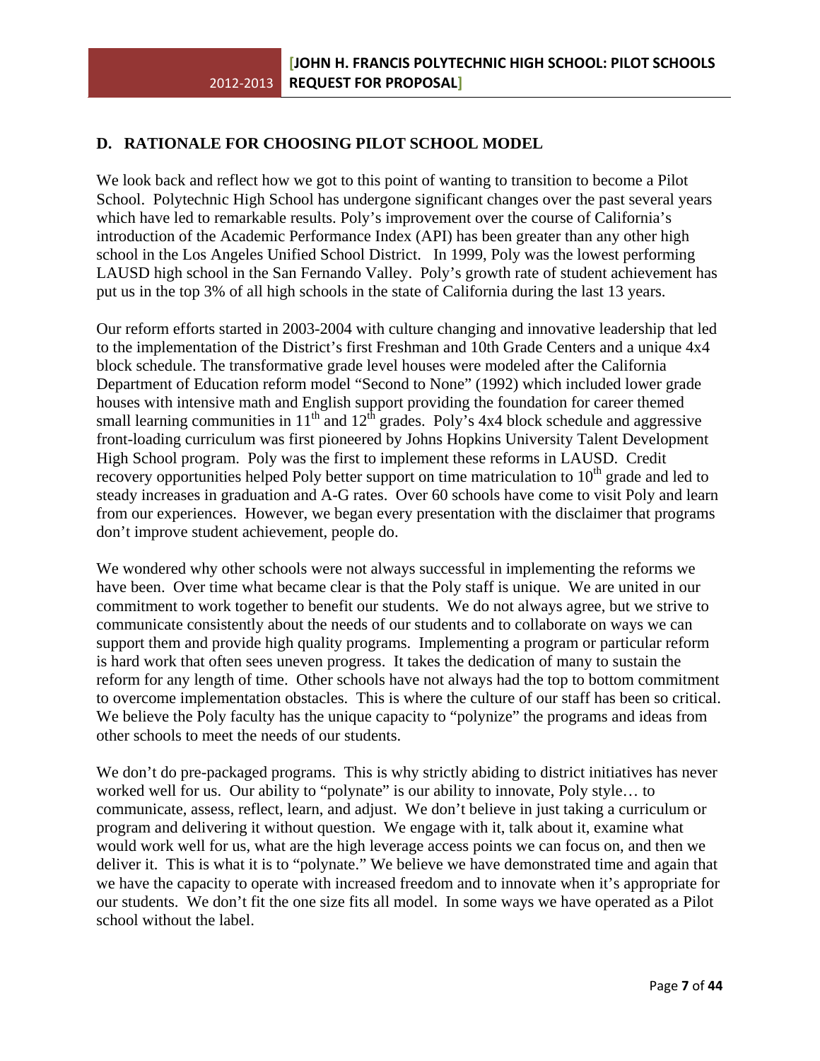## D. RATIONALE FOR CHOOSING PILOT SCHOOL MODEL

We look back and reflect how we got to this point of wanting to transition to become a Pilot School. Polytechnic High School has undergone significant changes over the past several years which have led to remarkable results. Poly's improvement over the course of California's introduction of the Academic Performance Index (API) has been greater than any other high school in the Los Angeles Unified School District. In 1999, Poly was the lowest performing LAUSD high school in the San Fernando Valley. Poly's growth rate of student achievement has put us in the top 3% of all high schools in the state of California during the last 13 years.

Our reform efforts started in 2003-2004 with culture changing and innovative leadership that led to the implementation of the District's first Freshman and 10th Grade Centers and a unique 4x4 block schedule. The transformative grade level houses were modeled after the California Department of Education reform model "Second to None" (1992) which included lower grade houses with intensive math and English support providing the foundation for career themed small learning communities in 11th and 12th grades. Poly's 4x4 block schedule and aggressive front-loading curriculum was first pioneered by Johns Hopkins University Talent Development High School program. Poly was the first to implement these reforms in LAUSD. Credit recovery opportunities helped Poly better support on time matriculation to 10th grade and led to steady increases in graduation and A-G rates. Over 60 schools have come to visit Poly and learn from our experiences. However, we began every presentation with the disclaimer that programs don't improve student achievement, people do.

We wondered why other schools were not always successful in implementing the reforms we have been. Over time what became clear is that the Poly staff is unique. We are united in our commitment to work together to benefit our students. We do not always agree, but we strive to communicate consistently about the needs of our students and to collaborate on ways we can support them and provide high quality programs. Implementing a program or particular reform is hard work that often sees uneven progress. It takes the dedication of many to sustain the reform for any length of time. Other schools have not always had the top to bottom commitment to overcome implementation obstacles. This is where the culture of our staff has been so critical. We believe the Poly faculty has the unique capacity to "polynize" the programs and ideas from other schools to meet the needs of our students.

We don't do pre-packaged programs. This is why strictly abiding to district initiatives has never worked well for us. Our ability to "polynate" is our ability to innovate, Poly style… to communicate, assess, reflect, learn, and adjust. We don't believe in just taking a curriculum or program and delivering it without question. We engage with it, talk about it, examine what would work well for us, what are the high leverage access points we can focus on, and then we deliver it. This is what it is to "polynate." We believe we have demonstrated time and again that we have the capacity to operate with increased freedom and to innovate when it's appropriate for our students. We don't fit the one size fits all model. In some ways we have operated as a Pilot school without the label.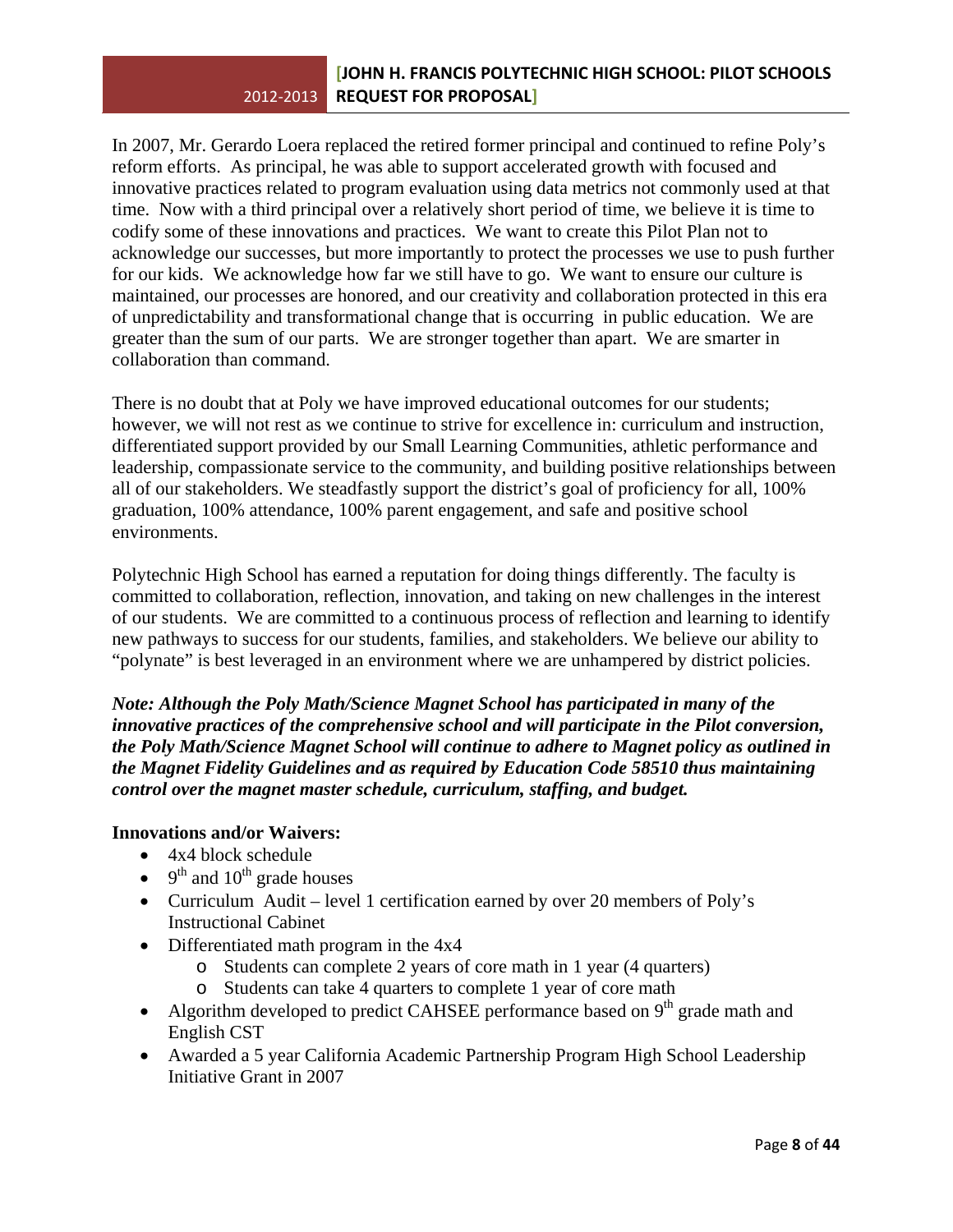In 2007, Mr. Gerardo Loera replaced the retired former principal and continued to refine Poly's reform efforts. As principal, he was able to support accelerated growth with focused and innovative practices related to program evaluation using data metrics not commonly used at that time. Now with a third principal over a relatively short period of time, we believe it is time to codify some of these innovations and practices. We want to create this Pilot Plan not to acknowledge our successes, but more importantly to protect the processes we use to push further for our kids. We acknowledge how far we still have to go. We want to ensure our culture is maintained, our processes are honored, and our creativity and collaboration protected in this era of unpredictability and transformational change that is occurring in public education. We are greater than the sum of our parts. We are stronger together than apart. We are smarter in collaboration than command.

There is no doubt that at Poly we have improved educational outcomes for our students; however, we will not rest as we continue to strive for excellence in: curriculum and instruction, differentiated support provided by our Small Learning Communities, athletic performance and leadership, compassionate service to the community, and building positive relationships between all of our stakeholders. We steadfastly support the district's goal of proficiency for all, 100% graduation, 100% attendance, 100% parent engagement, and safe and positive school environments.

Polytechnic High School has earned a reputation for doing things differently. The faculty is committed to collaboration, reflection, innovation, and taking on new challenges in the interest of our students. We are committed to a continuous process of reflection and learning to identify new pathways to success for our students, families, and stakeholders. We believe our ability to "polynate" is best leveraged in an environment where we are unhampered by district policies.

***Note: Although the Poly Math/Science Magnet School has participated in many of the innovative practices of the comprehensive school and will participate in the Pilot conversion, the Poly Math/Science Magnet School will continue to adhere to Magnet policy as outlined in the Magnet Fidelity Guidelines and as required by Education Code 58510 thus maintaining control over the magnet master schedule, curriculum, staffing, and budget.***

**Innovations and/or Waivers:**

- 4x4 block schedule
- 9th and 10th grade houses
- Curriculum Audit – level 1 certification earned by over 20 members of Poly's Instructional Cabinet
- Differentiated math program in the 4x4
  - Students can complete 2 years of core math in 1 year (4 quarters)
  - Students can take 4 quarters to complete 1 year of core math
- Algorithm developed to predict CAHSEE performance based on 9th grade math and English CST
- Awarded a 5 year California Academic Partnership Program High School Leadership Initiative Grant in 2007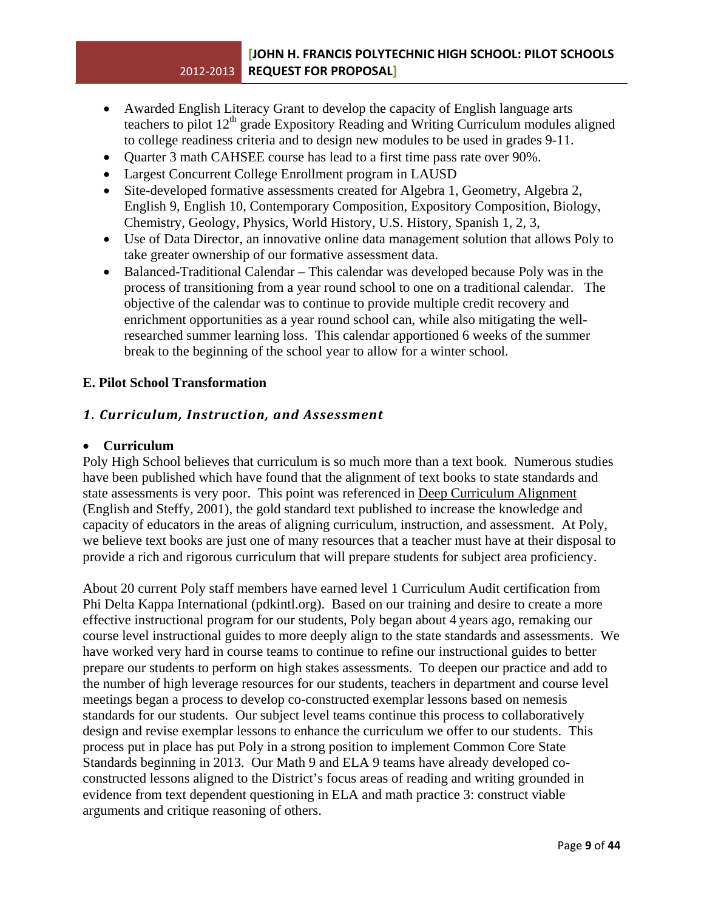- Awarded English Literacy Grant to develop the capacity of English language arts teachers to pilot 12th grade Expository Reading and Writing Curriculum modules aligned to college readiness criteria and to design new modules to be used in grades 9-11.
- Quarter 3 math CAHSEE course has lead to a first time pass rate over 90%.
- Largest Concurrent College Enrollment program in LAUSD
- Site-developed formative assessments created for Algebra 1, Geometry, Algebra 2, English 9, English 10, Contemporary Composition, Expository Composition, Biology, Chemistry, Geology, Physics, World History, U.S. History, Spanish 1, 2, 3,
- Use of Data Director, an innovative online data management solution that allows Poly to take greater ownership of our formative assessment data.
- Balanced-Traditional Calendar – This calendar was developed because Poly was in the process of transitioning from a year round school to one on a traditional calendar. The objective of the calendar was to continue to provide multiple credit recovery and enrichment opportunities as a year round school can, while also mitigating the well-researched summer learning loss. This calendar apportioned 6 weeks of the summer break to the beginning of the school year to allow for a winter school.

## E. Pilot School Transformation

### *1. Curriculum, Instruction, and Assessment*

- **Curriculum**

Poly High School believes that curriculum is so much more than a text book. Numerous studies have been published which have found that the alignment of text books to state standards and state assessments is very poor. This point was referenced in Deep Curriculum Alignment (English and Steffy, 2001), the gold standard text published to increase the knowledge and capacity of educators in the areas of aligning curriculum, instruction, and assessment. At Poly, we believe text books are just one of many resources that a teacher must have at their disposal to provide a rich and rigorous curriculum that will prepare students for subject area proficiency.

About 20 current Poly staff members have earned level 1 Curriculum Audit certification from Phi Delta Kappa International (pdkintl.org). Based on our training and desire to create a more effective instructional program for our students, Poly began about 4 years ago, remaking our course level instructional guides to more deeply align to the state standards and assessments. We have worked very hard in course teams to continue to refine our instructional guides to better prepare our students to perform on high stakes assessments. To deepen our practice and add to the number of high leverage resources for our students, teachers in department and course level meetings began a process to develop co-constructed exemplar lessons based on nemesis standards for our students. Our subject level teams continue this process to collaboratively design and revise exemplar lessons to enhance the curriculum we offer to our students. This process put in place has put Poly in a strong position to implement Common Core State Standards beginning in 2013. Our Math 9 and ELA 9 teams have already developed co-constructed lessons aligned to the District's focus areas of reading and writing grounded in evidence from text dependent questioning in ELA and math practice 3: construct viable arguments and critique reasoning of others.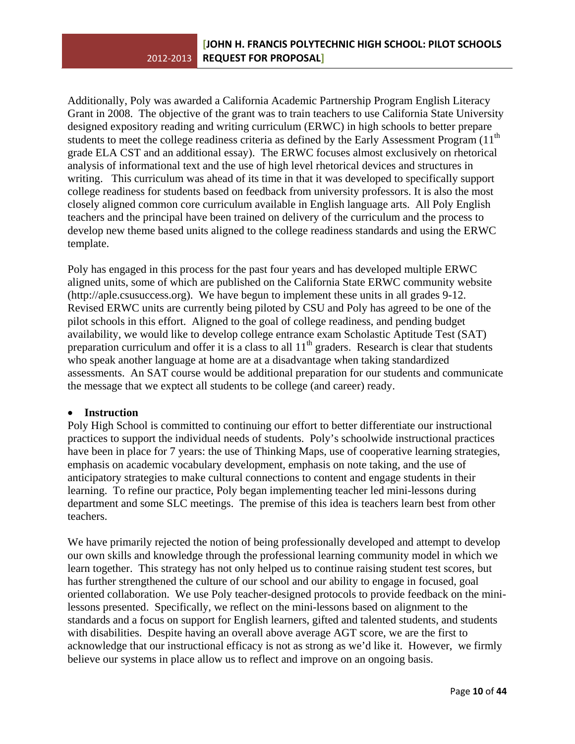Additionally, Poly was awarded a California Academic Partnership Program English Literacy Grant in 2008. The objective of the grant was to train teachers to use California State University designed expository reading and writing curriculum (ERWC) in high schools to better prepare students to meet the college readiness criteria as defined by the Early Assessment Program (11th grade ELA CST and an additional essay). The ERWC focuses almost exclusively on rhetorical analysis of informational text and the use of high level rhetorical devices and structures in writing. This curriculum was ahead of its time in that it was developed to specifically support college readiness for students based on feedback from university professors. It is also the most closely aligned common core curriculum available in English language arts. All Poly English teachers and the principal have been trained on delivery of the curriculum and the process to develop new theme based units aligned to the college readiness standards and using the ERWC template.

Poly has engaged in this process for the past four years and has developed multiple ERWC aligned units, some of which are published on the California State ERWC community website (http://aple.csusuccess.org). We have begun to implement these units in all grades 9-12. Revised ERWC units are currently being piloted by CSU and Poly has agreed to be one of the pilot schools in this effort. Aligned to the goal of college readiness, and pending budget availability, we would like to develop college entrance exam Scholastic Aptitude Test (SAT) preparation curriculum and offer it is a class to all 11th graders. Research is clear that students who speak another language at home are at a disadvantage when taking standardized assessments. An SAT course would be additional preparation for our students and communicate the message that we exptect all students to be college (and career) ready.

- **Instruction**

Poly High School is committed to continuing our effort to better differentiate our instructional practices to support the individual needs of students. Poly's schoolwide instructional practices have been in place for 7 years: the use of Thinking Maps, use of cooperative learning strategies, emphasis on academic vocabulary development, emphasis on note taking, and the use of anticipatory strategies to make cultural connections to content and engage students in their learning. To refine our practice, Poly began implementing teacher led mini-lessons during department and some SLC meetings. The premise of this idea is teachers learn best from other teachers.

We have primarily rejected the notion of being professionally developed and attempt to develop our own skills and knowledge through the professional learning community model in which we learn together. This strategy has not only helped us to continue raising student test scores, but has further strengthened the culture of our school and our ability to engage in focused, goal oriented collaboration. We use Poly teacher-designed protocols to provide feedback on the mini-lessons presented. Specifically, we reflect on the mini-lessons based on alignment to the standards and a focus on support for English learners, gifted and talented students, and students with disabilities. Despite having an overall above average AGT score, we are the first to acknowledge that our instructional efficacy is not as strong as we'd like it. However, we firmly believe our systems in place allow us to reflect and improve on an ongoing basis.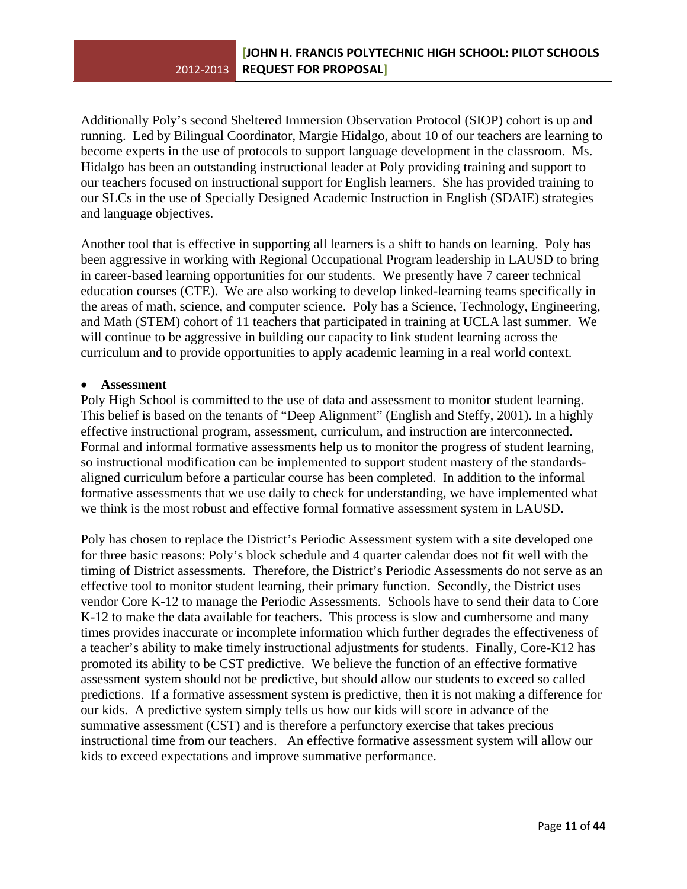Additionally Poly's second Sheltered Immersion Observation Protocol (SIOP) cohort is up and running. Led by Bilingual Coordinator, Margie Hidalgo, about 10 of our teachers are learning to become experts in the use of protocols to support language development in the classroom. Ms. Hidalgo has been an outstanding instructional leader at Poly providing training and support to our teachers focused on instructional support for English learners. She has provided training to our SLCs in the use of Specially Designed Academic Instruction in English (SDAIE) strategies and language objectives.

Another tool that is effective in supporting all learners is a shift to hands on learning. Poly has been aggressive in working with Regional Occupational Program leadership in LAUSD to bring in career-based learning opportunities for our students. We presently have 7 career technical education courses (CTE). We are also working to develop linked-learning teams specifically in the areas of math, science, and computer science. Poly has a Science, Technology, Engineering, and Math (STEM) cohort of 11 teachers that participated in training at UCLA last summer. We will continue to be aggressive in building our capacity to link student learning across the curriculum and to provide opportunities to apply academic learning in a real world context.

- **Assessment**

Poly High School is committed to the use of data and assessment to monitor student learning. This belief is based on the tenants of "Deep Alignment" (English and Steffy, 2001). In a highly effective instructional program, assessment, curriculum, and instruction are interconnected. Formal and informal formative assessments help us to monitor the progress of student learning, so instructional modification can be implemented to support student mastery of the standards-aligned curriculum before a particular course has been completed. In addition to the informal formative assessments that we use daily to check for understanding, we have implemented what we think is the most robust and effective formal formative assessment system in LAUSD.

Poly has chosen to replace the District's Periodic Assessment system with a site developed one for three basic reasons: Poly's block schedule and 4 quarter calendar does not fit well with the timing of District assessments. Therefore, the District's Periodic Assessments do not serve as an effective tool to monitor student learning, their primary function. Secondly, the District uses vendor Core K-12 to manage the Periodic Assessments. Schools have to send their data to Core K-12 to make the data available for teachers. This process is slow and cumbersome and many times provides inaccurate or incomplete information which further degrades the effectiveness of a teacher's ability to make timely instructional adjustments for students. Finally, Core-K12 has promoted its ability to be CST predictive. We believe the function of an effective formative assessment system should not be predictive, but should allow our students to exceed so called predictions. If a formative assessment system is predictive, then it is not making a difference for our kids. A predictive system simply tells us how our kids will score in advance of the summative assessment (CST) and is therefore a perfunctory exercise that takes precious instructional time from our teachers. An effective formative assessment system will allow our kids to exceed expectations and improve summative performance.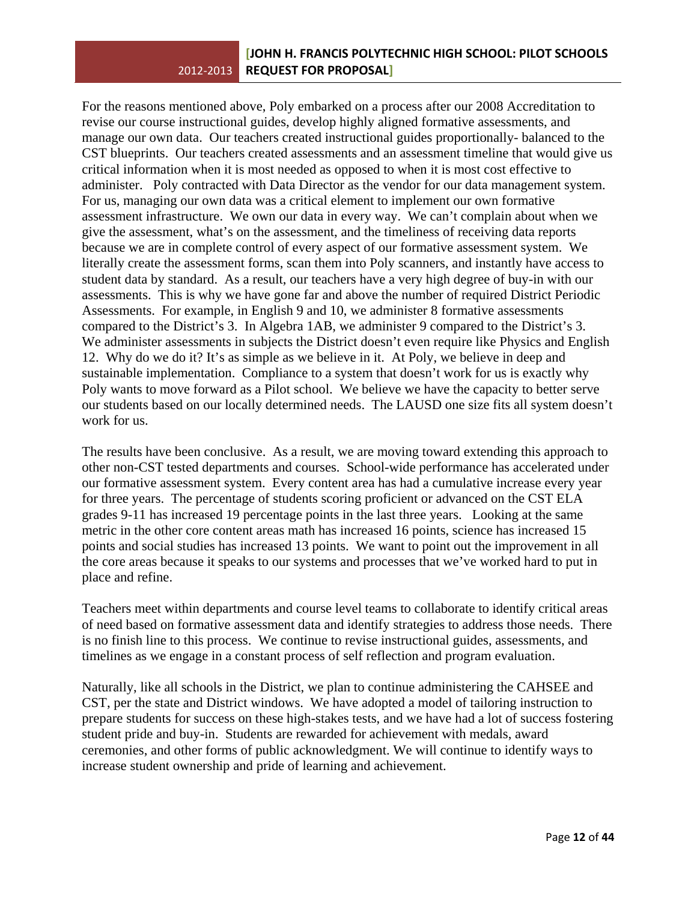For the reasons mentioned above, Poly embarked on a process after our 2008 Accreditation to revise our course instructional guides, develop highly aligned formative assessments, and manage our own data. Our teachers created instructional guides proportionally- balanced to the CST blueprints. Our teachers created assessments and an assessment timeline that would give us critical information when it is most needed as opposed to when it is most cost effective to administer. Poly contracted with Data Director as the vendor for our data management system. For us, managing our own data was a critical element to implement our own formative assessment infrastructure. We own our data in every way. We can't complain about when we give the assessment, what's on the assessment, and the timeliness of receiving data reports because we are in complete control of every aspect of our formative assessment system. We literally create the assessment forms, scan them into Poly scanners, and instantly have access to student data by standard. As a result, our teachers have a very high degree of buy-in with our assessments. This is why we have gone far and above the number of required District Periodic Assessments. For example, in English 9 and 10, we administer 8 formative assessments compared to the District's 3. In Algebra 1AB, we administer 9 compared to the District's 3. We administer assessments in subjects the District doesn't even require like Physics and English 12. Why do we do it? It's as simple as we believe in it. At Poly, we believe in deep and sustainable implementation. Compliance to a system that doesn't work for us is exactly why Poly wants to move forward as a Pilot school. We believe we have the capacity to better serve our students based on our locally determined needs. The LAUSD one size fits all system doesn't work for us.

The results have been conclusive. As a result, we are moving toward extending this approach to other non-CST tested departments and courses. School-wide performance has accelerated under our formative assessment system. Every content area has had a cumulative increase every year for three years. The percentage of students scoring proficient or advanced on the CST ELA grades 9-11 has increased 19 percentage points in the last three years. Looking at the same metric in the other core content areas math has increased 16 points, science has increased 15 points and social studies has increased 13 points. We want to point out the improvement in all the core areas because it speaks to our systems and processes that we've worked hard to put in place and refine.

Teachers meet within departments and course level teams to collaborate to identify critical areas of need based on formative assessment data and identify strategies to address those needs. There is no finish line to this process. We continue to revise instructional guides, assessments, and timelines as we engage in a constant process of self reflection and program evaluation.

Naturally, like all schools in the District, we plan to continue administering the CAHSEE and CST, per the state and District windows. We have adopted a model of tailoring instruction to prepare students for success on these high-stakes tests, and we have had a lot of success fostering student pride and buy-in. Students are rewarded for achievement with medals, award ceremonies, and other forms of public acknowledgment. We will continue to identify ways to increase student ownership and pride of learning and achievement.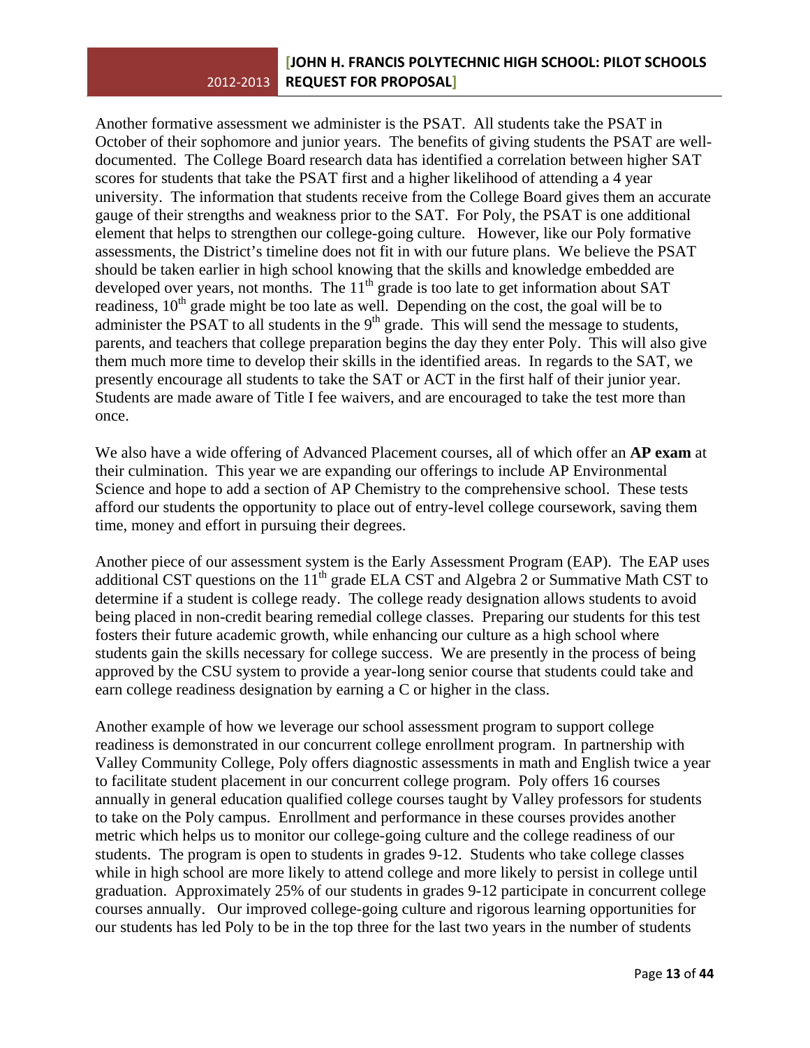Another formative assessment we administer is the PSAT. All students take the PSAT in October of their sophomore and junior years. The benefits of giving students the PSAT are well-documented. The College Board research data has identified a correlation between higher SAT scores for students that take the PSAT first and a higher likelihood of attending a 4 year university. The information that students receive from the College Board gives them an accurate gauge of their strengths and weakness prior to the SAT. For Poly, the PSAT is one additional element that helps to strengthen our college-going culture. However, like our Poly formative assessments, the District's timeline does not fit in with our future plans. We believe the PSAT should be taken earlier in high school knowing that the skills and knowledge embedded are developed over years, not months. The 11th grade is too late to get information about SAT readiness, 10th grade might be too late as well. Depending on the cost, the goal will be to administer the PSAT to all students in the 9th grade. This will send the message to students, parents, and teachers that college preparation begins the day they enter Poly. This will also give them much more time to develop their skills in the identified areas. In regards to the SAT, we presently encourage all students to take the SAT or ACT in the first half of their junior year. Students are made aware of Title I fee waivers, and are encouraged to take the test more than once.

We also have a wide offering of Advanced Placement courses, all of which offer an **AP exam** at their culmination. This year we are expanding our offerings to include AP Environmental Science and hope to add a section of AP Chemistry to the comprehensive school. These tests afford our students the opportunity to place out of entry-level college coursework, saving them time, money and effort in pursuing their degrees.

Another piece of our assessment system is the Early Assessment Program (EAP). The EAP uses additional CST questions on the 11th grade ELA CST and Algebra 2 or Summative Math CST to determine if a student is college ready. The college ready designation allows students to avoid being placed in non-credit bearing remedial college classes. Preparing our students for this test fosters their future academic growth, while enhancing our culture as a high school where students gain the skills necessary for college success. We are presently in the process of being approved by the CSU system to provide a year-long senior course that students could take and earn college readiness designation by earning a C or higher in the class.

Another example of how we leverage our school assessment program to support college readiness is demonstrated in our concurrent college enrollment program. In partnership with Valley Community College, Poly offers diagnostic assessments in math and English twice a year to facilitate student placement in our concurrent college program. Poly offers 16 courses annually in general education qualified college courses taught by Valley professors for students to take on the Poly campus. Enrollment and performance in these courses provides another metric which helps us to monitor our college-going culture and the college readiness of our students. The program is open to students in grades 9-12. Students who take college classes while in high school are more likely to attend college and more likely to persist in college until graduation. Approximately 25% of our students in grades 9-12 participate in concurrent college courses annually. Our improved college-going culture and rigorous learning opportunities for our students has led Poly to be in the top three for the last two years in the number of students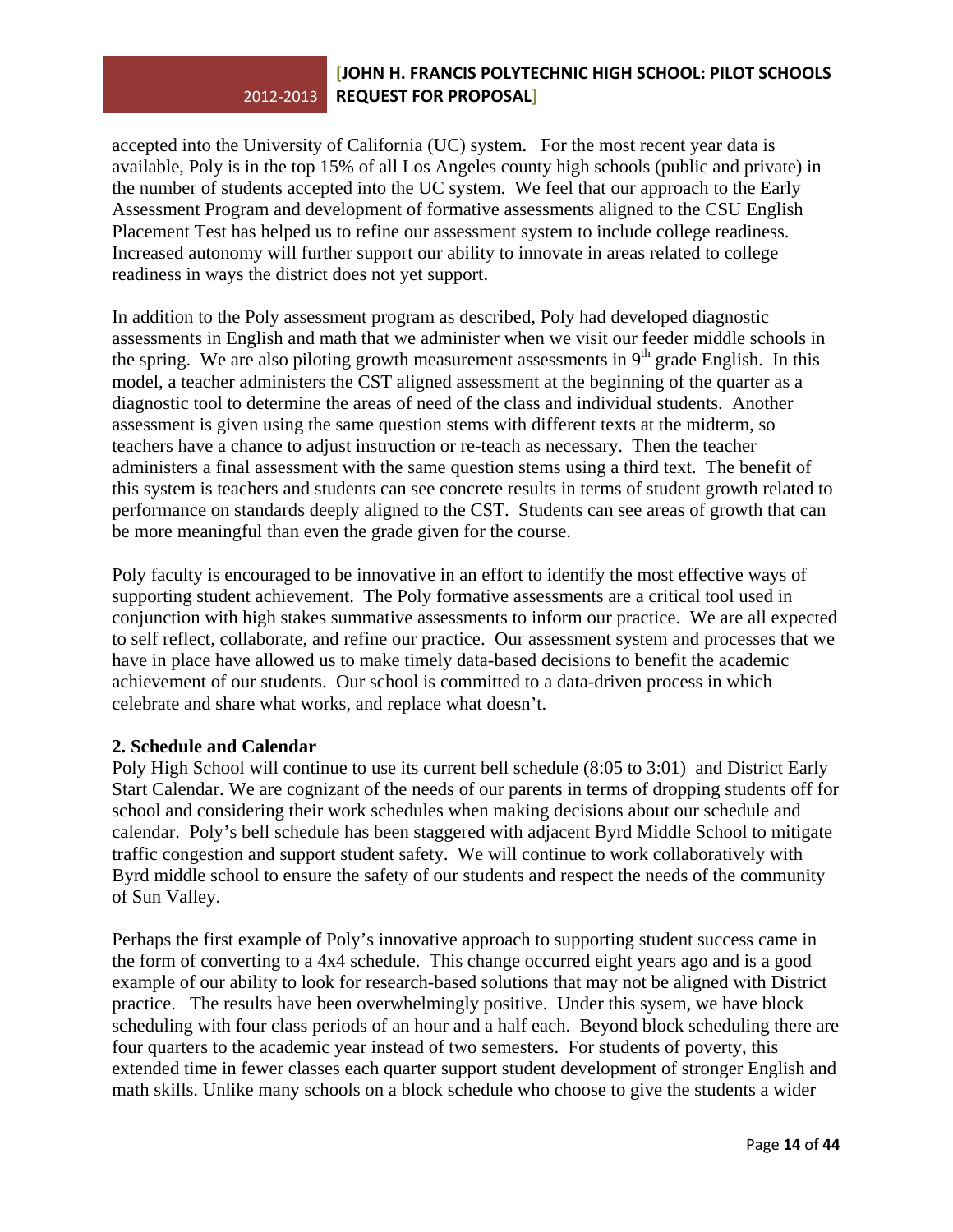accepted into the University of California (UC) system. For the most recent year data is available, Poly is in the top 15% of all Los Angeles county high schools (public and private) in the number of students accepted into the UC system. We feel that our approach to the Early Assessment Program and development of formative assessments aligned to the CSU English Placement Test has helped us to refine our assessment system to include college readiness. Increased autonomy will further support our ability to innovate in areas related to college readiness in ways the district does not yet support.

In addition to the Poly assessment program as described, Poly had developed diagnostic assessments in English and math that we administer when we visit our feeder middle schools in the spring. We are also piloting growth measurement assessments in 9th grade English. In this model, a teacher administers the CST aligned assessment at the beginning of the quarter as a diagnostic tool to determine the areas of need of the class and individual students. Another assessment is given using the same question stems with different texts at the midterm, so teachers have a chance to adjust instruction or re-teach as necessary. Then the teacher administers a final assessment with the same question stems using a third text. The benefit of this system is teachers and students can see concrete results in terms of student growth related to performance on standards deeply aligned to the CST. Students can see areas of growth that can be more meaningful than even the grade given for the course.

Poly faculty is encouraged to be innovative in an effort to identify the most effective ways of supporting student achievement. The Poly formative assessments are a critical tool used in conjunction with high stakes summative assessments to inform our practice. We are all expected to self reflect, collaborate, and refine our practice. Our assessment system and processes that we have in place have allowed us to make timely data-based decisions to benefit the academic achievement of our students. Our school is committed to a data-driven process in which celebrate and share what works, and replace what doesn't.

**2. Schedule and Calendar**

Poly High School will continue to use its current bell schedule (8:05 to 3:01) and District Early Start Calendar. We are cognizant of the needs of our parents in terms of dropping students off for school and considering their work schedules when making decisions about our schedule and calendar. Poly's bell schedule has been staggered with adjacent Byrd Middle School to mitigate traffic congestion and support student safety. We will continue to work collaboratively with Byrd middle school to ensure the safety of our students and respect the needs of the community of Sun Valley.

Perhaps the first example of Poly's innovative approach to supporting student success came in the form of converting to a 4x4 schedule. This change occurred eight years ago and is a good example of our ability to look for research-based solutions that may not be aligned with District practice. The results have been overwhelmingly positive. Under this sysem, we have block scheduling with four class periods of an hour and a half each. Beyond block scheduling there are four quarters to the academic year instead of two semesters. For students of poverty, this extended time in fewer classes each quarter support student development of stronger English and math skills. Unlike many schools on a block schedule who choose to give the students a wider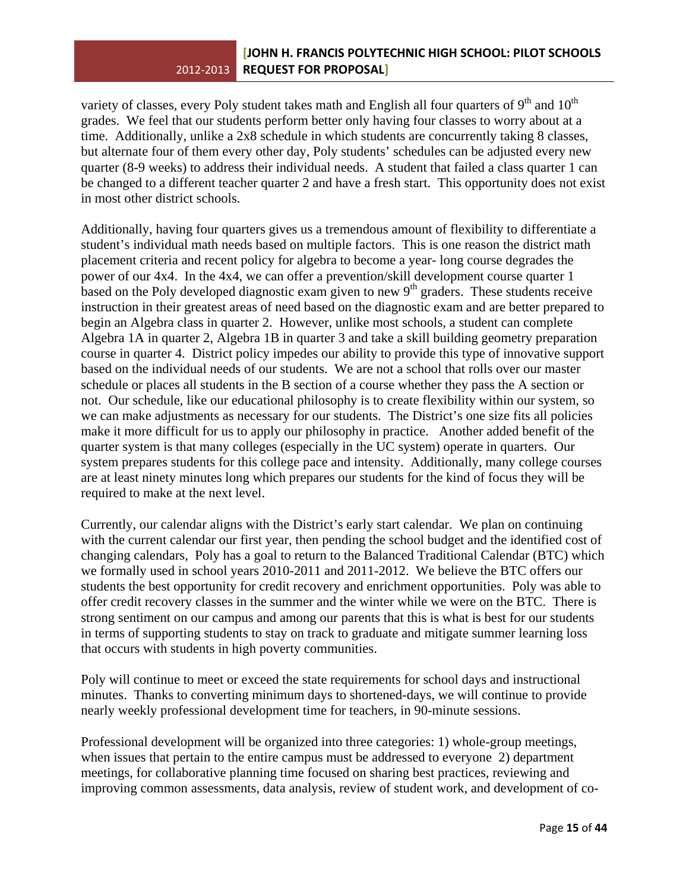variety of classes, every Poly student takes math and English all four quarters of 9th and 10th grades. We feel that our students perform better only having four classes to worry about at a time. Additionally, unlike a 2x8 schedule in which students are concurrently taking 8 classes, but alternate four of them every other day, Poly students' schedules can be adjusted every new quarter (8-9 weeks) to address their individual needs. A student that failed a class quarter 1 can be changed to a different teacher quarter 2 and have a fresh start. This opportunity does not exist in most other district schools.

Additionally, having four quarters gives us a tremendous amount of flexibility to differentiate a student's individual math needs based on multiple factors. This is one reason the district math placement criteria and recent policy for algebra to become a year- long course degrades the power of our 4x4. In the 4x4, we can offer a prevention/skill development course quarter 1 based on the Poly developed diagnostic exam given to new 9th graders. These students receive instruction in their greatest areas of need based on the diagnostic exam and are better prepared to begin an Algebra class in quarter 2. However, unlike most schools, a student can complete Algebra 1A in quarter 2, Algebra 1B in quarter 3 and take a skill building geometry preparation course in quarter 4. District policy impedes our ability to provide this type of innovative support based on the individual needs of our students. We are not a school that rolls over our master schedule or places all students in the B section of a course whether they pass the A section or not. Our schedule, like our educational philosophy is to create flexibility within our system, so we can make adjustments as necessary for our students. The District's one size fits all policies make it more difficult for us to apply our philosophy in practice. Another added benefit of the quarter system is that many colleges (especially in the UC system) operate in quarters. Our system prepares students for this college pace and intensity. Additionally, many college courses are at least ninety minutes long which prepares our students for the kind of focus they will be required to make at the next level.

Currently, our calendar aligns with the District's early start calendar. We plan on continuing with the current calendar our first year, then pending the school budget and the identified cost of changing calendars, Poly has a goal to return to the Balanced Traditional Calendar (BTC) which we formally used in school years 2010-2011 and 2011-2012. We believe the BTC offers our students the best opportunity for credit recovery and enrichment opportunities. Poly was able to offer credit recovery classes in the summer and the winter while we were on the BTC. There is strong sentiment on our campus and among our parents that this is what is best for our students in terms of supporting students to stay on track to graduate and mitigate summer learning loss that occurs with students in high poverty communities.

Poly will continue to meet or exceed the state requirements for school days and instructional minutes. Thanks to converting minimum days to shortened-days, we will continue to provide nearly weekly professional development time for teachers, in 90-minute sessions.

Professional development will be organized into three categories: 1) whole-group meetings, when issues that pertain to the entire campus must be addressed to everyone 2) department meetings, for collaborative planning time focused on sharing best practices, reviewing and improving common assessments, data analysis, review of student work, and development of co-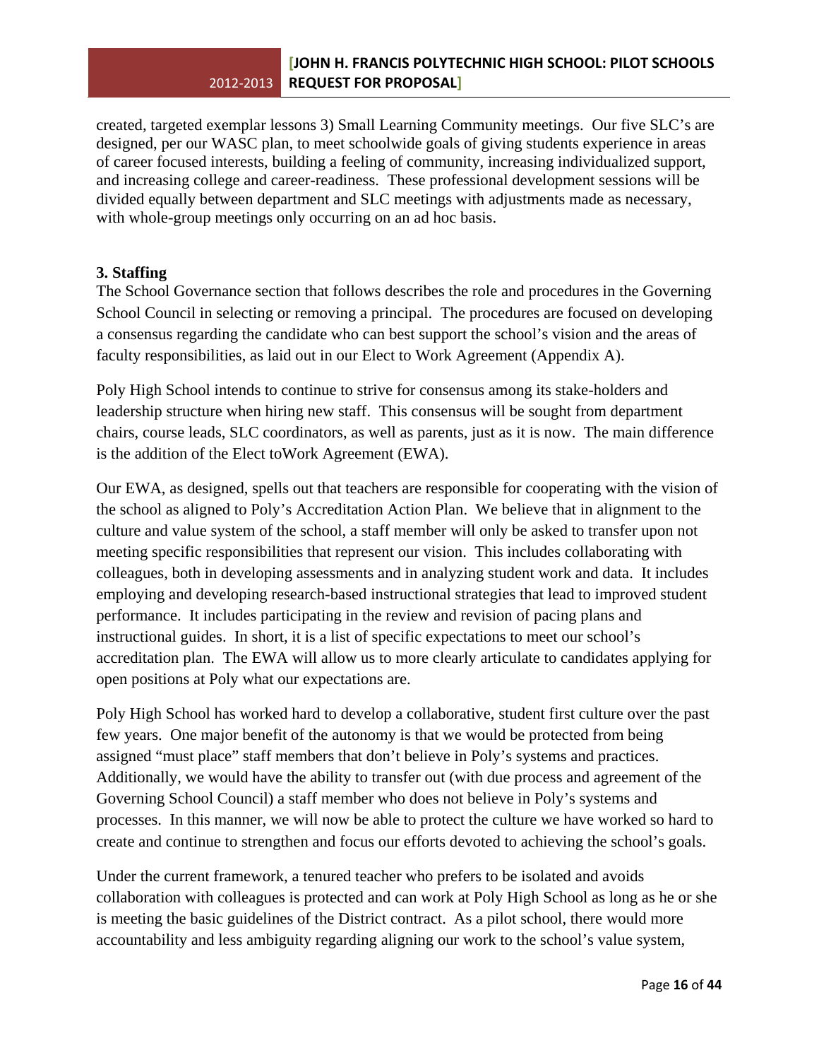created, targeted exemplar lessons 3) Small Learning Community meetings. Our five SLC's are designed, per our WASC plan, to meet schoolwide goals of giving students experience in areas of career focused interests, building a feeling of community, increasing individualized support, and increasing college and career-readiness. These professional development sessions will be divided equally between department and SLC meetings with adjustments made as necessary, with whole-group meetings only occurring on an ad hoc basis.

**3. Staffing**

The School Governance section that follows describes the role and procedures in the Governing School Council in selecting or removing a principal. The procedures are focused on developing a consensus regarding the candidate who can best support the school's vision and the areas of faculty responsibilities, as laid out in our Elect to Work Agreement (Appendix A).

Poly High School intends to continue to strive for consensus among its stake-holders and leadership structure when hiring new staff. This consensus will be sought from department chairs, course leads, SLC coordinators, as well as parents, just as it is now. The main difference is the addition of the Elect toWork Agreement (EWA).

Our EWA, as designed, spells out that teachers are responsible for cooperating with the vision of the school as aligned to Poly's Accreditation Action Plan. We believe that in alignment to the culture and value system of the school, a staff member will only be asked to transfer upon not meeting specific responsibilities that represent our vision. This includes collaborating with colleagues, both in developing assessments and in analyzing student work and data. It includes employing and developing research-based instructional strategies that lead to improved student performance. It includes participating in the review and revision of pacing plans and instructional guides. In short, it is a list of specific expectations to meet our school's accreditation plan. The EWA will allow us to more clearly articulate to candidates applying for open positions at Poly what our expectations are.

Poly High School has worked hard to develop a collaborative, student first culture over the past few years. One major benefit of the autonomy is that we would be protected from being assigned "must place" staff members that don't believe in Poly's systems and practices. Additionally, we would have the ability to transfer out (with due process and agreement of the Governing School Council) a staff member who does not believe in Poly's systems and processes. In this manner, we will now be able to protect the culture we have worked so hard to create and continue to strengthen and focus our efforts devoted to achieving the school's goals.

Under the current framework, a tenured teacher who prefers to be isolated and avoids collaboration with colleagues is protected and can work at Poly High School as long as he or she is meeting the basic guidelines of the District contract. As a pilot school, there would more accountability and less ambiguity regarding aligning our work to the school's value system,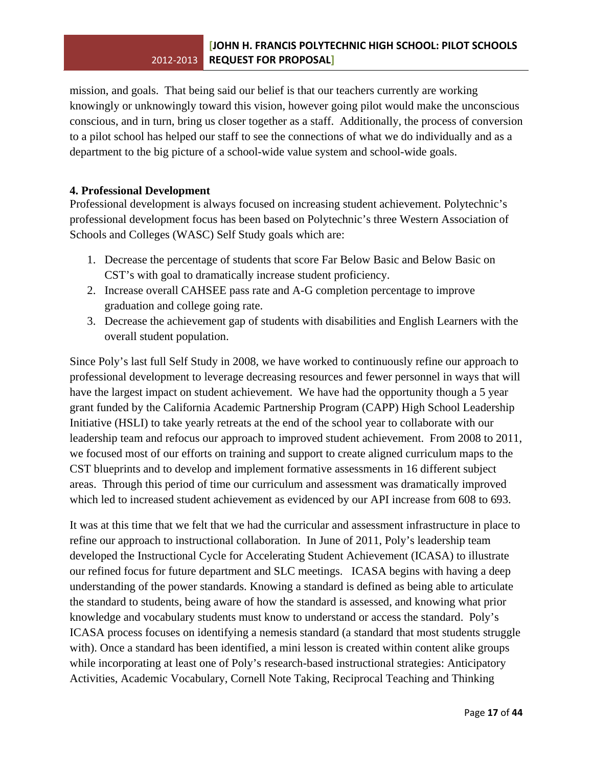mission, and goals. That being said our belief is that our teachers currently are working knowingly or unknowingly toward this vision, however going pilot would make the unconscious conscious, and in turn, bring us closer together as a staff. Additionally, the process of conversion to a pilot school has helped our staff to see the connections of what we do individually and as a department to the big picture of a school-wide value system and school-wide goals.

**4. Professional Development**

Professional development is always focused on increasing student achievement. Polytechnic's professional development focus has been based on Polytechnic's three Western Association of Schools and Colleges (WASC) Self Study goals which are:

1. Decrease the percentage of students that score Far Below Basic and Below Basic on CST's with goal to dramatically increase student proficiency.
2. Increase overall CAHSEE pass rate and A-G completion percentage to improve graduation and college going rate.
3. Decrease the achievement gap of students with disabilities and English Learners with the overall student population.

Since Poly's last full Self Study in 2008, we have worked to continuously refine our approach to professional development to leverage decreasing resources and fewer personnel in ways that will have the largest impact on student achievement. We have had the opportunity though a 5 year grant funded by the California Academic Partnership Program (CAPP) High School Leadership Initiative (HSLI) to take yearly retreats at the end of the school year to collaborate with our leadership team and refocus our approach to improved student achievement. From 2008 to 2011, we focused most of our efforts on training and support to create aligned curriculum maps to the CST blueprints and to develop and implement formative assessments in 16 different subject areas. Through this period of time our curriculum and assessment was dramatically improved which led to increased student achievement as evidenced by our API increase from 608 to 693.

It was at this time that we felt that we had the curricular and assessment infrastructure in place to refine our approach to instructional collaboration. In June of 2011, Poly's leadership team developed the Instructional Cycle for Accelerating Student Achievement (ICASA) to illustrate our refined focus for future department and SLC meetings. ICASA begins with having a deep understanding of the power standards. Knowing a standard is defined as being able to articulate the standard to students, being aware of how the standard is assessed, and knowing what prior knowledge and vocabulary students must know to understand or access the standard. Poly's ICASA process focuses on identifying a nemesis standard (a standard that most students struggle with). Once a standard has been identified, a mini lesson is created within content alike groups while incorporating at least one of Poly's research-based instructional strategies: Anticipatory Activities, Academic Vocabulary, Cornell Note Taking, Reciprocal Teaching and Thinking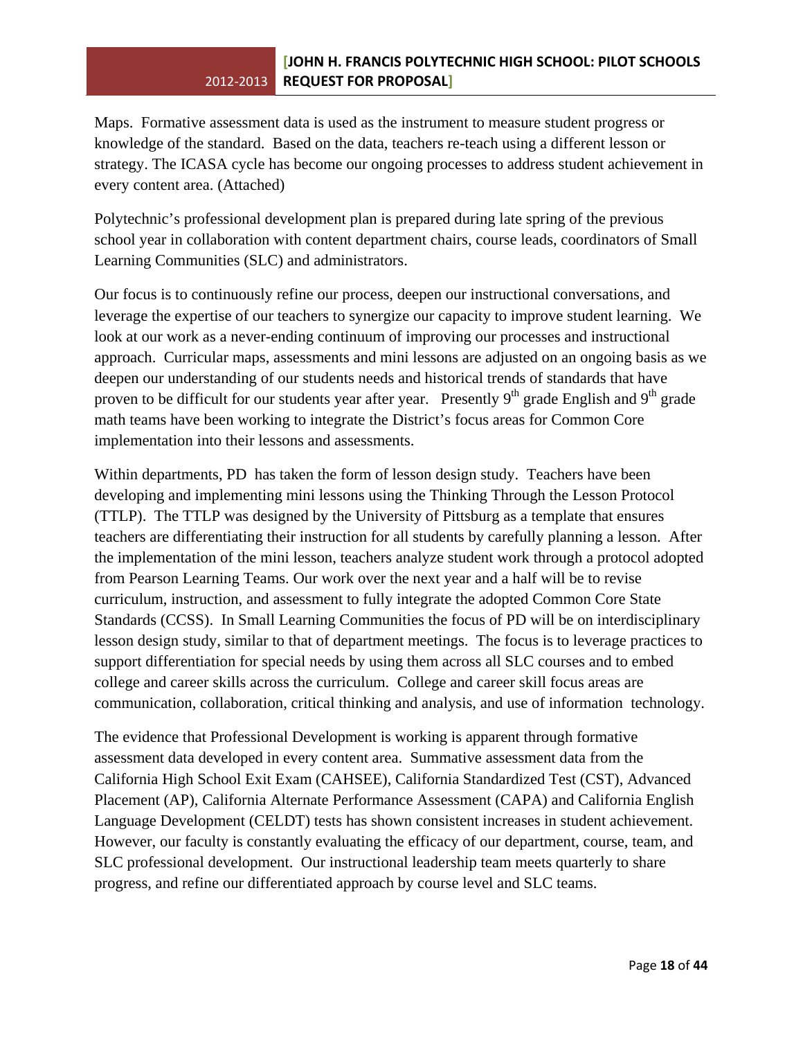Maps. Formative assessment data is used as the instrument to measure student progress or knowledge of the standard. Based on the data, teachers re-teach using a different lesson or strategy. The ICASA cycle has become our ongoing processes to address student achievement in every content area. (Attached)

Polytechnic's professional development plan is prepared during late spring of the previous school year in collaboration with content department chairs, course leads, coordinators of Small Learning Communities (SLC) and administrators.

Our focus is to continuously refine our process, deepen our instructional conversations, and leverage the expertise of our teachers to synergize our capacity to improve student learning. We look at our work as a never-ending continuum of improving our processes and instructional approach. Curricular maps, assessments and mini lessons are adjusted on an ongoing basis as we deepen our understanding of our students needs and historical trends of standards that have proven to be difficult for our students year after year. Presently 9th grade English and 9th grade math teams have been working to integrate the District's focus areas for Common Core implementation into their lessons and assessments.

Within departments, PD has taken the form of lesson design study. Teachers have been developing and implementing mini lessons using the Thinking Through the Lesson Protocol (TTLP). The TTLP was designed by the University of Pittsburg as a template that ensures teachers are differentiating their instruction for all students by carefully planning a lesson. After the implementation of the mini lesson, teachers analyze student work through a protocol adopted from Pearson Learning Teams. Our work over the next year and a half will be to revise curriculum, instruction, and assessment to fully integrate the adopted Common Core State Standards (CCSS). In Small Learning Communities the focus of PD will be on interdisciplinary lesson design study, similar to that of department meetings. The focus is to leverage practices to support differentiation for special needs by using them across all SLC courses and to embed college and career skills across the curriculum. College and career skill focus areas are communication, collaboration, critical thinking and analysis, and use of information technology.

The evidence that Professional Development is working is apparent through formative assessment data developed in every content area. Summative assessment data from the California High School Exit Exam (CAHSEE), California Standardized Test (CST), Advanced Placement (AP), California Alternate Performance Assessment (CAPA) and California English Language Development (CELDT) tests has shown consistent increases in student achievement. However, our faculty is constantly evaluating the efficacy of our department, course, team, and SLC professional development. Our instructional leadership team meets quarterly to share progress, and refine our differentiated approach by course level and SLC teams.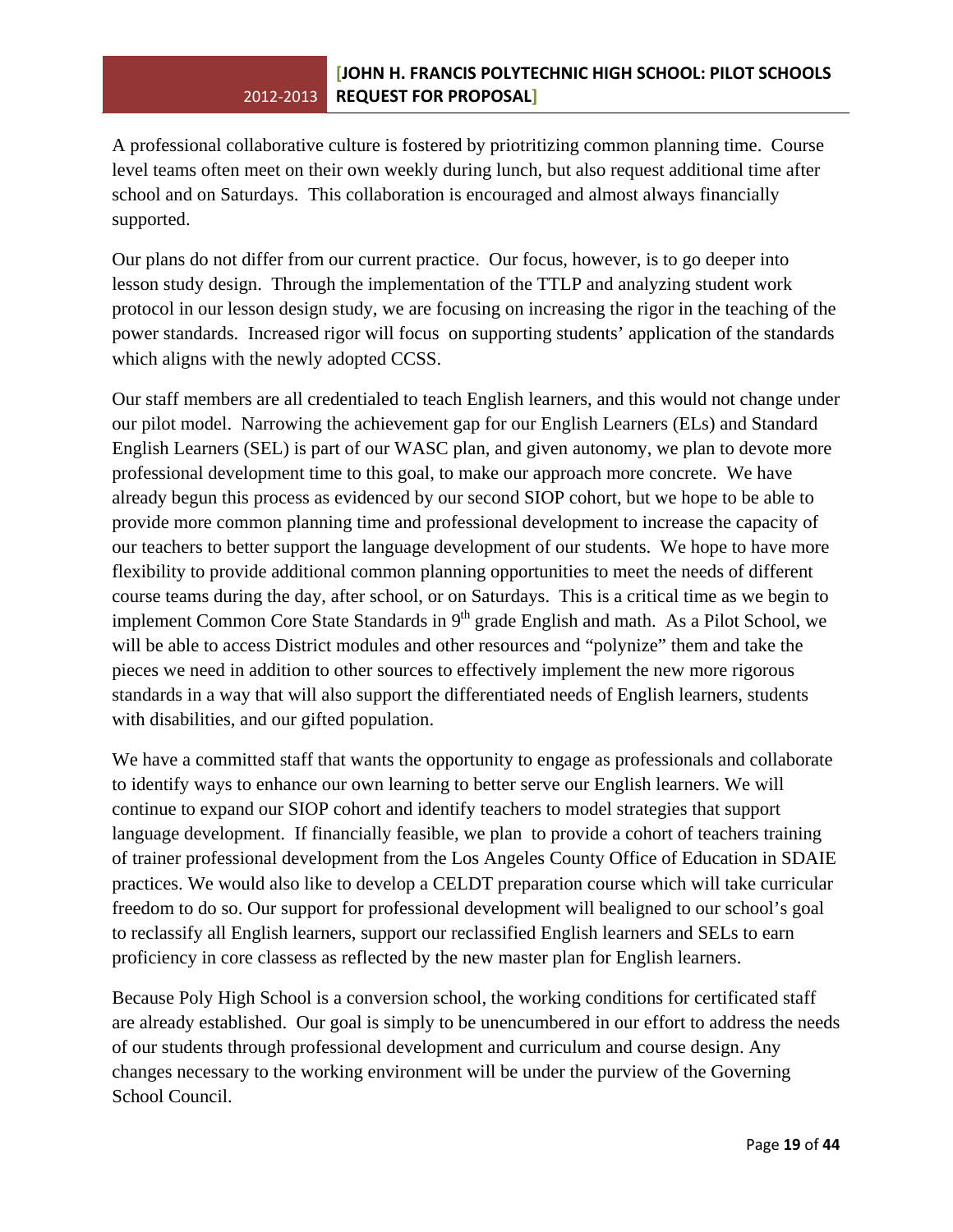A professional collaborative culture is fostered by priotritizing common planning time. Course level teams often meet on their own weekly during lunch, but also request additional time after school and on Saturdays. This collaboration is encouraged and almost always financially supported.

Our plans do not differ from our current practice. Our focus, however, is to go deeper into lesson study design. Through the implementation of the TTLP and analyzing student work protocol in our lesson design study, we are focusing on increasing the rigor in the teaching of the power standards. Increased rigor will focus on supporting students' application of the standards which aligns with the newly adopted CCSS.

Our staff members are all credentialed to teach English learners, and this would not change under our pilot model. Narrowing the achievement gap for our English Learners (ELs) and Standard English Learners (SEL) is part of our WASC plan, and given autonomy, we plan to devote more professional development time to this goal, to make our approach more concrete. We have already begun this process as evidenced by our second SIOP cohort, but we hope to be able to provide more common planning time and professional development to increase the capacity of our teachers to better support the language development of our students. We hope to have more flexibility to provide additional common planning opportunities to meet the needs of different course teams during the day, after school, or on Saturdays. This is a critical time as we begin to implement Common Core State Standards in 9th grade English and math. As a Pilot School, we will be able to access District modules and other resources and "polynize" them and take the pieces we need in addition to other sources to effectively implement the new more rigorous standards in a way that will also support the differentiated needs of English learners, students with disabilities, and our gifted population.

We have a committed staff that wants the opportunity to engage as professionals and collaborate to identify ways to enhance our own learning to better serve our English learners. We will continue to expand our SIOP cohort and identify teachers to model strategies that support language development. If financially feasible, we plan to provide a cohort of teachers training of trainer professional development from the Los Angeles County Office of Education in SDAIE practices. We would also like to develop a CELDT preparation course which will take curricular freedom to do so. Our support for professional development will bealigned to our school's goal to reclassify all English learners, support our reclassified English learners and SELs to earn proficiency in core classess as reflected by the new master plan for English learners.

Because Poly High School is a conversion school, the working conditions for certificated staff are already established. Our goal is simply to be unencumbered in our effort to address the needs of our students through professional development and curriculum and course design. Any changes necessary to the working environment will be under the purview of the Governing School Council.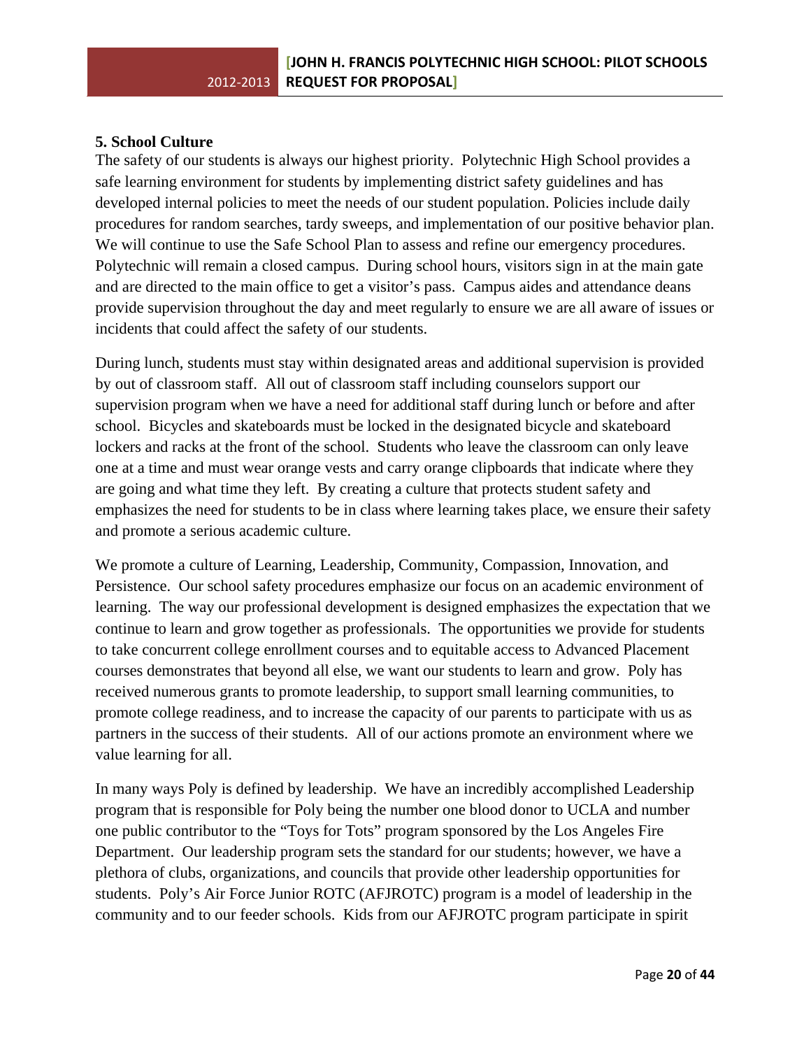**5. School Culture**

The safety of our students is always our highest priority. Polytechnic High School provides a safe learning environment for students by implementing district safety guidelines and has developed internal policies to meet the needs of our student population. Policies include daily procedures for random searches, tardy sweeps, and implementation of our positive behavior plan. We will continue to use the Safe School Plan to assess and refine our emergency procedures. Polytechnic will remain a closed campus. During school hours, visitors sign in at the main gate and are directed to the main office to get a visitor's pass. Campus aides and attendance deans provide supervision throughout the day and meet regularly to ensure we are all aware of issues or incidents that could affect the safety of our students.

During lunch, students must stay within designated areas and additional supervision is provided by out of classroom staff. All out of classroom staff including counselors support our supervision program when we have a need for additional staff during lunch or before and after school. Bicycles and skateboards must be locked in the designated bicycle and skateboard lockers and racks at the front of the school. Students who leave the classroom can only leave one at a time and must wear orange vests and carry orange clipboards that indicate where they are going and what time they left. By creating a culture that protects student safety and emphasizes the need for students to be in class where learning takes place, we ensure their safety and promote a serious academic culture.

We promote a culture of Learning, Leadership, Community, Compassion, Innovation, and Persistence. Our school safety procedures emphasize our focus on an academic environment of learning. The way our professional development is designed emphasizes the expectation that we continue to learn and grow together as professionals. The opportunities we provide for students to take concurrent college enrollment courses and to equitable access to Advanced Placement courses demonstrates that beyond all else, we want our students to learn and grow. Poly has received numerous grants to promote leadership, to support small learning communities, to promote college readiness, and to increase the capacity of our parents to participate with us as partners in the success of their students. All of our actions promote an environment where we value learning for all.

In many ways Poly is defined by leadership. We have an incredibly accomplished Leadership program that is responsible for Poly being the number one blood donor to UCLA and number one public contributor to the "Toys for Tots" program sponsored by the Los Angeles Fire Department. Our leadership program sets the standard for our students; however, we have a plethora of clubs, organizations, and councils that provide other leadership opportunities for students. Poly's Air Force Junior ROTC (AFJROTC) program is a model of leadership in the community and to our feeder schools. Kids from our AFJROTC program participate in spirit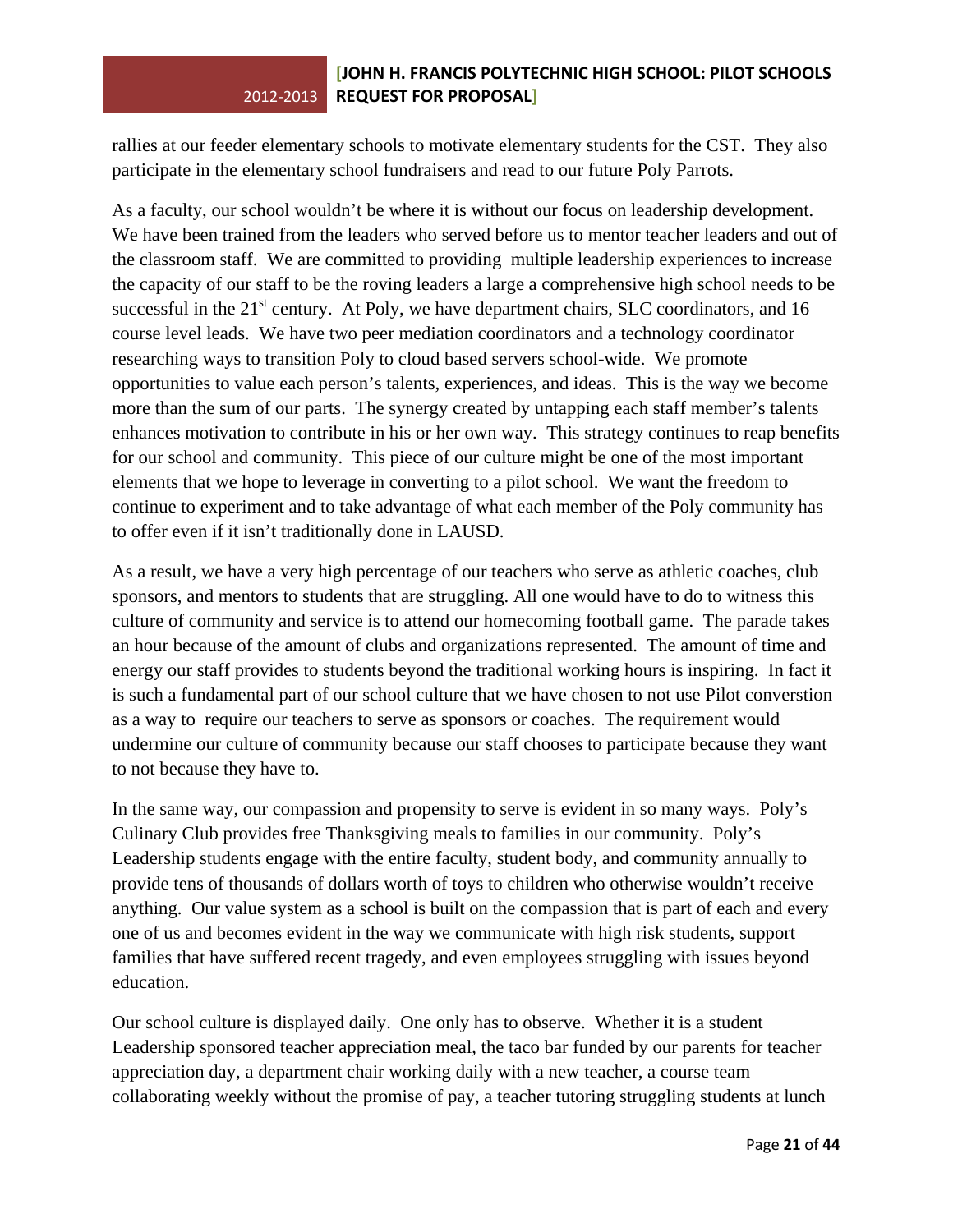rallies at our feeder elementary schools to motivate elementary students for the CST. They also participate in the elementary school fundraisers and read to our future Poly Parrots.

As a faculty, our school wouldn't be where it is without our focus on leadership development. We have been trained from the leaders who served before us to mentor teacher leaders and out of the classroom staff. We are committed to providing multiple leadership experiences to increase the capacity of our staff to be the roving leaders a large a comprehensive high school needs to be successful in the 21st century. At Poly, we have department chairs, SLC coordinators, and 16 course level leads. We have two peer mediation coordinators and a technology coordinator researching ways to transition Poly to cloud based servers school-wide. We promote opportunities to value each person's talents, experiences, and ideas. This is the way we become more than the sum of our parts. The synergy created by untapping each staff member's talents enhances motivation to contribute in his or her own way. This strategy continues to reap benefits for our school and community. This piece of our culture might be one of the most important elements that we hope to leverage in converting to a pilot school. We want the freedom to continue to experiment and to take advantage of what each member of the Poly community has to offer even if it isn't traditionally done in LAUSD.

As a result, we have a very high percentage of our teachers who serve as athletic coaches, club sponsors, and mentors to students that are struggling. All one would have to do to witness this culture of community and service is to attend our homecoming football game. The parade takes an hour because of the amount of clubs and organizations represented. The amount of time and energy our staff provides to students beyond the traditional working hours is inspiring. In fact it is such a fundamental part of our school culture that we have chosen to not use Pilot converstion as a way to require our teachers to serve as sponsors or coaches. The requirement would undermine our culture of community because our staff chooses to participate because they want to not because they have to.

In the same way, our compassion and propensity to serve is evident in so many ways. Poly's Culinary Club provides free Thanksgiving meals to families in our community. Poly's Leadership students engage with the entire faculty, student body, and community annually to provide tens of thousands of dollars worth of toys to children who otherwise wouldn't receive anything. Our value system as a school is built on the compassion that is part of each and every one of us and becomes evident in the way we communicate with high risk students, support families that have suffered recent tragedy, and even employees struggling with issues beyond education.

Our school culture is displayed daily. One only has to observe. Whether it is a student Leadership sponsored teacher appreciation meal, the taco bar funded by our parents for teacher appreciation day, a department chair working daily with a new teacher, a course team collaborating weekly without the promise of pay, a teacher tutoring struggling students at lunch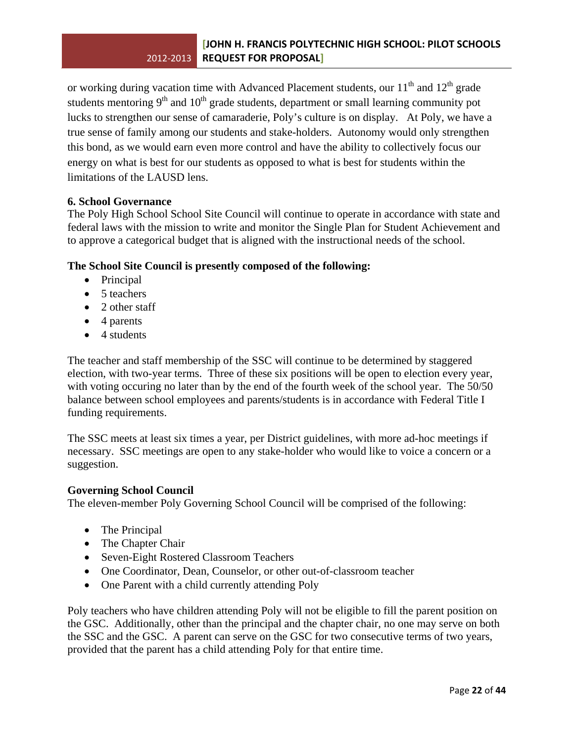or working during vacation time with Advanced Placement students, our 11th and 12th grade students mentoring 9th and 10th grade students, department or small learning community pot lucks to strengthen our sense of camaraderie, Poly's culture is on display. At Poly, we have a true sense of family among our students and stake-holders. Autonomy would only strengthen this bond, as we would earn even more control and have the ability to collectively focus our energy on what is best for our students as opposed to what is best for students within the limitations of the LAUSD lens.

### 6. School Governance

The Poly High School School Site Council will continue to operate in accordance with state and federal laws with the mission to write and monitor the Single Plan for Student Achievement and to approve a categorical budget that is aligned with the instructional needs of the school.

**The School Site Council is presently composed of the following:**

- Principal
- 5 teachers
- 2 other staff
- 4 parents
- 4 students

The teacher and staff membership of the SSC will continue to be determined by staggered election, with two-year terms. Three of these six positions will be open to election every year, with voting occuring no later than by the end of the fourth week of the school year. The 50/50 balance between school employees and parents/students is in accordance with Federal Title I funding requirements.

The SSC meets at least six times a year, per District guidelines, with more ad-hoc meetings if necessary. SSC meetings are open to any stake-holder who would like to voice a concern or a suggestion.

**Governing School Council**

The eleven-member Poly Governing School Council will be comprised of the following:

- The Principal
- The Chapter Chair
- Seven-Eight Rostered Classroom Teachers
- One Coordinator, Dean, Counselor, or other out-of-classroom teacher
- One Parent with a child currently attending Poly

Poly teachers who have children attending Poly will not be eligible to fill the parent position on the GSC. Additionally, other than the principal and the chapter chair, no one may serve on both the SSC and the GSC. A parent can serve on the GSC for two consecutive terms of two years, provided that the parent has a child attending Poly for that entire time.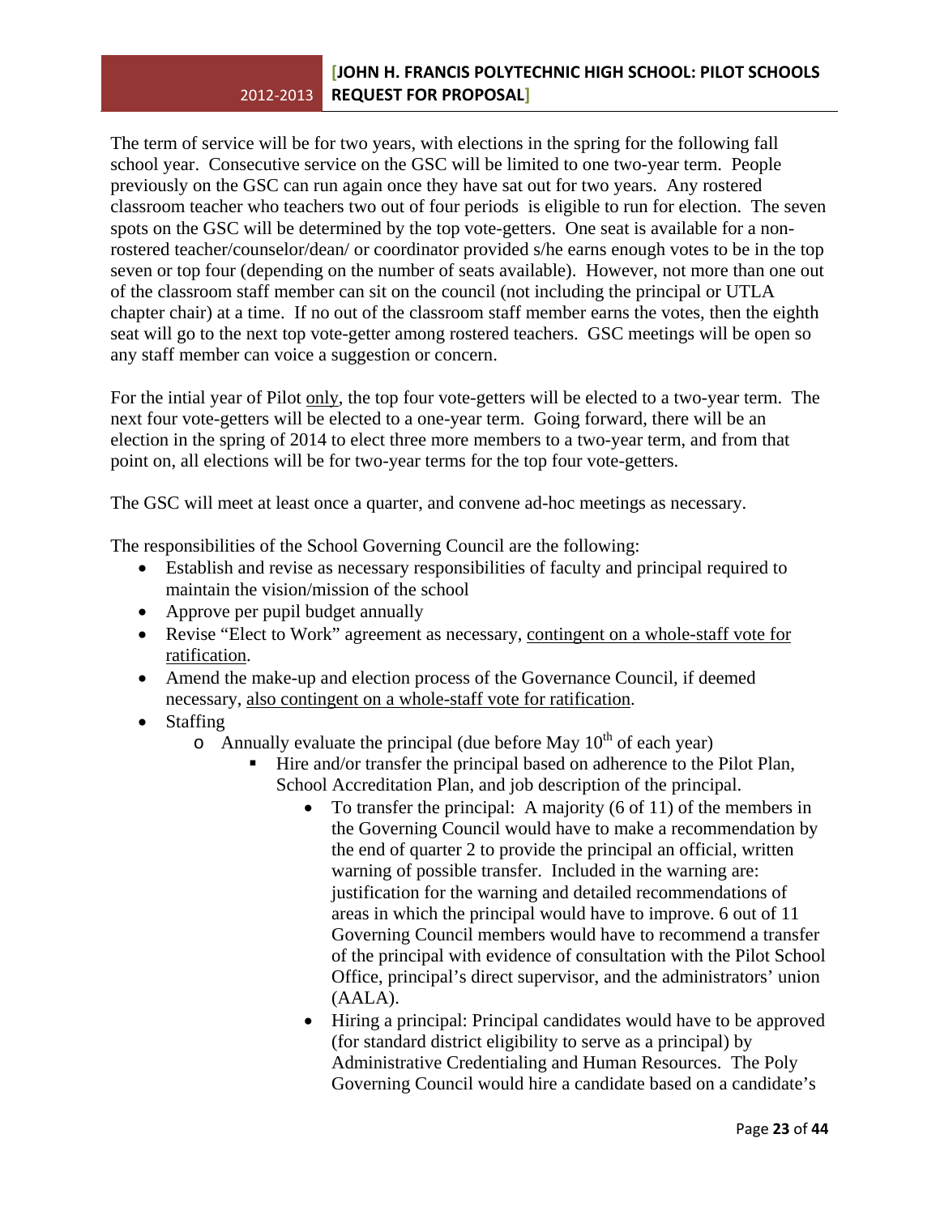The term of service will be for two years, with elections in the spring for the following fall school year. Consecutive service on the GSC will be limited to one two-year term. People previously on the GSC can run again once they have sat out for two years. Any rostered classroom teacher who teachers two out of four periods is eligible to run for election. The seven spots on the GSC will be determined by the top vote-getters. One seat is available for a non-rostered teacher/counselor/dean/ or coordinator provided s/he earns enough votes to be in the top seven or top four (depending on the number of seats available). However, not more than one out of the classroom staff member can sit on the council (not including the principal or UTLA chapter chair) at a time. If no out of the classroom staff member earns the votes, then the eighth seat will go to the next top vote-getter among rostered teachers. GSC meetings will be open so any staff member can voice a suggestion or concern.

For the intial year of Pilot <u>only</u>, the top four vote-getters will be elected to a two-year term. The next four vote-getters will be elected to a one-year term. Going forward, there will be an election in the spring of 2014 to elect three more members to a two-year term, and from that point on, all elections will be for two-year terms for the top four vote-getters.

The GSC will meet at least once a quarter, and convene ad-hoc meetings as necessary.

The responsibilities of the School Governing Council are the following:

- Establish and revise as necessary responsibilities of faculty and principal required to maintain the vision/mission of the school
- Approve per pupil budget annually
- Revise "Elect to Work" agreement as necessary, <u>contingent on a whole-staff vote for ratification</u>.
- Amend the make-up and election process of the Governance Council, if deemed necessary, <u>also contingent on a whole-staff vote for ratification</u>.
- Staffing
  - Annually evaluate the principal (due before May 10th of each year)
    - Hire and/or transfer the principal based on adherence to the Pilot Plan, School Accreditation Plan, and job description of the principal.
      - To transfer the principal: A majority (6 of 11) of the members in the Governing Council would have to make a recommendation by the end of quarter 2 to provide the principal an official, written warning of possible transfer. Included in the warning are: justification for the warning and detailed recommendations of areas in which the principal would have to improve. 6 out of 11 Governing Council members would have to recommend a transfer of the principal with evidence of consultation with the Pilot School Office, principal's direct supervisor, and the administrators' union (AALA).
      - Hiring a principal: Principal candidates would have to be approved (for standard district eligibility to serve as a principal) by Administrative Credentialing and Human Resources. The Poly Governing Council would hire a candidate based on a candidate's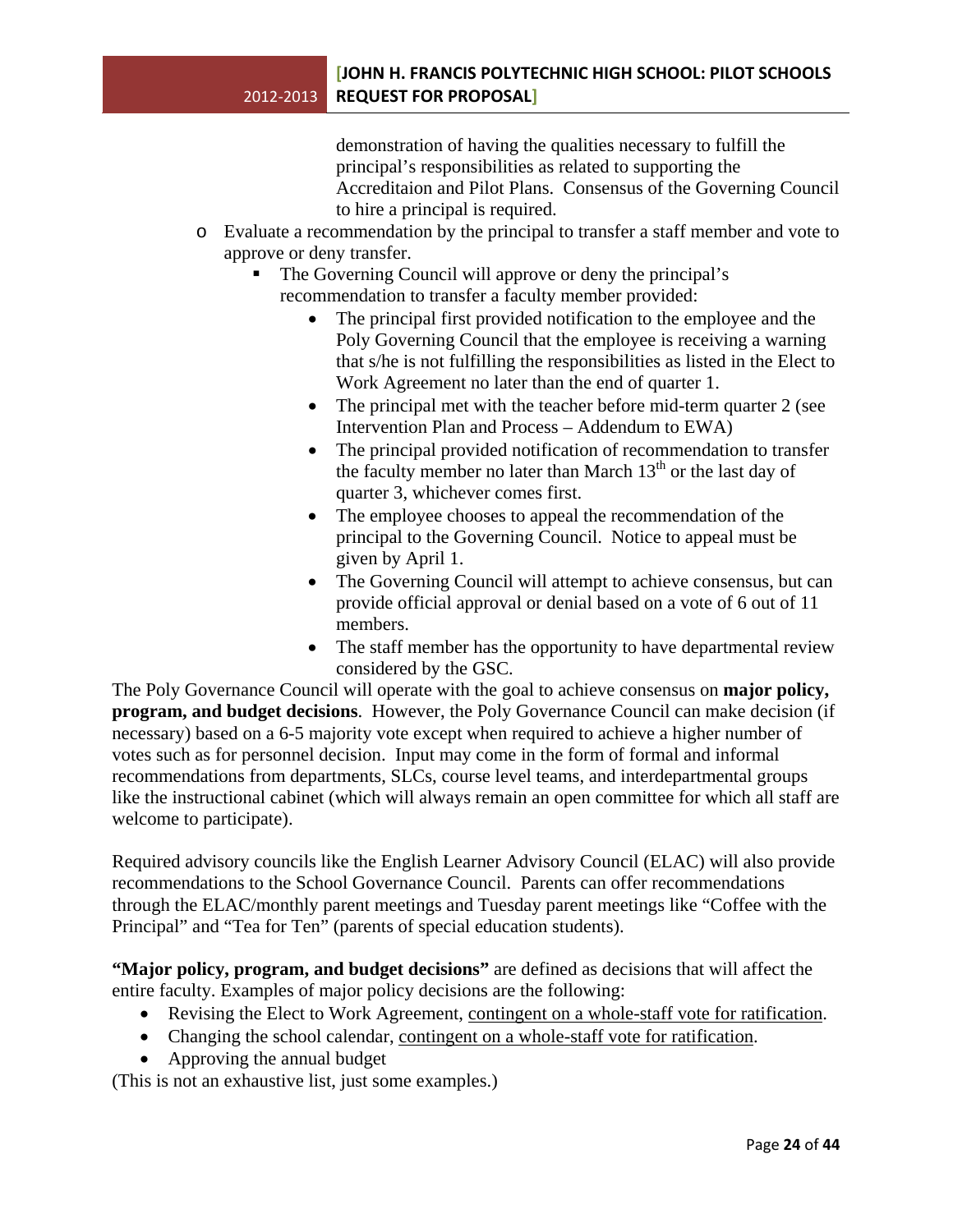demonstration of having the qualities necessary to fulfill the principal's responsibilities as related to supporting the Accreditaion and Pilot Plans. Consensus of the Governing Council to hire a principal is required.

- Evaluate a recommendation by the principal to transfer a staff member and vote to approve or deny transfer.
  - The Governing Council will approve or deny the principal's recommendation to transfer a faculty member provided:
    - The principal first provided notification to the employee and the Poly Governing Council that the employee is receiving a warning that s/he is not fulfilling the responsibilities as listed in the Elect to Work Agreement no later than the end of quarter 1.
    - The principal met with the teacher before mid-term quarter 2 (see Intervention Plan and Process – Addendum to EWA)
    - The principal provided notification of recommendation to transfer the faculty member no later than March 13th or the last day of quarter 3, whichever comes first.
    - The employee chooses to appeal the recommendation of the principal to the Governing Council. Notice to appeal must be given by April 1.
    - The Governing Council will attempt to achieve consensus, but can provide official approval or denial based on a vote of 6 out of 11 members.
    - The staff member has the opportunity to have departmental review considered by the GSC.

The Poly Governance Council will operate with the goal to achieve consensus on **major policy, program, and budget decisions**. However, the Poly Governance Council can make decision (if necessary) based on a 6-5 majority vote except when required to achieve a higher number of votes such as for personnel decision. Input may come in the form of formal and informal recommendations from departments, SLCs, course level teams, and interdepartmental groups like the instructional cabinet (which will always remain an open committee for which all staff are welcome to participate).

Required advisory councils like the English Learner Advisory Council (ELAC) will also provide recommendations to the School Governance Council. Parents can offer recommendations through the ELAC/monthly parent meetings and Tuesday parent meetings like "Coffee with the Principal" and "Tea for Ten" (parents of special education students).

**"Major policy, program, and budget decisions"** are defined as decisions that will affect the entire faculty. Examples of major policy decisions are the following:

- Revising the Elect to Work Agreement, contingent on a whole-staff vote for ratification.
- Changing the school calendar, contingent on a whole-staff vote for ratification.
- Approving the annual budget

(This is not an exhaustive list, just some examples.)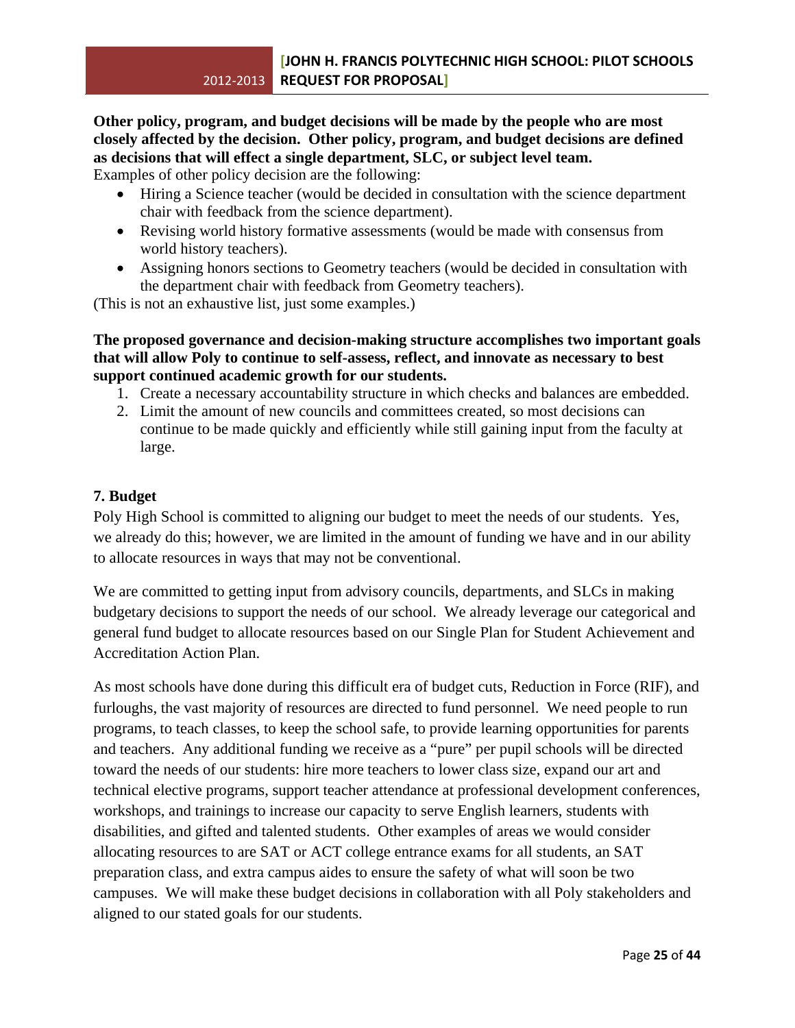**Other policy, program, and budget decisions will be made by the people who are most closely affected by the decision. Other policy, program, and budget decisions are defined as decisions that will effect a single department, SLC, or subject level team.**
Examples of other policy decision are the following:

- Hiring a Science teacher (would be decided in consultation with the science department chair with feedback from the science department).
- Revising world history formative assessments (would be made with consensus from world history teachers).
- Assigning honors sections to Geometry teachers (would be decided in consultation with the department chair with feedback from Geometry teachers).

(This is not an exhaustive list, just some examples.)

**The proposed governance and decision-making structure accomplishes two important goals that will allow Poly to continue to self-assess, reflect, and innovate as necessary to best support continued academic growth for our students.**

1. Create a necessary accountability structure in which checks and balances are embedded.
2. Limit the amount of new councils and committees created, so most decisions can continue to be made quickly and efficiently while still gaining input from the faculty at large.

## 7. Budget

Poly High School is committed to aligning our budget to meet the needs of our students. Yes, we already do this; however, we are limited in the amount of funding we have and in our ability to allocate resources in ways that may not be conventional.

We are committed to getting input from advisory councils, departments, and SLCs in making budgetary decisions to support the needs of our school. We already leverage our categorical and general fund budget to allocate resources based on our Single Plan for Student Achievement and Accreditation Action Plan.

As most schools have done during this difficult era of budget cuts, Reduction in Force (RIF), and furloughs, the vast majority of resources are directed to fund personnel. We need people to run programs, to teach classes, to keep the school safe, to provide learning opportunities for parents and teachers. Any additional funding we receive as a "pure" per pupil schools will be directed toward the needs of our students: hire more teachers to lower class size, expand our art and technical elective programs, support teacher attendance at professional development conferences, workshops, and trainings to increase our capacity to serve English learners, students with disabilities, and gifted and talented students. Other examples of areas we would consider allocating resources to are SAT or ACT college entrance exams for all students, an SAT preparation class, and extra campus aides to ensure the safety of what will soon be two campuses. We will make these budget decisions in collaboration with all Poly stakeholders and aligned to our stated goals for our students.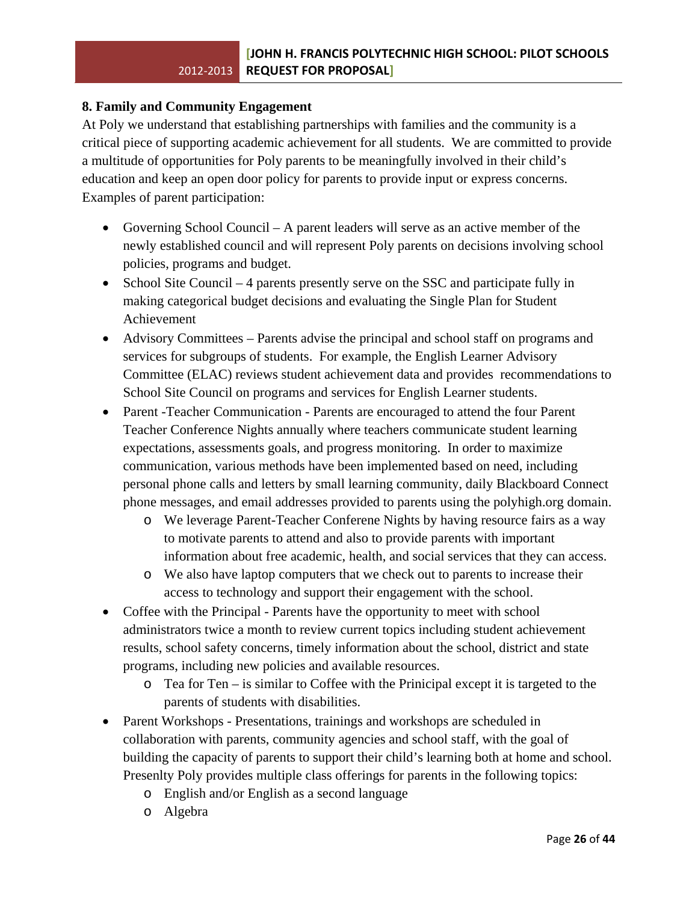**8. Family and Community Engagement**

At Poly we understand that establishing partnerships with families and the community is a critical piece of supporting academic achievement for all students. We are committed to provide a multitude of opportunities for Poly parents to be meaningfully involved in their child's education and keep an open door policy for parents to provide input or express concerns. Examples of parent participation:

- Governing School Council – A parent leaders will serve as an active member of the newly established council and will represent Poly parents on decisions involving school policies, programs and budget.
- School Site Council – 4 parents presently serve on the SSC and participate fully in making categorical budget decisions and evaluating the Single Plan for Student Achievement
- Advisory Committees – Parents advise the principal and school staff on programs and services for subgroups of students. For example, the English Learner Advisory Committee (ELAC) reviews student achievement data and provides recommendations to School Site Council on programs and services for English Learner students.
- Parent -Teacher Communication - Parents are encouraged to attend the four Parent Teacher Conference Nights annually where teachers communicate student learning expectations, assessments goals, and progress monitoring. In order to maximize communication, various methods have been implemented based on need, including personal phone calls and letters by small learning community, daily Blackboard Connect phone messages, and email addresses provided to parents using the polyhigh.org domain.
  - We leverage Parent-Teacher Conferene Nights by having resource fairs as a way to motivate parents to attend and also to provide parents with important information about free academic, health, and social services that they can access.
  - We also have laptop computers that we check out to parents to increase their access to technology and support their engagement with the school.
- Coffee with the Principal - Parents have the opportunity to meet with school administrators twice a month to review current topics including student achievement results, school safety concerns, timely information about the school, district and state programs, including new policies and available resources.
  - Tea for Ten – is similar to Coffee with the Prinicipal except it is targeted to the parents of students with disabilities.
- Parent Workshops - Presentations, trainings and workshops are scheduled in collaboration with parents, community agencies and school staff, with the goal of building the capacity of parents to support their child's learning both at home and school. Presenlty Poly provides multiple class offerings for parents in the following topics:
  - English and/or English as a second language
  - Algebra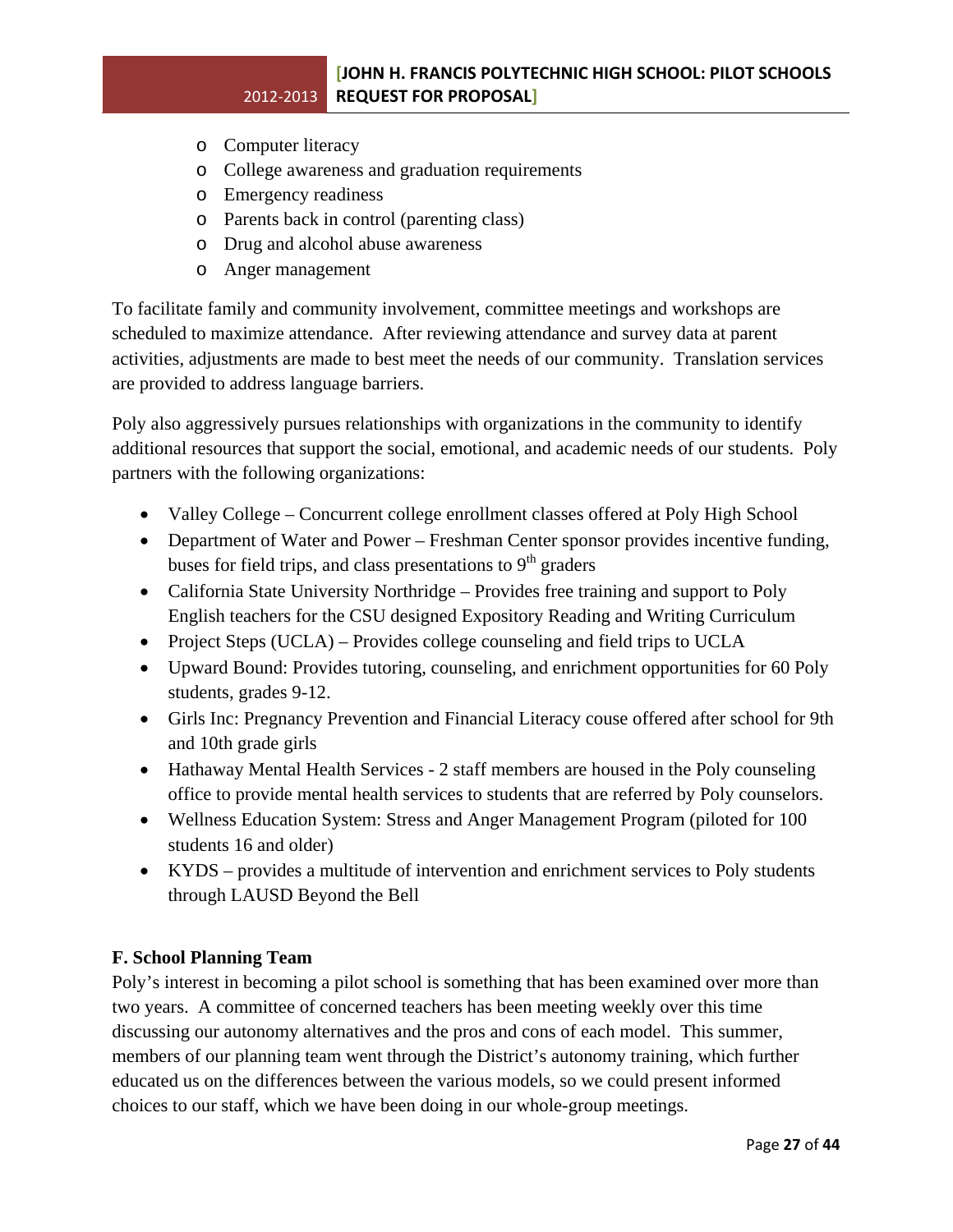- Computer literacy
- College awareness and graduation requirements
- Emergency readiness
- Parents back in control (parenting class)
- Drug and alcohol abuse awareness
- Anger management

To facilitate family and community involvement, committee meetings and workshops are scheduled to maximize attendance. After reviewing attendance and survey data at parent activities, adjustments are made to best meet the needs of our community. Translation services are provided to address language barriers.

Poly also aggressively pursues relationships with organizations in the community to identify additional resources that support the social, emotional, and academic needs of our students. Poly partners with the following organizations:

- Valley College – Concurrent college enrollment classes offered at Poly High School
- Department of Water and Power – Freshman Center sponsor provides incentive funding, buses for field trips, and class presentations to 9th graders
- California State University Northridge – Provides free training and support to Poly English teachers for the CSU designed Expository Reading and Writing Curriculum
- Project Steps (UCLA) – Provides college counseling and field trips to UCLA
- Upward Bound: Provides tutoring, counseling, and enrichment opportunities for 60 Poly students, grades 9-12.
- Girls Inc: Pregnancy Prevention and Financial Literacy couse offered after school for 9th and 10th grade girls
- Hathaway Mental Health Services - 2 staff members are housed in the Poly counseling office to provide mental health services to students that are referred by Poly counselors.
- Wellness Education System: Stress and Anger Management Program (piloted for 100 students 16 and older)
- KYDS – provides a multitude of intervention and enrichment services to Poly students through LAUSD Beyond the Bell

## F. School Planning Team

Poly's interest in becoming a pilot school is something that has been examined over more than two years. A committee of concerned teachers has been meeting weekly over this time discussing our autonomy alternatives and the pros and cons of each model. This summer, members of our planning team went through the District's autonomy training, which further educated us on the differences between the various models, so we could present informed choices to our staff, which we have been doing in our whole-group meetings.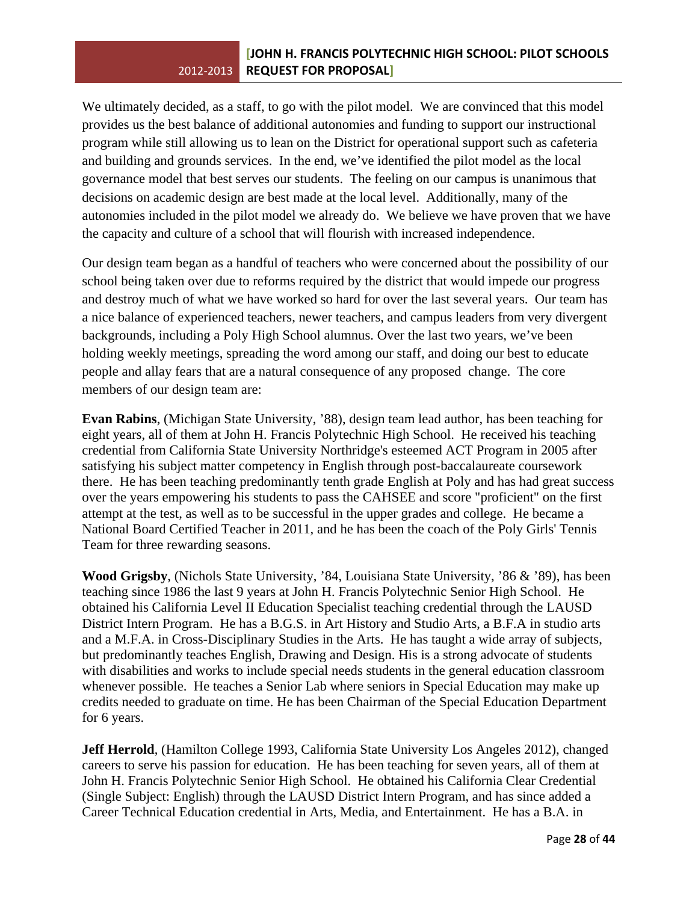We ultimately decided, as a staff, to go with the pilot model. We are convinced that this model provides us the best balance of additional autonomies and funding to support our instructional program while still allowing us to lean on the District for operational support such as cafeteria and building and grounds services. In the end, we've identified the pilot model as the local governance model that best serves our students. The feeling on our campus is unanimous that decisions on academic design are best made at the local level. Additionally, many of the autonomies included in the pilot model we already do. We believe we have proven that we have the capacity and culture of a school that will flourish with increased independence.

Our design team began as a handful of teachers who were concerned about the possibility of our school being taken over due to reforms required by the district that would impede our progress and destroy much of what we have worked so hard for over the last several years. Our team has a nice balance of experienced teachers, newer teachers, and campus leaders from very divergent backgrounds, including a Poly High School alumnus. Over the last two years, we've been holding weekly meetings, spreading the word among our staff, and doing our best to educate people and allay fears that are a natural consequence of any proposed change. The core members of our design team are:

**Evan Rabins**, (Michigan State University, '88), design team lead author, has been teaching for eight years, all of them at John H. Francis Polytechnic High School. He received his teaching credential from California State University Northridge's esteemed ACT Program in 2005 after satisfying his subject matter competency in English through post-baccalaureate coursework there. He has been teaching predominantly tenth grade English at Poly and has had great success over the years empowering his students to pass the CAHSEE and score "proficient" on the first attempt at the test, as well as to be successful in the upper grades and college. He became a National Board Certified Teacher in 2011, and he has been the coach of the Poly Girls' Tennis Team for three rewarding seasons.

**Wood Grigsby**, (Nichols State University, '84, Louisiana State University, '86 & '89), has been teaching since 1986 the last 9 years at John H. Francis Polytechnic Senior High School. He obtained his California Level II Education Specialist teaching credential through the LAUSD District Intern Program. He has a B.G.S. in Art History and Studio Arts, a B.F.A in studio arts and a M.F.A. in Cross-Disciplinary Studies in the Arts. He has taught a wide array of subjects, but predominantly teaches English, Drawing and Design. His is a strong advocate of students with disabilities and works to include special needs students in the general education classroom whenever possible. He teaches a Senior Lab where seniors in Special Education may make up credits needed to graduate on time. He has been Chairman of the Special Education Department for 6 years.

**Jeff Herrold**, (Hamilton College 1993, California State University Los Angeles 2012), changed careers to serve his passion for education. He has been teaching for seven years, all of them at John H. Francis Polytechnic Senior High School. He obtained his California Clear Credential (Single Subject: English) through the LAUSD District Intern Program, and has since added a Career Technical Education credential in Arts, Media, and Entertainment. He has a B.A. in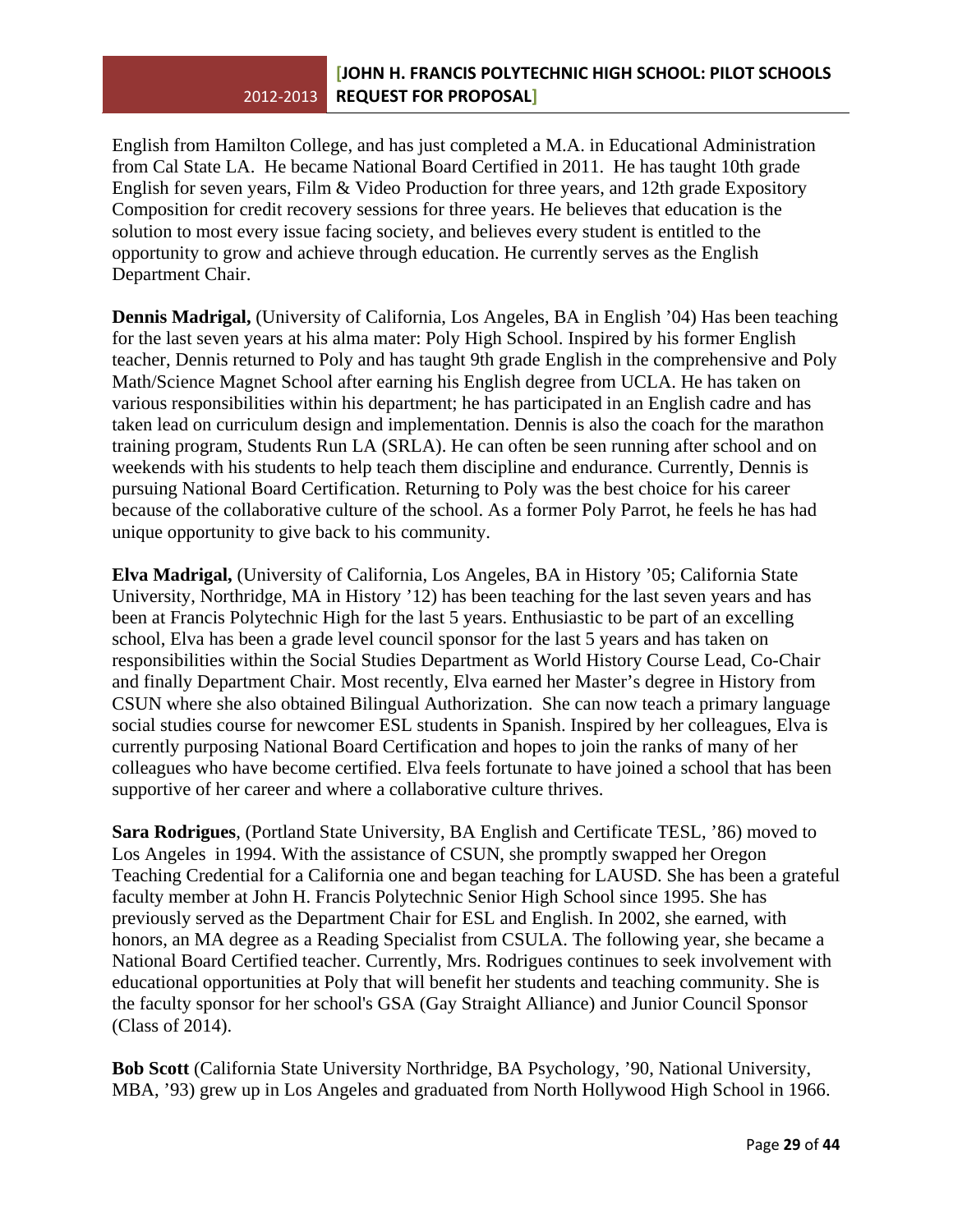English from Hamilton College, and has just completed a M.A. in Educational Administration from Cal State LA. He became National Board Certified in 2011. He has taught 10th grade English for seven years, Film & Video Production for three years, and 12th grade Expository Composition for credit recovery sessions for three years. He believes that education is the solution to most every issue facing society, and believes every student is entitled to the opportunity to grow and achieve through education. He currently serves as the English Department Chair.

**Dennis Madrigal,** (University of California, Los Angeles, BA in English '04) Has been teaching for the last seven years at his alma mater: Poly High School. Inspired by his former English teacher, Dennis returned to Poly and has taught 9th grade English in the comprehensive and Poly Math/Science Magnet School after earning his English degree from UCLA. He has taken on various responsibilities within his department; he has participated in an English cadre and has taken lead on curriculum design and implementation. Dennis is also the coach for the marathon training program, Students Run LA (SRLA). He can often be seen running after school and on weekends with his students to help teach them discipline and endurance. Currently, Dennis is pursuing National Board Certification. Returning to Poly was the best choice for his career because of the collaborative culture of the school. As a former Poly Parrot, he feels he has had unique opportunity to give back to his community.

**Elva Madrigal,** (University of California, Los Angeles, BA in History '05; California State University, Northridge, MA in History '12) has been teaching for the last seven years and has been at Francis Polytechnic High for the last 5 years. Enthusiastic to be part of an excelling school, Elva has been a grade level council sponsor for the last 5 years and has taken on responsibilities within the Social Studies Department as World History Course Lead, Co-Chair and finally Department Chair. Most recently, Elva earned her Master's degree in History from CSUN where she also obtained Bilingual Authorization. She can now teach a primary language social studies course for newcomer ESL students in Spanish. Inspired by her colleagues, Elva is currently purposing National Board Certification and hopes to join the ranks of many of her colleagues who have become certified. Elva feels fortunate to have joined a school that has been supportive of her career and where a collaborative culture thrives.

**Sara Rodrigues**, (Portland State University, BA English and Certificate TESL, '86) moved to Los Angeles in 1994. With the assistance of CSUN, she promptly swapped her Oregon Teaching Credential for a California one and began teaching for LAUSD. She has been a grateful faculty member at John H. Francis Polytechnic Senior High School since 1995. She has previously served as the Department Chair for ESL and English. In 2002, she earned, with honors, an MA degree as a Reading Specialist from CSULA. The following year, she became a National Board Certified teacher. Currently, Mrs. Rodrigues continues to seek involvement with educational opportunities at Poly that will benefit her students and teaching community. She is the faculty sponsor for her school's GSA (Gay Straight Alliance) and Junior Council Sponsor (Class of 2014).

**Bob Scott** (California State University Northridge, BA Psychology, '90, National University, MBA, '93) grew up in Los Angeles and graduated from North Hollywood High School in 1966.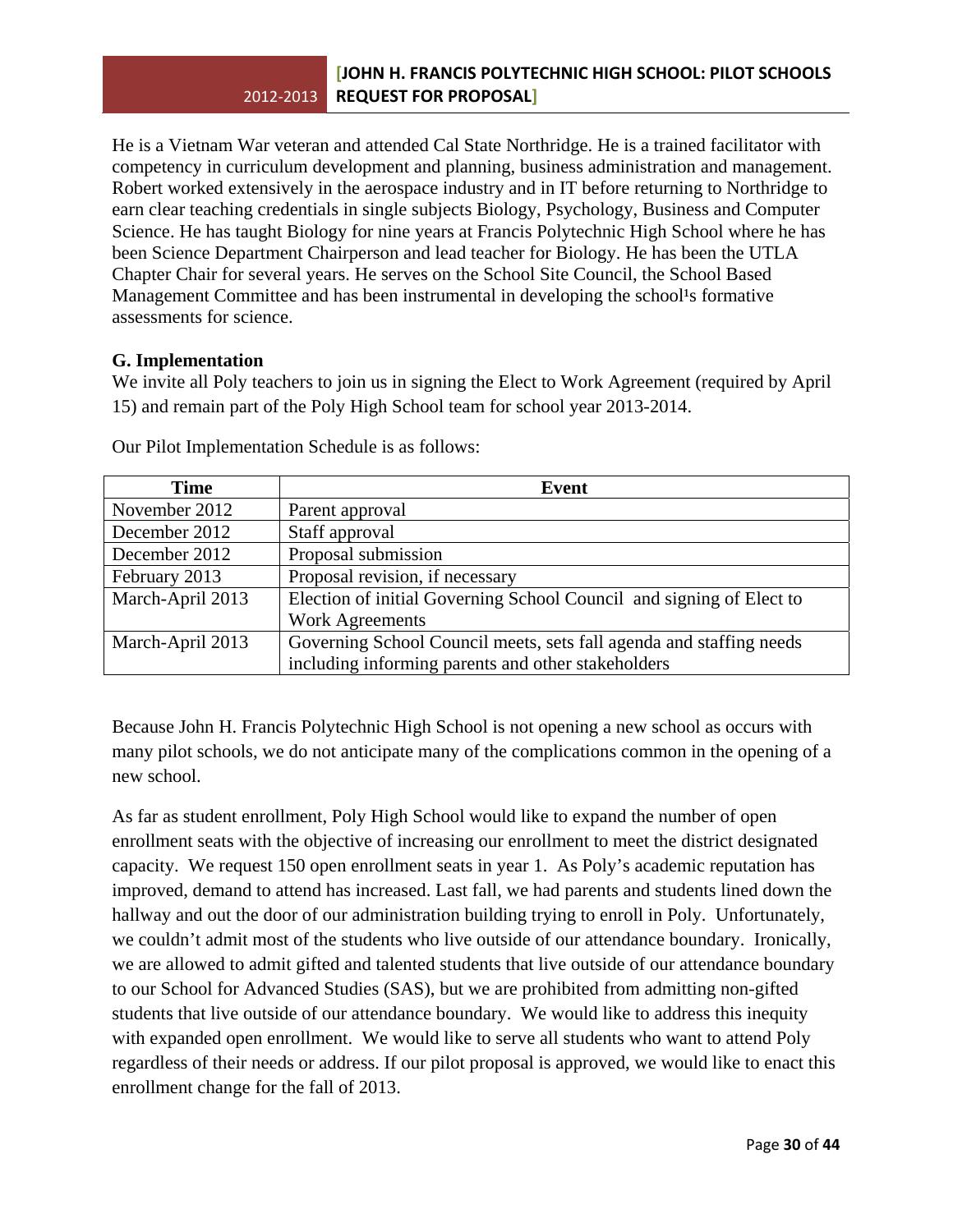He is a Vietnam War veteran and attended Cal State Northridge. He is a trained facilitator with competency in curriculum development and planning, business administration and management. Robert worked extensively in the aerospace industry and in IT before returning to Northridge to earn clear teaching credentials in single subjects Biology, Psychology, Business and Computer Science. He has taught Biology for nine years at Francis Polytechnic High School where he has been Science Department Chairperson and lead teacher for Biology. He has been the UTLA Chapter Chair for several years. He serves on the School Site Council, the School Based Management Committee and has been instrumental in developing the school¹s formative assessments for science.

**G. Implementation**

We invite all Poly teachers to join us in signing the Elect to Work Agreement (required by April 15) and remain part of the Poly High School team for school year 2013-2014.

Our Pilot Implementation Schedule is as follows:

| Time | Event |
|---|---|
| November 2012 | Parent approval |
| December 2012 | Staff approval |
| December 2012 | Proposal submission |
| February 2013 | Proposal revision, if necessary |
| March-April 2013 | Election of initial Governing School Council and signing of Elect to Work Agreements |
| March-April 2013 | Governing School Council meets, sets fall agenda and staffing needs including informing parents and other stakeholders |

Because John H. Francis Polytechnic High School is not opening a new school as occurs with many pilot schools, we do not anticipate many of the complications common in the opening of a new school.

As far as student enrollment, Poly High School would like to expand the number of open enrollment seats with the objective of increasing our enrollment to meet the district designated capacity. We request 150 open enrollment seats in year 1. As Poly's academic reputation has improved, demand to attend has increased. Last fall, we had parents and students lined down the hallway and out the door of our administration building trying to enroll in Poly. Unfortunately, we couldn't admit most of the students who live outside of our attendance boundary. Ironically, we are allowed to admit gifted and talented students that live outside of our attendance boundary to our School for Advanced Studies (SAS), but we are prohibited from admitting non-gifted students that live outside of our attendance boundary. We would like to address this inequity with expanded open enrollment. We would like to serve all students who want to attend Poly regardless of their needs or address. If our pilot proposal is approved, we would like to enact this enrollment change for the fall of 2013.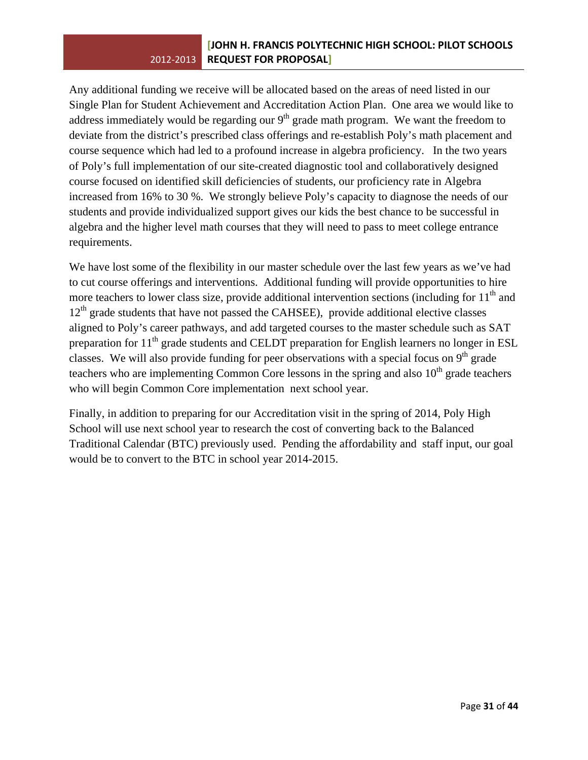Any additional funding we receive will be allocated based on the areas of need listed in our Single Plan for Student Achievement and Accreditation Action Plan. One area we would like to address immediately would be regarding our 9th grade math program. We want the freedom to deviate from the district's prescribed class offerings and re-establish Poly's math placement and course sequence which had led to a profound increase in algebra proficiency. In the two years of Poly's full implementation of our site-created diagnostic tool and collaboratively designed course focused on identified skill deficiencies of students, our proficiency rate in Algebra increased from 16% to 30 %. We strongly believe Poly's capacity to diagnose the needs of our students and provide individualized support gives our kids the best chance to be successful in algebra and the higher level math courses that they will need to pass to meet college entrance requirements.

We have lost some of the flexibility in our master schedule over the last few years as we've had to cut course offerings and interventions. Additional funding will provide opportunities to hire more teachers to lower class size, provide additional intervention sections (including for 11th and 12th grade students that have not passed the CAHSEE), provide additional elective classes aligned to Poly's career pathways, and add targeted courses to the master schedule such as SAT preparation for 11th grade students and CELDT preparation for English learners no longer in ESL classes. We will also provide funding for peer observations with a special focus on 9th grade teachers who are implementing Common Core lessons in the spring and also 10th grade teachers who will begin Common Core implementation next school year.

Finally, in addition to preparing for our Accreditation visit in the spring of 2014, Poly High School will use next school year to research the cost of converting back to the Balanced Traditional Calendar (BTC) previously used. Pending the affordability and staff input, our goal would be to convert to the BTC in school year 2014-2015.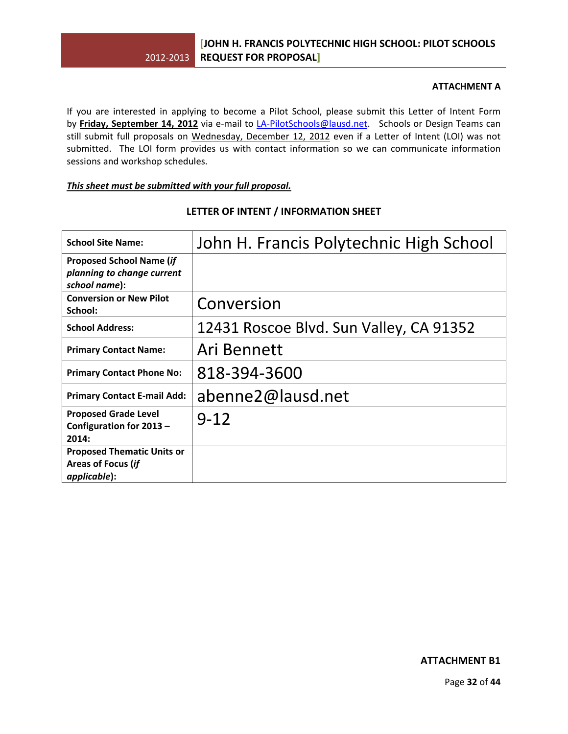**ATTACHMENT A**

If you are interested in applying to become a Pilot School, please submit this Letter of Intent Form by **Friday, September 14, 2012** via e-mail to LA-PilotSchools@lausd.net. Schools or Design Teams can still submit full proposals on Wednesday, December 12, 2012 even if a Letter of Intent (LOI) was not submitted. The LOI form provides us with contact information so we can communicate information sessions and workshop schedules.

***This sheet must be submitted with your full proposal.***

## LETTER OF INTENT / INFORMATION SHEET

| | |
|---|---|
| **School Site Name:** | John H. Francis Polytechnic High School |
| **Proposed School Name (*if planning to change current school name*):** | |
| **Conversion or New Pilot School:** | Conversion |
| **School Address:** | 12431 Roscoe Blvd. Sun Valley, CA 91352 |
| **Primary Contact Name:** | Ari Bennett |
| **Primary Contact Phone No:** | 818-394-3600 |
| **Primary Contact E-mail Add:** | abenne2@lausd.net |
| **Proposed Grade Level Configuration for 2013 – 2014:** | 9-12 |
| **Proposed Thematic Units or Areas of Focus (*if applicable*):** | |

**ATTACHMENT B1**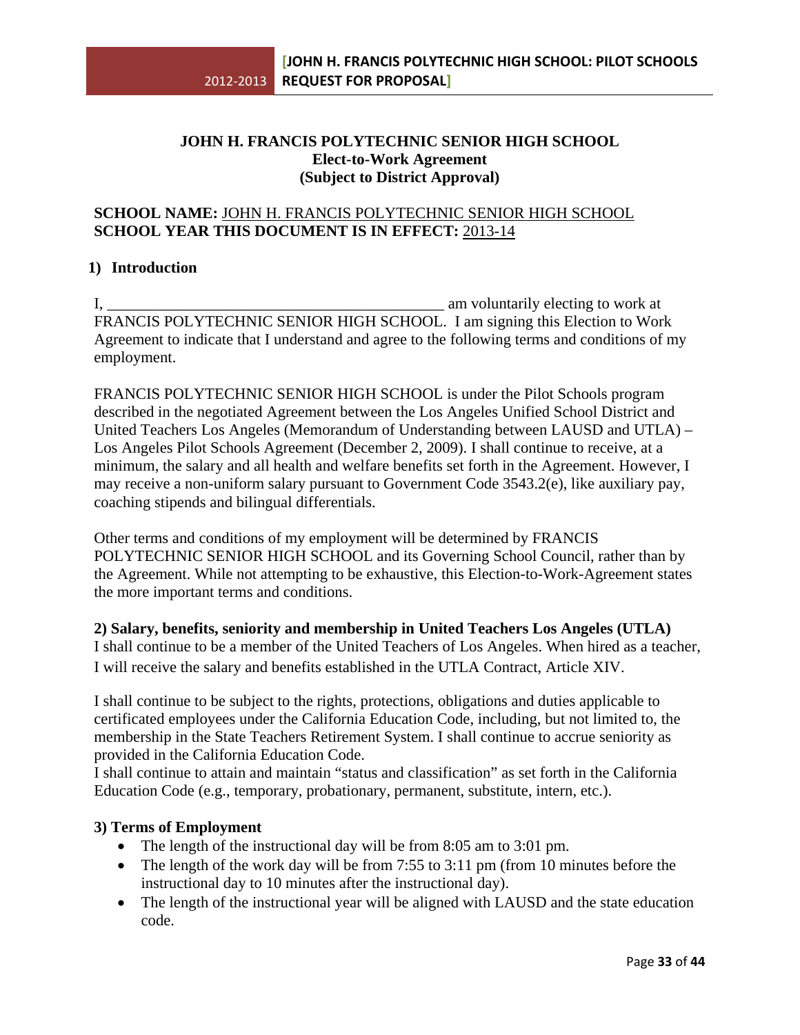**JOHN H. FRANCIS POLYTECHNIC SENIOR HIGH SCHOOL**
**Elect-to-Work Agreement**
**(Subject to District Approval)**

**SCHOOL NAME:** JOHN H. FRANCIS POLYTECHNIC SENIOR HIGH SCHOOL
**SCHOOL YEAR THIS DOCUMENT IS IN EFFECT:** 2013-14

## 1) Introduction

I, ___________________________________________ am voluntarily electing to work at FRANCIS POLYTECHNIC SENIOR HIGH SCHOOL. I am signing this Election to Work Agreement to indicate that I understand and agree to the following terms and conditions of my employment.

FRANCIS POLYTECHNIC SENIOR HIGH SCHOOL is under the Pilot Schools program described in the negotiated Agreement between the Los Angeles Unified School District and United Teachers Los Angeles (Memorandum of Understanding between LAUSD and UTLA) – Los Angeles Pilot Schools Agreement (December 2, 2009). I shall continue to receive, at a minimum, the salary and all health and welfare benefits set forth in the Agreement. However, I may receive a non-uniform salary pursuant to Government Code 3543.2(e), like auxiliary pay, coaching stipends and bilingual differentials.

Other terms and conditions of my employment will be determined by FRANCIS POLYTECHNIC SENIOR HIGH SCHOOL and its Governing School Council, rather than by the Agreement. While not attempting to be exhaustive, this Election-to-Work-Agreement states the more important terms and conditions.

## 2) Salary, benefits, seniority and membership in United Teachers Los Angeles (UTLA)

I shall continue to be a member of the United Teachers of Los Angeles. When hired as a teacher, I will receive the salary and benefits established in the UTLA Contract, Article XIV.

I shall continue to be subject to the rights, protections, obligations and duties applicable to certificated employees under the California Education Code, including, but not limited to, the membership in the State Teachers Retirement System. I shall continue to accrue seniority as provided in the California Education Code.
I shall continue to attain and maintain "status and classification" as set forth in the California Education Code (e.g., temporary, probationary, permanent, substitute, intern, etc.).

## 3) Terms of Employment

- The length of the instructional day will be from 8:05 am to 3:01 pm.
- The length of the work day will be from 7:55 to 3:11 pm (from 10 minutes before the instructional day to 10 minutes after the instructional day).
- The length of the instructional year will be aligned with LAUSD and the state education code.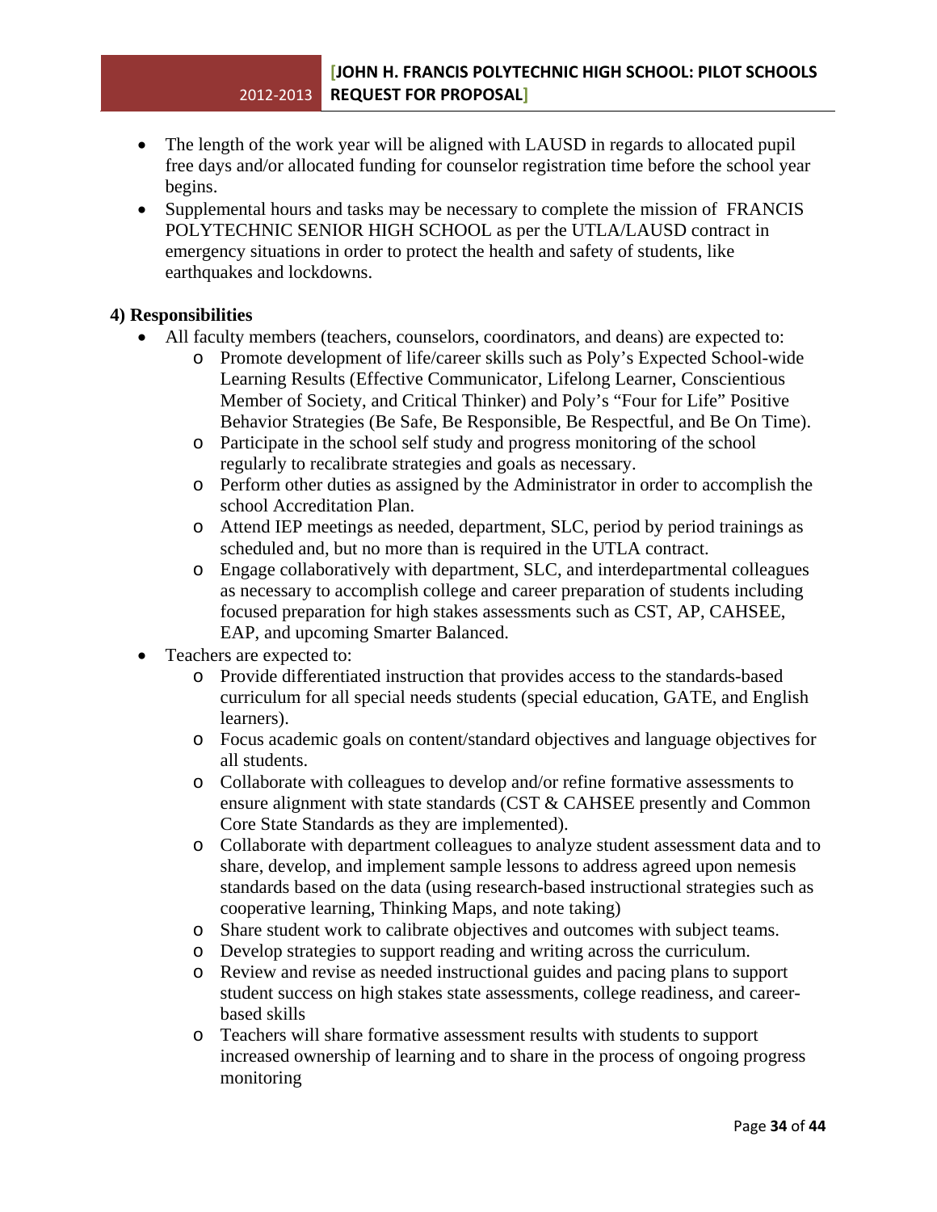- The length of the work year will be aligned with LAUSD in regards to allocated pupil free days and/or allocated funding for counselor registration time before the school year begins.
- Supplemental hours and tasks may be necessary to complete the mission of FRANCIS POLYTECHNIC SENIOR HIGH SCHOOL as per the UTLA/LAUSD contract in emergency situations in order to protect the health and safety of students, like earthquakes and lockdowns.

**4) Responsibilities**

- All faculty members (teachers, counselors, coordinators, and deans) are expected to:
  - Promote development of life/career skills such as Poly's Expected School-wide Learning Results (Effective Communicator, Lifelong Learner, Conscientious Member of Society, and Critical Thinker) and Poly's "Four for Life" Positive Behavior Strategies (Be Safe, Be Responsible, Be Respectful, and Be On Time).
  - Participate in the school self study and progress monitoring of the school regularly to recalibrate strategies and goals as necessary.
  - Perform other duties as assigned by the Administrator in order to accomplish the school Accreditation Plan.
  - Attend IEP meetings as needed, department, SLC, period by period trainings as scheduled and, but no more than is required in the UTLA contract.
  - Engage collaboratively with department, SLC, and interdepartmental colleagues as necessary to accomplish college and career preparation of students including focused preparation for high stakes assessments such as CST, AP, CAHSEE, EAP, and upcoming Smarter Balanced.
- Teachers are expected to:
  - Provide differentiated instruction that provides access to the standards-based curriculum for all special needs students (special education, GATE, and English learners).
  - Focus academic goals on content/standard objectives and language objectives for all students.
  - Collaborate with colleagues to develop and/or refine formative assessments to ensure alignment with state standards (CST & CAHSEE presently and Common Core State Standards as they are implemented).
  - Collaborate with department colleagues to analyze student assessment data and to share, develop, and implement sample lessons to address agreed upon nemesis standards based on the data (using research-based instructional strategies such as cooperative learning, Thinking Maps, and note taking)
  - Share student work to calibrate objectives and outcomes with subject teams.
  - Develop strategies to support reading and writing across the curriculum.
  - Review and revise as needed instructional guides and pacing plans to support student success on high stakes state assessments, college readiness, and career-based skills
  - Teachers will share formative assessment results with students to support increased ownership of learning and to share in the process of ongoing progress monitoring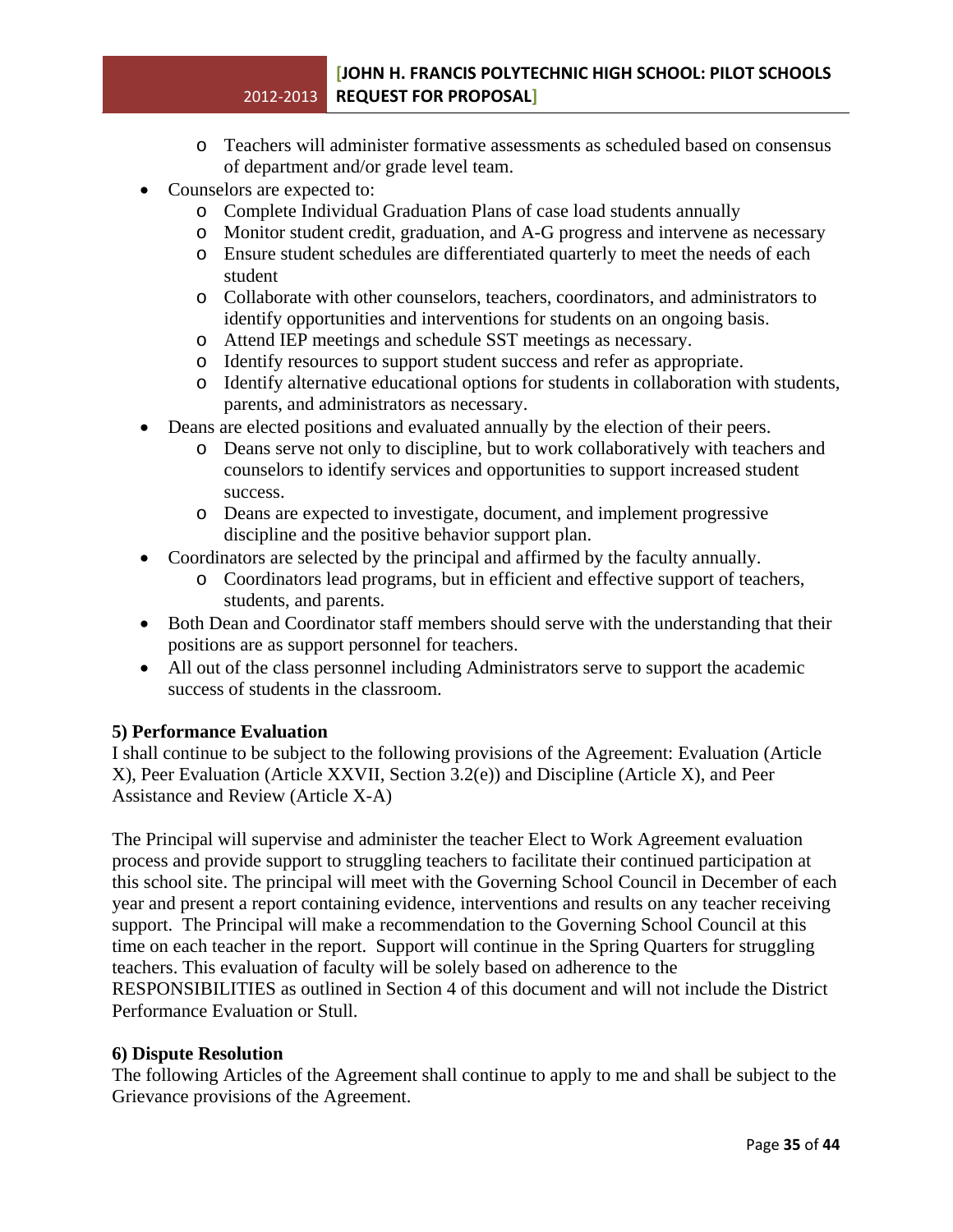- Teachers will administer formative assessments as scheduled based on consensus of department and/or grade level team.
- Counselors are expected to:
    - Complete Individual Graduation Plans of case load students annually
    - Monitor student credit, graduation, and A-G progress and intervene as necessary
    - Ensure student schedules are differentiated quarterly to meet the needs of each student
    - Collaborate with other counselors, teachers, coordinators, and administrators to identify opportunities and interventions for students on an ongoing basis.
    - Attend IEP meetings and schedule SST meetings as necessary.
    - Identify resources to support student success and refer as appropriate.
    - Identify alternative educational options for students in collaboration with students, parents, and administrators as necessary.
- Deans are elected positions and evaluated annually by the election of their peers.
    - Deans serve not only to discipline, but to work collaboratively with teachers and counselors to identify services and opportunities to support increased student success.
    - Deans are expected to investigate, document, and implement progressive discipline and the positive behavior support plan.
- Coordinators are selected by the principal and affirmed by the faculty annually.
    - Coordinators lead programs, but in efficient and effective support of teachers, students, and parents.
- Both Dean and Coordinator staff members should serve with the understanding that their positions are as support personnel for teachers.
- All out of the class personnel including Administrators serve to support the academic success of students in the classroom.

**5) Performance Evaluation**

I shall continue to be subject to the following provisions of the Agreement: Evaluation (Article X), Peer Evaluation (Article XXVII, Section 3.2(e)) and Discipline (Article X), and Peer Assistance and Review (Article X-A)

The Principal will supervise and administer the teacher Elect to Work Agreement evaluation process and provide support to struggling teachers to facilitate their continued participation at this school site. The principal will meet with the Governing School Council in December of each year and present a report containing evidence, interventions and results on any teacher receiving support. The Principal will make a recommendation to the Governing School Council at this time on each teacher in the report. Support will continue in the Spring Quarters for struggling teachers. This evaluation of faculty will be solely based on adherence to the RESPONSIBILITIES as outlined in Section 4 of this document and will not include the District Performance Evaluation or Stull.

**6) Dispute Resolution**

The following Articles of the Agreement shall continue to apply to me and shall be subject to the Grievance provisions of the Agreement.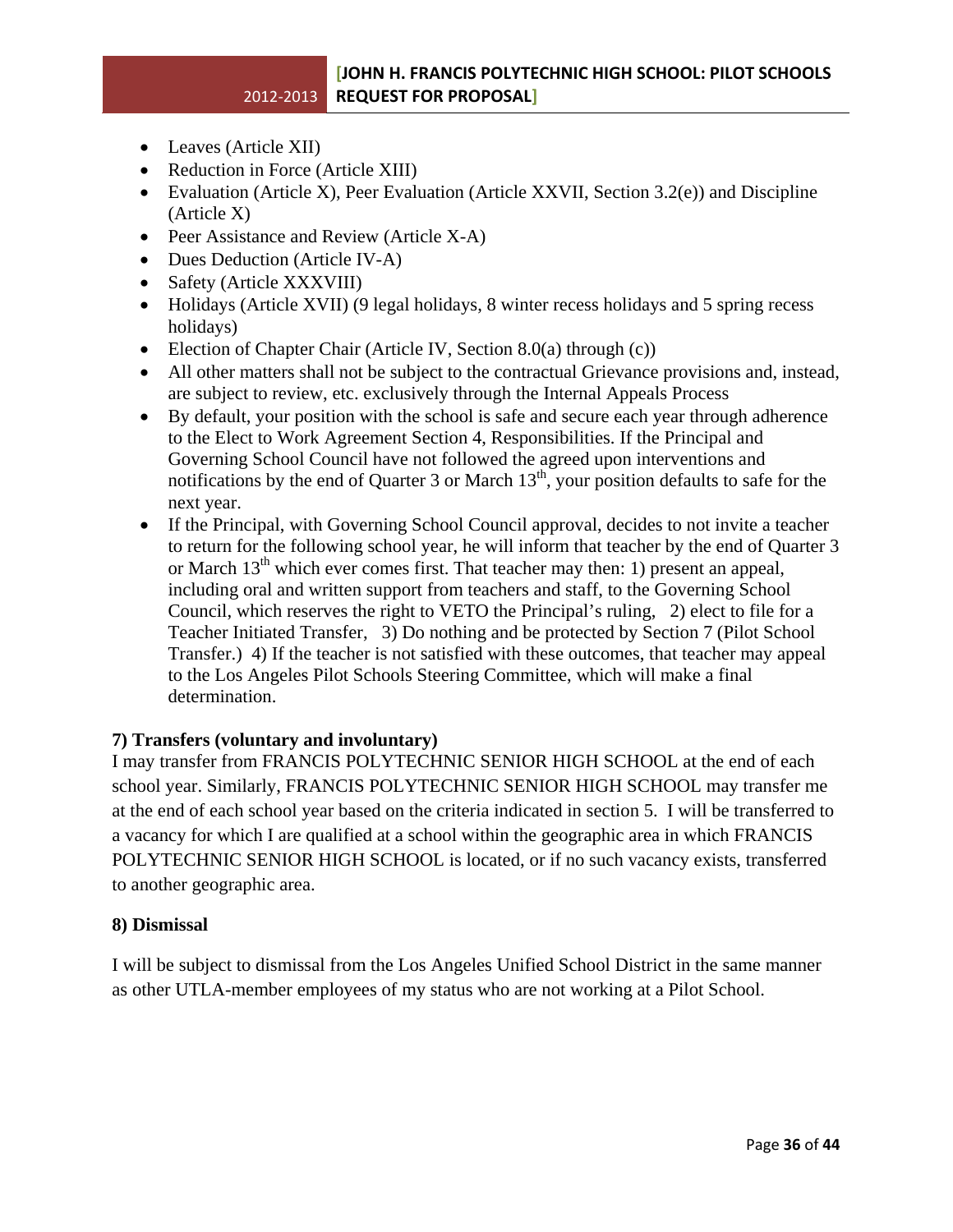- Leaves (Article XII)
- Reduction in Force (Article XIII)
- Evaluation (Article X), Peer Evaluation (Article XXVII, Section 3.2(e)) and Discipline (Article X)
- Peer Assistance and Review (Article X-A)
- Dues Deduction (Article IV-A)
- Safety (Article XXXVIII)
- Holidays (Article XVII) (9 legal holidays, 8 winter recess holidays and 5 spring recess holidays)
- Election of Chapter Chair (Article IV, Section 8.0(a) through (c))
- All other matters shall not be subject to the contractual Grievance provisions and, instead, are subject to review, etc. exclusively through the Internal Appeals Process
- By default, your position with the school is safe and secure each year through adherence to the Elect to Work Agreement Section 4, Responsibilities. If the Principal and Governing School Council have not followed the agreed upon interventions and notifications by the end of Quarter 3 or March 13th, your position defaults to safe for the next year.
- If the Principal, with Governing School Council approval, decides to not invite a teacher to return for the following school year, he will inform that teacher by the end of Quarter 3 or March 13th which ever comes first. That teacher may then: 1) present an appeal, including oral and written support from teachers and staff, to the Governing School Council, which reserves the right to VETO the Principal's ruling, 2) elect to file for a Teacher Initiated Transfer, 3) Do nothing and be protected by Section 7 (Pilot School Transfer.) 4) If the teacher is not satisfied with these outcomes, that teacher may appeal to the Los Angeles Pilot Schools Steering Committee, which will make a final determination.

**7) Transfers (voluntary and involuntary)**

I may transfer from FRANCIS POLYTECHNIC SENIOR HIGH SCHOOL at the end of each school year. Similarly, FRANCIS POLYTECHNIC SENIOR HIGH SCHOOL may transfer me at the end of each school year based on the criteria indicated in section 5. I will be transferred to a vacancy for which I are qualified at a school within the geographic area in which FRANCIS POLYTECHNIC SENIOR HIGH SCHOOL is located, or if no such vacancy exists, transferred to another geographic area.

**8) Dismissal**

I will be subject to dismissal from the Los Angeles Unified School District in the same manner as other UTLA-member employees of my status who are not working at a Pilot School.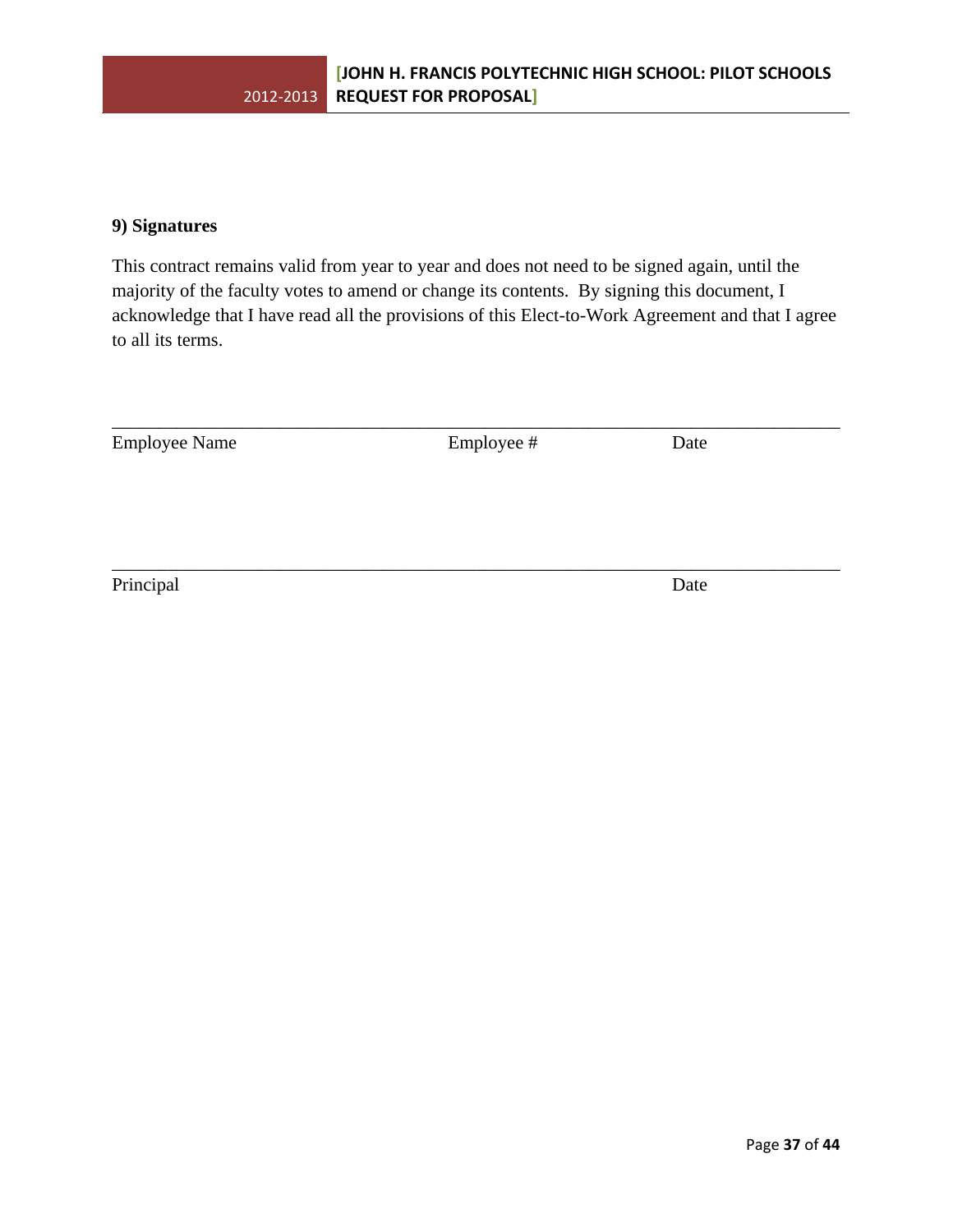### 9) Signatures

This contract remains valid from year to year and does not need to be signed again, until the majority of the faculty votes to amend or change its contents. By signing this document, I acknowledge that I have read all the provisions of this Elect-to-Work Agreement and that I agree to all its terms.

______________________________________________________________________________

Employee Name          Employee #          Date

______________________________________________________________________________

Principal          Date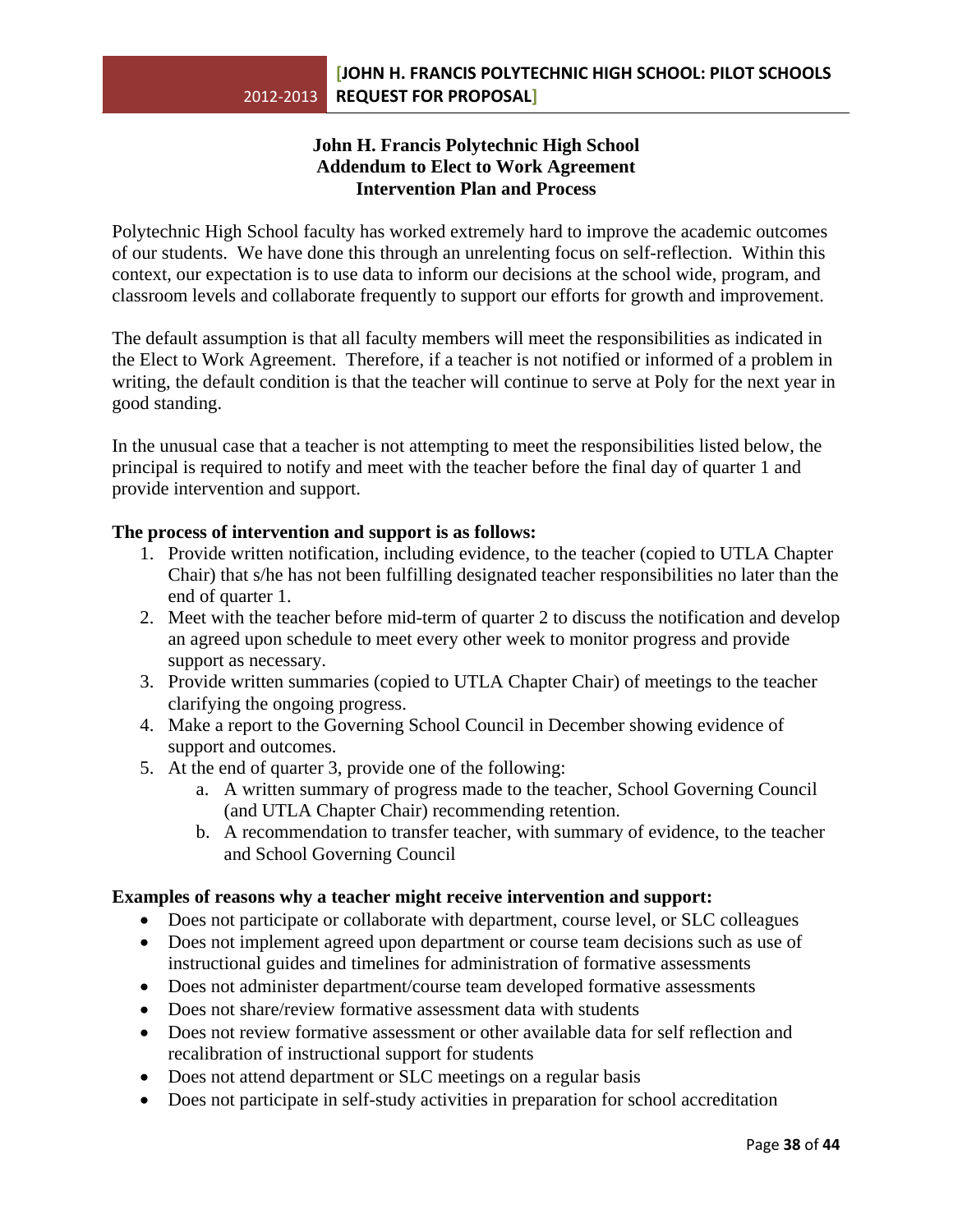**John H. Francis Polytechnic High School**
**Addendum to Elect to Work Agreement**
**Intervention Plan and Process**

Polytechnic High School faculty has worked extremely hard to improve the academic outcomes of our students. We have done this through an unrelenting focus on self-reflection. Within this context, our expectation is to use data to inform our decisions at the school wide, program, and classroom levels and collaborate frequently to support our efforts for growth and improvement.

The default assumption is that all faculty members will meet the responsibilities as indicated in the Elect to Work Agreement. Therefore, if a teacher is not notified or informed of a problem in writing, the default condition is that the teacher will continue to serve at Poly for the next year in good standing.

In the unusual case that a teacher is not attempting to meet the responsibilities listed below, the principal is required to notify and meet with the teacher before the final day of quarter 1 and provide intervention and support.

**The process of intervention and support is as follows:**

1. Provide written notification, including evidence, to the teacher (copied to UTLA Chapter Chair) that s/he has not been fulfilling designated teacher responsibilities no later than the end of quarter 1.
2. Meet with the teacher before mid-term of quarter 2 to discuss the notification and develop an agreed upon schedule to meet every other week to monitor progress and provide support as necessary.
3. Provide written summaries (copied to UTLA Chapter Chair) of meetings to the teacher clarifying the ongoing progress.
4. Make a report to the Governing School Council in December showing evidence of support and outcomes.
5. At the end of quarter 3, provide one of the following:
    a. A written summary of progress made to the teacher, School Governing Council (and UTLA Chapter Chair) recommending retention.
    b. A recommendation to transfer teacher, with summary of evidence, to the teacher and School Governing Council

**Examples of reasons why a teacher might receive intervention and support:**

- Does not participate or collaborate with department, course level, or SLC colleagues
- Does not implement agreed upon department or course team decisions such as use of instructional guides and timelines for administration of formative assessments
- Does not administer department/course team developed formative assessments
- Does not share/review formative assessment data with students
- Does not review formative assessment or other available data for self reflection and recalibration of instructional support for students
- Does not attend department or SLC meetings on a regular basis
- Does not participate in self-study activities in preparation for school accreditation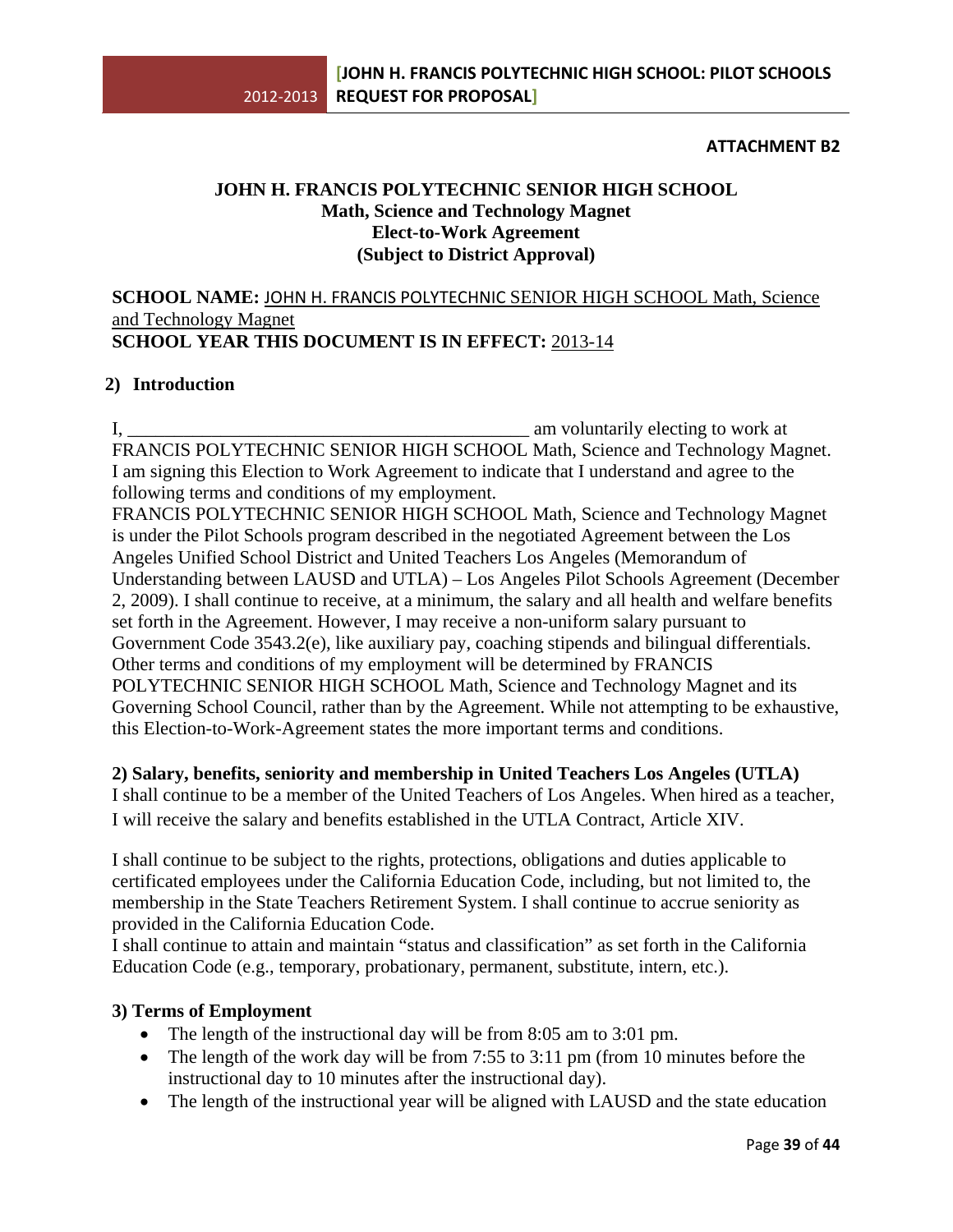**ATTACHMENT B2**

**JOHN H. FRANCIS POLYTECHNIC SENIOR HIGH SCHOOL**
**Math, Science and Technology Magnet**
**Elect-to-Work Agreement**
**(Subject to District Approval)**

**SCHOOL NAME:** JOHN H. FRANCIS POLYTECHNIC SENIOR HIGH SCHOOL Math, Science and Technology Magnet
**SCHOOL YEAR THIS DOCUMENT IS IN EFFECT:** 2013-14

## 2) Introduction

I, ____________________________________________ am voluntarily electing to work at FRANCIS POLYTECHNIC SENIOR HIGH SCHOOL Math, Science and Technology Magnet. I am signing this Election to Work Agreement to indicate that I understand and agree to the following terms and conditions of my employment.

FRANCIS POLYTECHNIC SENIOR HIGH SCHOOL Math, Science and Technology Magnet is under the Pilot Schools program described in the negotiated Agreement between the Los Angeles Unified School District and United Teachers Los Angeles (Memorandum of Understanding between LAUSD and UTLA) – Los Angeles Pilot Schools Agreement (December 2, 2009). I shall continue to receive, at a minimum, the salary and all health and welfare benefits set forth in the Agreement. However, I may receive a non-uniform salary pursuant to Government Code 3543.2(e), like auxiliary pay, coaching stipends and bilingual differentials. Other terms and conditions of my employment will be determined by FRANCIS POLYTECHNIC SENIOR HIGH SCHOOL Math, Science and Technology Magnet and its Governing School Council, rather than by the Agreement. While not attempting to be exhaustive, this Election-to-Work-Agreement states the more important terms and conditions.

## 2) Salary, benefits, seniority and membership in United Teachers Los Angeles (UTLA)

I shall continue to be a member of the United Teachers of Los Angeles. When hired as a teacher, I will receive the salary and benefits established in the UTLA Contract, Article XIV.

I shall continue to be subject to the rights, protections, obligations and duties applicable to certificated employees under the California Education Code, including, but not limited to, the membership in the State Teachers Retirement System. I shall continue to accrue seniority as provided in the California Education Code.

I shall continue to attain and maintain "status and classification" as set forth in the California Education Code (e.g., temporary, probationary, permanent, substitute, intern, etc.).

## 3) Terms of Employment

- The length of the instructional day will be from 8:05 am to 3:01 pm.
- The length of the work day will be from 7:55 to 3:11 pm (from 10 minutes before the instructional day to 10 minutes after the instructional day).
- The length of the instructional year will be aligned with LAUSD and the state education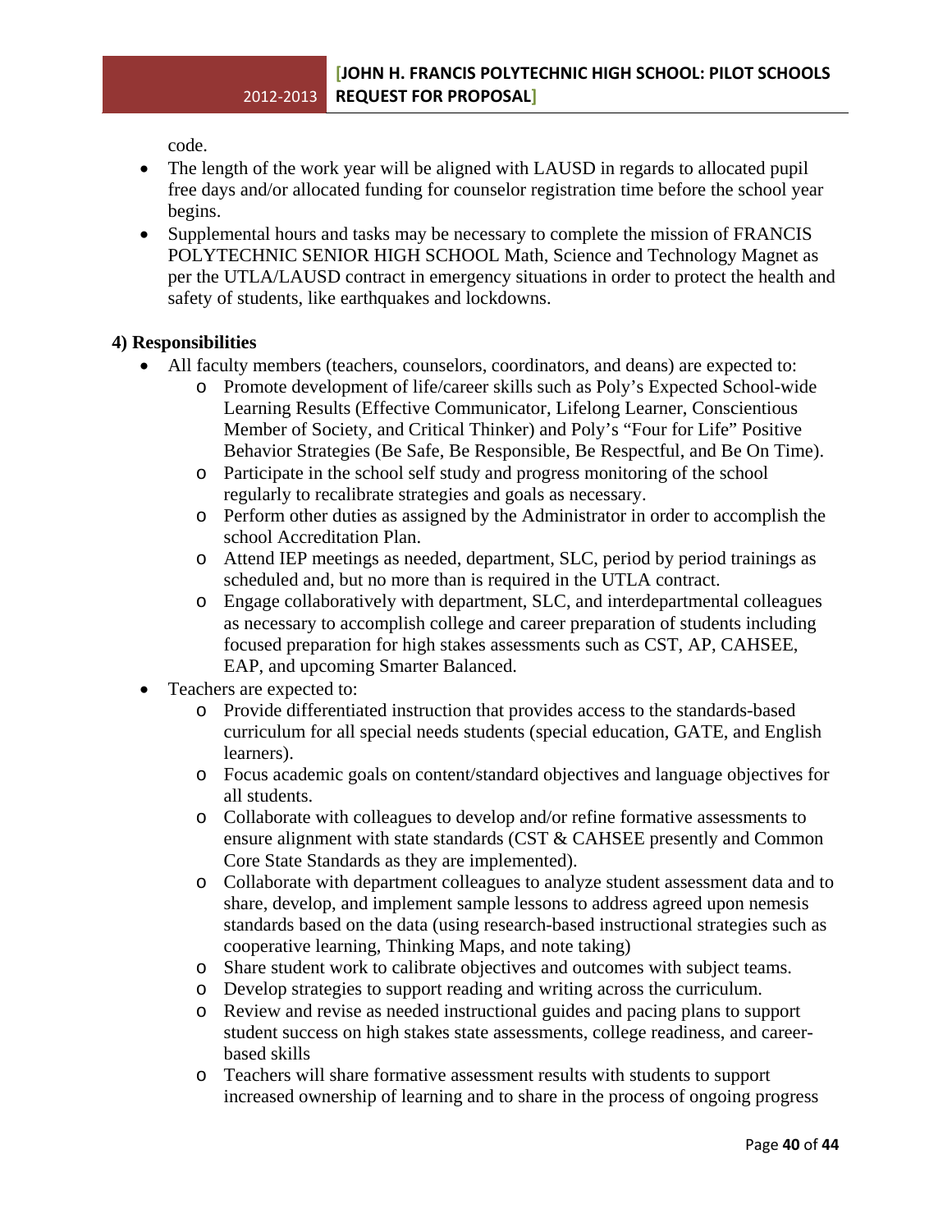code.

- The length of the work year will be aligned with LAUSD in regards to allocated pupil free days and/or allocated funding for counselor registration time before the school year begins.
- Supplemental hours and tasks may be necessary to complete the mission of FRANCIS POLYTECHNIC SENIOR HIGH SCHOOL Math, Science and Technology Magnet as per the UTLA/LAUSD contract in emergency situations in order to protect the health and safety of students, like earthquakes and lockdowns.

**4) Responsibilities**

- All faculty members (teachers, counselors, coordinators, and deans) are expected to:
  - Promote development of life/career skills such as Poly's Expected School-wide Learning Results (Effective Communicator, Lifelong Learner, Conscientious Member of Society, and Critical Thinker) and Poly's "Four for Life" Positive Behavior Strategies (Be Safe, Be Responsible, Be Respectful, and Be On Time).
  - Participate in the school self study and progress monitoring of the school regularly to recalibrate strategies and goals as necessary.
  - Perform other duties as assigned by the Administrator in order to accomplish the school Accreditation Plan.
  - Attend IEP meetings as needed, department, SLC, period by period trainings as scheduled and, but no more than is required in the UTLA contract.
  - Engage collaboratively with department, SLC, and interdepartmental colleagues as necessary to accomplish college and career preparation of students including focused preparation for high stakes assessments such as CST, AP, CAHSEE, EAP, and upcoming Smarter Balanced.
- Teachers are expected to:
  - Provide differentiated instruction that provides access to the standards-based curriculum for all special needs students (special education, GATE, and English learners).
  - Focus academic goals on content/standard objectives and language objectives for all students.
  - Collaborate with colleagues to develop and/or refine formative assessments to ensure alignment with state standards (CST & CAHSEE presently and Common Core State Standards as they are implemented).
  - Collaborate with department colleagues to analyze student assessment data and to share, develop, and implement sample lessons to address agreed upon nemesis standards based on the data (using research-based instructional strategies such as cooperative learning, Thinking Maps, and note taking)
  - Share student work to calibrate objectives and outcomes with subject teams.
  - Develop strategies to support reading and writing across the curriculum.
  - Review and revise as needed instructional guides and pacing plans to support student success on high stakes state assessments, college readiness, and career-based skills
  - Teachers will share formative assessment results with students to support increased ownership of learning and to share in the process of ongoing progress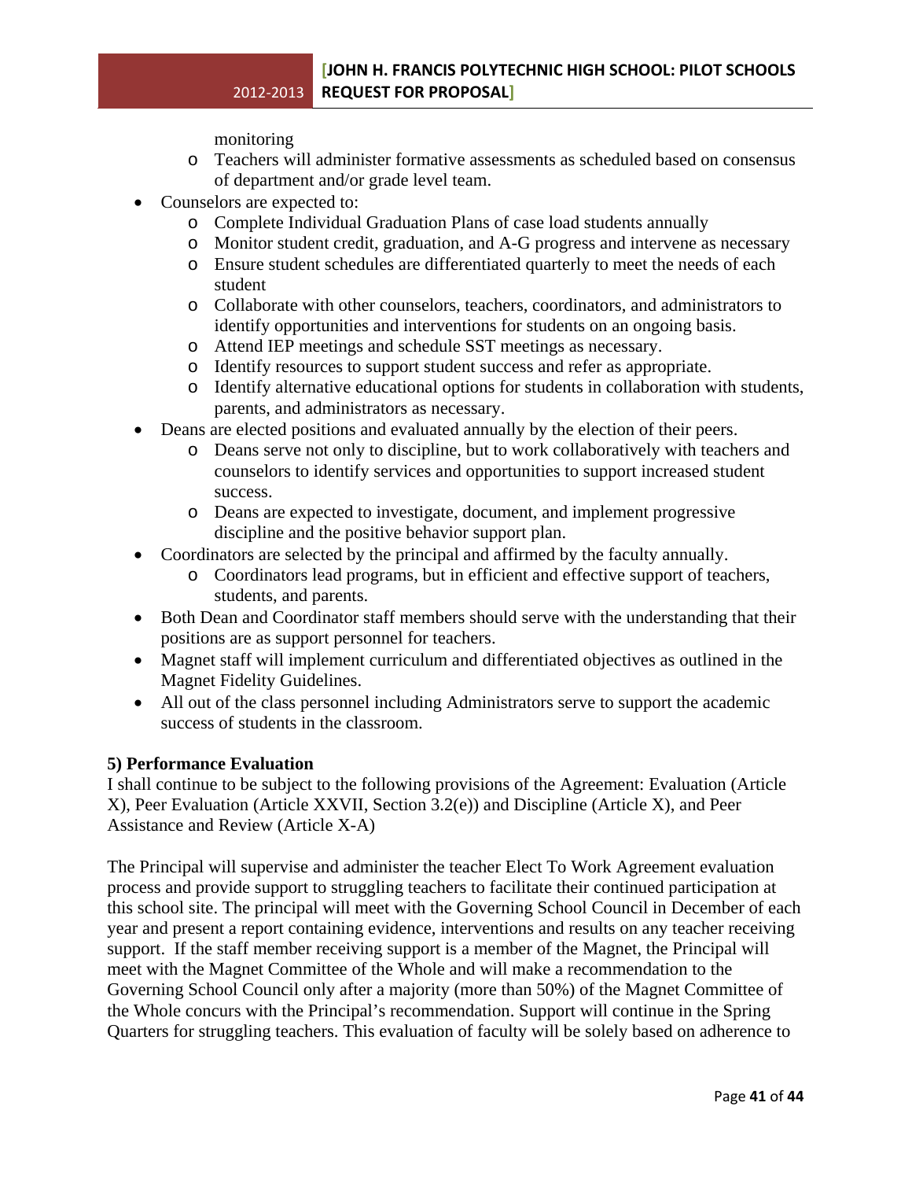monitoring
  - Teachers will administer formative assessments as scheduled based on consensus of department and/or grade level team.
- Counselors are expected to:
  - Complete Individual Graduation Plans of case load students annually
  - Monitor student credit, graduation, and A-G progress and intervene as necessary
  - Ensure student schedules are differentiated quarterly to meet the needs of each student
  - Collaborate with other counselors, teachers, coordinators, and administrators to identify opportunities and interventions for students on an ongoing basis.
  - Attend IEP meetings and schedule SST meetings as necessary.
  - Identify resources to support student success and refer as appropriate.
  - Identify alternative educational options for students in collaboration with students, parents, and administrators as necessary.
- Deans are elected positions and evaluated annually by the election of their peers.
  - Deans serve not only to discipline, but to work collaboratively with teachers and counselors to identify services and opportunities to support increased student success.
  - Deans are expected to investigate, document, and implement progressive discipline and the positive behavior support plan.
- Coordinators are selected by the principal and affirmed by the faculty annually.
  - Coordinators lead programs, but in efficient and effective support of teachers, students, and parents.
- Both Dean and Coordinator staff members should serve with the understanding that their positions are as support personnel for teachers.
- Magnet staff will implement curriculum and differentiated objectives as outlined in the Magnet Fidelity Guidelines.
- All out of the class personnel including Administrators serve to support the academic success of students in the classroom.

**5) Performance Evaluation**

I shall continue to be subject to the following provisions of the Agreement: Evaluation (Article X), Peer Evaluation (Article XXVII, Section 3.2(e)) and Discipline (Article X), and Peer Assistance and Review (Article X-A)

The Principal will supervise and administer the teacher Elect To Work Agreement evaluation process and provide support to struggling teachers to facilitate their continued participation at this school site. The principal will meet with the Governing School Council in December of each year and present a report containing evidence, interventions and results on any teacher receiving support. If the staff member receiving support is a member of the Magnet, the Principal will meet with the Magnet Committee of the Whole and will make a recommendation to the Governing School Council only after a majority (more than 50%) of the Magnet Committee of the Whole concurs with the Principal's recommendation. Support will continue in the Spring Quarters for struggling teachers. This evaluation of faculty will be solely based on adherence to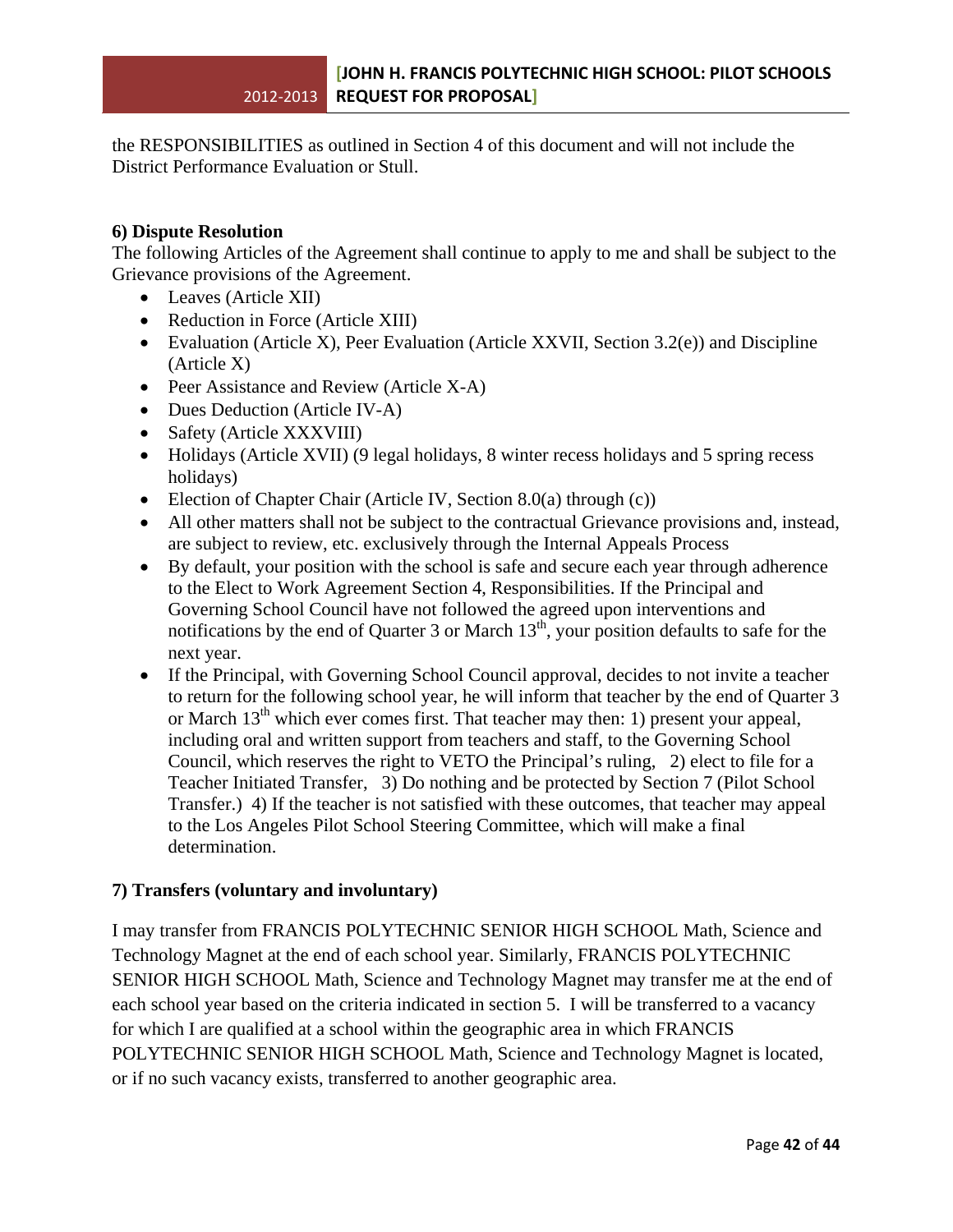the RESPONSIBILITIES as outlined in Section 4 of this document and will not include the District Performance Evaluation or Stull.

**6) Dispute Resolution**

The following Articles of the Agreement shall continue to apply to me and shall be subject to the Grievance provisions of the Agreement.

- Leaves (Article XII)
- Reduction in Force (Article XIII)
- Evaluation (Article X), Peer Evaluation (Article XXVII, Section 3.2(e)) and Discipline (Article X)
- Peer Assistance and Review (Article X-A)
- Dues Deduction (Article IV-A)
- Safety (Article XXXVIII)
- Holidays (Article XVII) (9 legal holidays, 8 winter recess holidays and 5 spring recess holidays)
- Election of Chapter Chair (Article IV, Section 8.0(a) through (c))
- All other matters shall not be subject to the contractual Grievance provisions and, instead, are subject to review, etc. exclusively through the Internal Appeals Process
- By default, your position with the school is safe and secure each year through adherence to the Elect to Work Agreement Section 4, Responsibilities. If the Principal and Governing School Council have not followed the agreed upon interventions and notifications by the end of Quarter 3 or March 13th, your position defaults to safe for the next year.
- If the Principal, with Governing School Council approval, decides to not invite a teacher to return for the following school year, he will inform that teacher by the end of Quarter 3 or March 13th which ever comes first. That teacher may then: 1) present your appeal, including oral and written support from teachers and staff, to the Governing School Council, which reserves the right to VETO the Principal's ruling, 2) elect to file for a Teacher Initiated Transfer, 3) Do nothing and be protected by Section 7 (Pilot School Transfer.) 4) If the teacher is not satisfied with these outcomes, that teacher may appeal to the Los Angeles Pilot School Steering Committee, which will make a final determination.

**7) Transfers (voluntary and involuntary)**

I may transfer from FRANCIS POLYTECHNIC SENIOR HIGH SCHOOL Math, Science and Technology Magnet at the end of each school year. Similarly, FRANCIS POLYTECHNIC SENIOR HIGH SCHOOL Math, Science and Technology Magnet may transfer me at the end of each school year based on the criteria indicated in section 5. I will be transferred to a vacancy for which I are qualified at a school within the geographic area in which FRANCIS POLYTECHNIC SENIOR HIGH SCHOOL Math, Science and Technology Magnet is located, or if no such vacancy exists, transferred to another geographic area.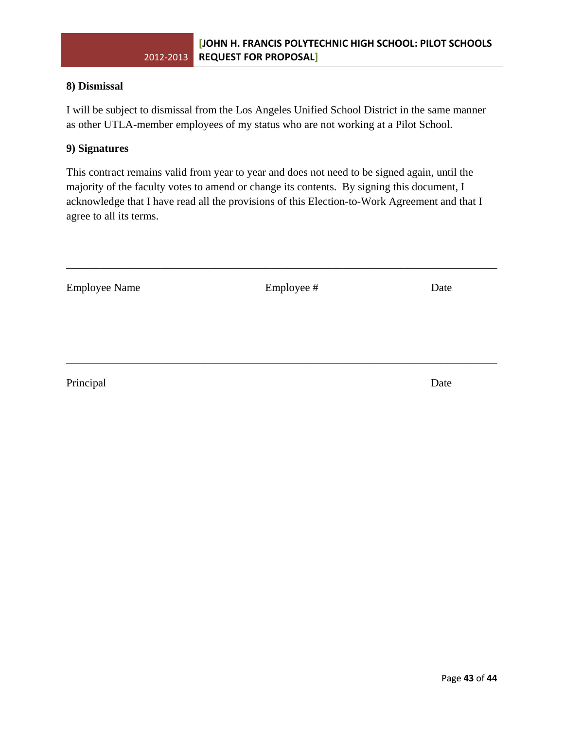**8) Dismissal**

I will be subject to dismissal from the Los Angeles Unified School District in the same manner as other UTLA-member employees of my status who are not working at a Pilot School.

**9) Signatures**

This contract remains valid from year to year and does not need to be signed again, until the majority of the faculty votes to amend or change its contents. By signing this document, I acknowledge that I have read all the provisions of this Election-to-Work Agreement and that I agree to all its terms.

\_\_\_\_\_\_\_\_\_\_\_\_\_\_\_\_\_\_\_\_\_\_\_\_\_\_\_\_\_\_\_\_\_\_\_\_\_\_\_\_\_\_\_\_\_\_\_\_\_\_\_\_\_\_\_\_\_\_\_\_\_\_\_\_\_\_\_\_\_\_\_\_

Employee Name Employee # Date

\_\_\_\_\_\_\_\_\_\_\_\_\_\_\_\_\_\_\_\_\_\_\_\_\_\_\_\_\_\_\_\_\_\_\_\_\_\_\_\_\_\_\_\_\_\_\_\_\_\_\_\_\_\_\_\_\_\_\_\_\_\_\_\_\_\_\_\_\_\_\_\_

Principal Date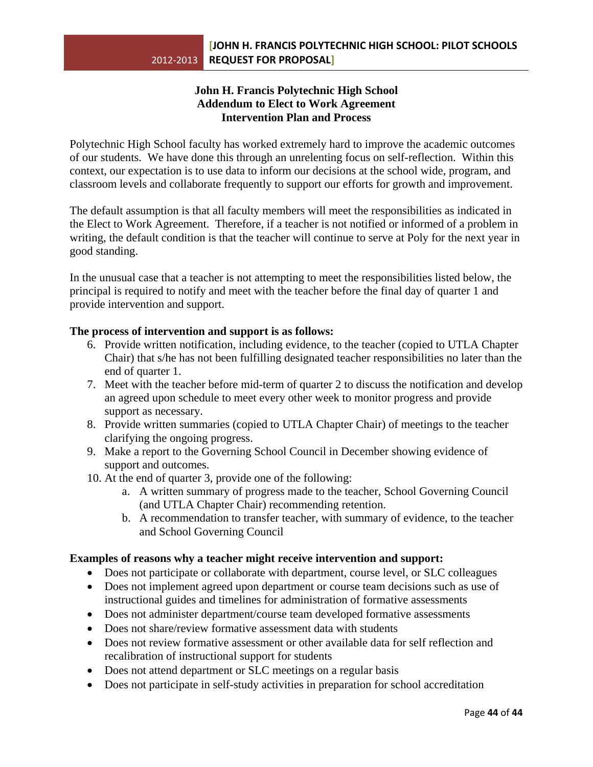**John H. Francis Polytechnic High School**
**Addendum to Elect to Work Agreement**
**Intervention Plan and Process**

Polytechnic High School faculty has worked extremely hard to improve the academic outcomes of our students. We have done this through an unrelenting focus on self-reflection. Within this context, our expectation is to use data to inform our decisions at the school wide, program, and classroom levels and collaborate frequently to support our efforts for growth and improvement.

The default assumption is that all faculty members will meet the responsibilities as indicated in the Elect to Work Agreement. Therefore, if a teacher is not notified or informed of a problem in writing, the default condition is that the teacher will continue to serve at Poly for the next year in good standing.

In the unusual case that a teacher is not attempting to meet the responsibilities listed below, the principal is required to notify and meet with the teacher before the final day of quarter 1 and provide intervention and support.

**The process of intervention and support is as follows:**

6. Provide written notification, including evidence, to the teacher (copied to UTLA Chapter Chair) that s/he has not been fulfilling designated teacher responsibilities no later than the end of quarter 1.
7. Meet with the teacher before mid-term of quarter 2 to discuss the notification and develop an agreed upon schedule to meet every other week to monitor progress and provide support as necessary.
8. Provide written summaries (copied to UTLA Chapter Chair) of meetings to the teacher clarifying the ongoing progress.
9. Make a report to the Governing School Council in December showing evidence of support and outcomes.
10. At the end of quarter 3, provide one of the following:
    a. A written summary of progress made to the teacher, School Governing Council (and UTLA Chapter Chair) recommending retention.
    b. A recommendation to transfer teacher, with summary of evidence, to the teacher and School Governing Council

**Examples of reasons why a teacher might receive intervention and support:**

- Does not participate or collaborate with department, course level, or SLC colleagues
- Does not implement agreed upon department or course team decisions such as use of instructional guides and timelines for administration of formative assessments
- Does not administer department/course team developed formative assessments
- Does not share/review formative assessment data with students
- Does not review formative assessment or other available data for self reflection and recalibration of instructional support for students
- Does not attend department or SLC meetings on a regular basis
- Does not participate in self-study activities in preparation for school accreditation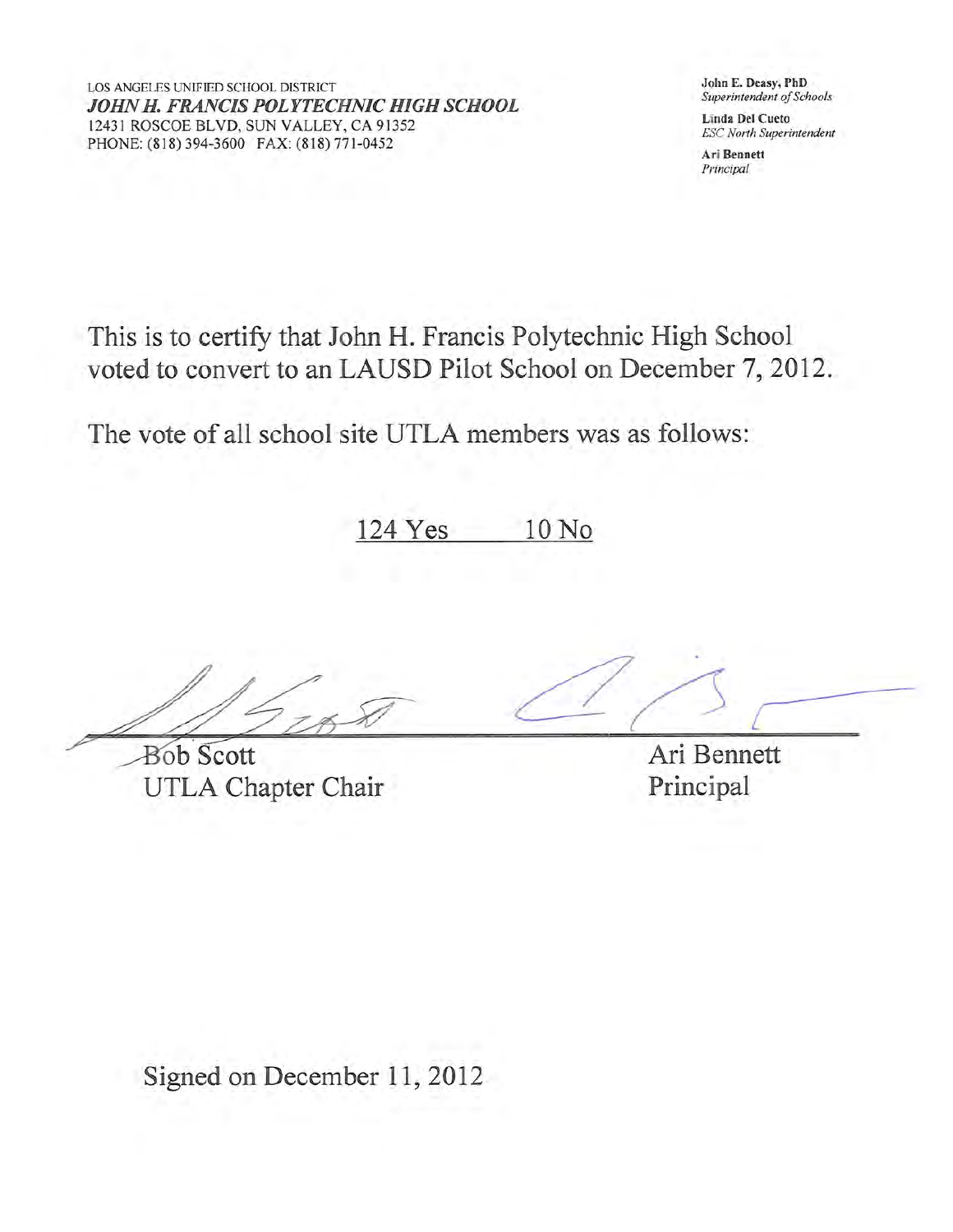LOS ANGELES UNIFIED SCHOOL DISTRICT
***JOHN H. FRANCIS POLYTECHNIC HIGH SCHOOL***
12431 ROSCOE BLVD, SUN VALLEY, CA 91352
PHONE: (818) 394-3600 FAX: (818) 771-0452

**John E. Deasy, PhD**
*Superintendent of Schools*

**Linda Del Cueto**
*ESC North Superintendent*

**Ari Bennett**
*Principal*

This is to certify that John H. Francis Polytechnic High School voted to convert to an LAUSD Pilot School on December 7, 2012.

The vote of all school site UTLA members was as follows:

124 Yes 10 No

Bob Scott
UTLA Chapter Chair

Ari Bennett
Principal

Signed on December 11, 2012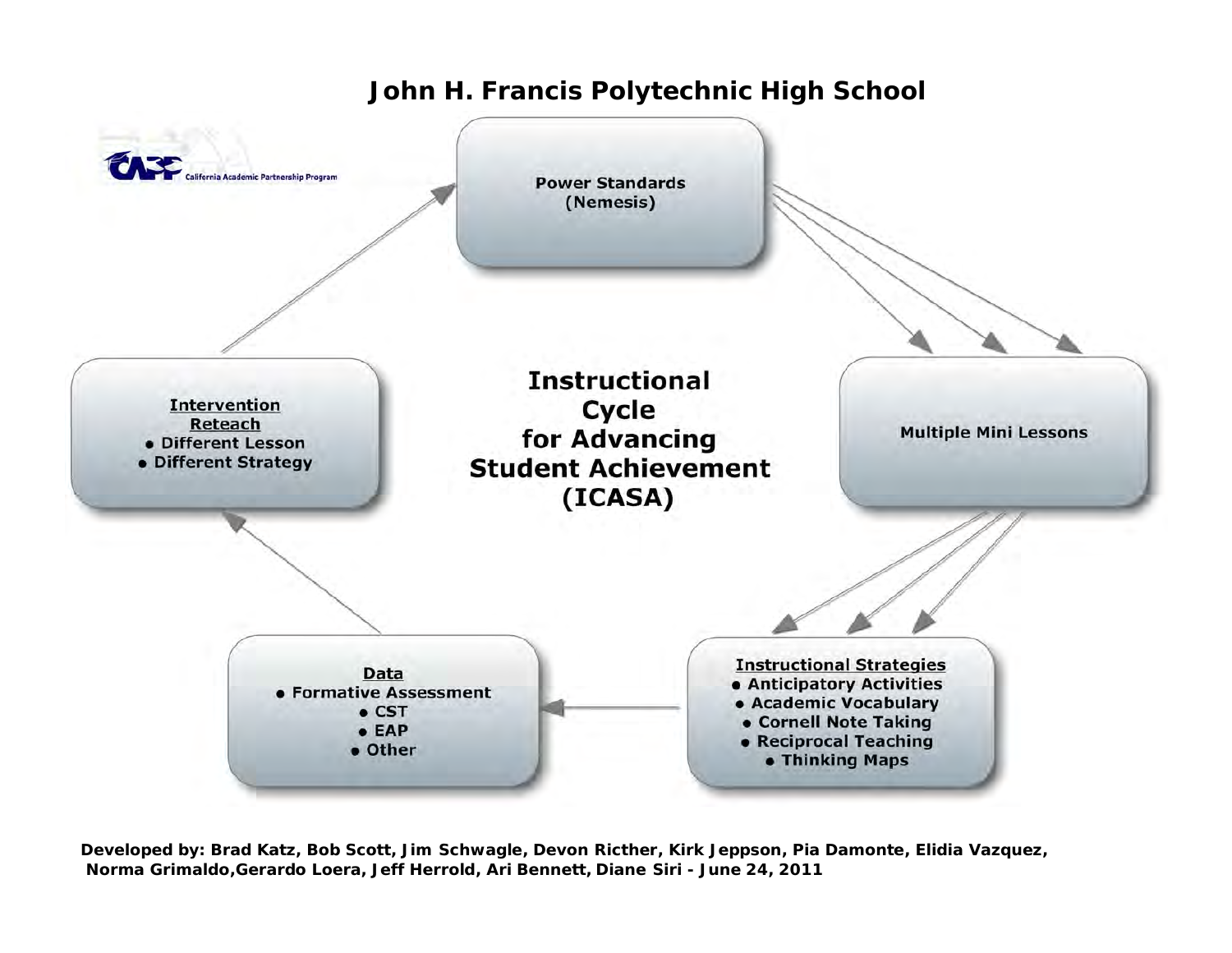# John H. Francis Polytechnic High School

CAPP California Academic Partnership Program

**Power Standards**
**(Nemesis)**

**Multiple Mini Lessons**

**Instructional Strategies**
- Anticipatory Activities
- Academic Vocabulary
- Cornell Note Taking
- Reciprocal Teaching
- Thinking Maps

**Data**
- Formative Assessment
- CST
- EAP
- Other

**Intervention**
**Reteach**
- Different Lesson
- Different Strategy

**Instructional Cycle for Advancing Student Achievement (ICASA)**

**Developed by: Brad Katz, Bob Scott, Jim Schwagle, Devon Richter, Kirk Jeppson, Pia Damonte, Elidia Vazquez, Norma Grimaldo,Gerardo Loera, Jeff Herrold, Ari Bennett, Diane Siri - June 24, 2011**